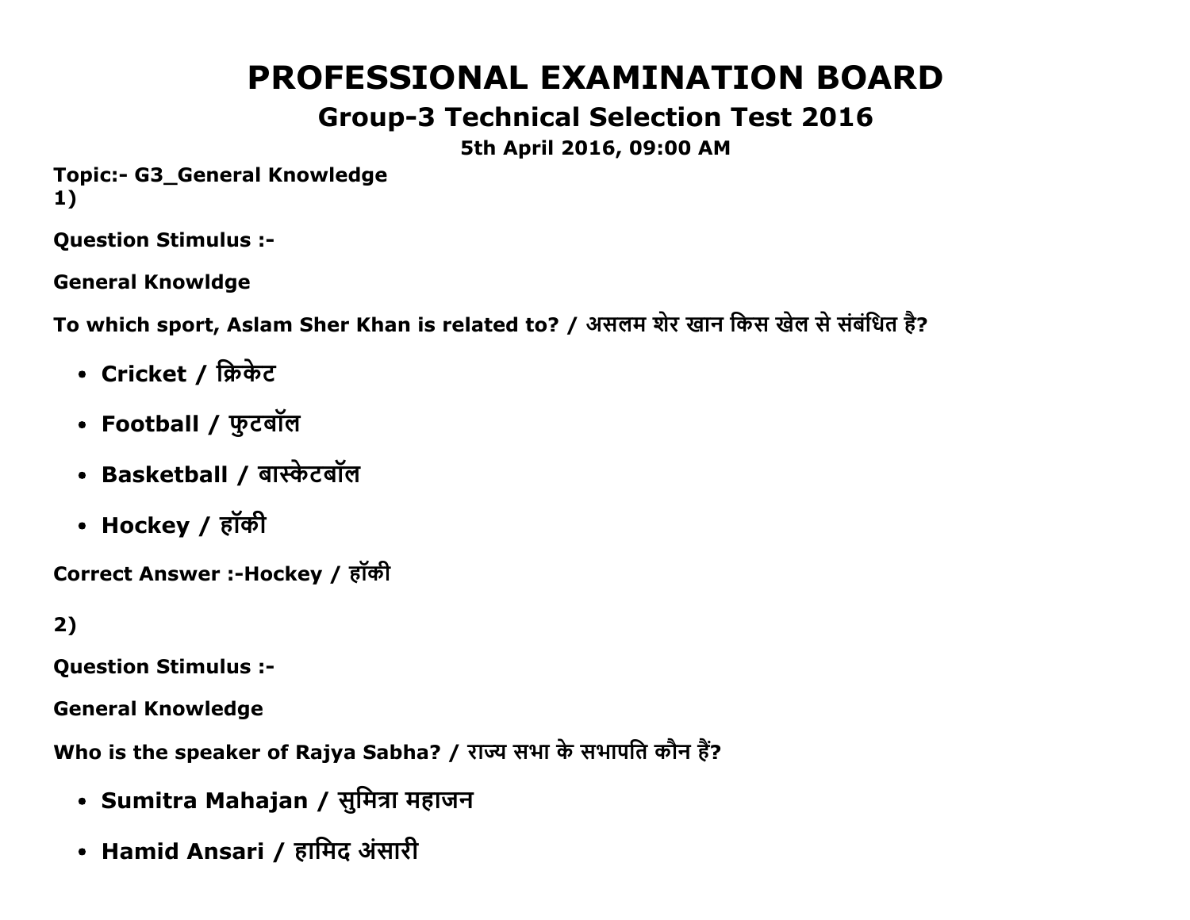# PROFESSIONAL EXAMINATION BOARD

## Group-3 Technical Selection Test 2016

**5th April 2016, 09:00 AM**

**Topic:- G3_General Knowledge**

**1)**

**Question Stimulus :-**

**General Knowldge**

**To which sport, Aslam Sher Khan is related to? / असलम शेर खान किस खेल से संबंधित है?**

- **Cricket / क्रिकेट**
- **Football / फुटबॉल**
- **Basketball / बास्केटबॉल**
- **Hockey / हॉकी**

**Correct Answer :-Hockey / हॉकी**

**2)**

**Question Stimulus :-**

**General Knowledge**

**Who is the speaker of Rajya Sabha? / राज्य सभा के सभापति कौन हैं?**

- **Sumitra Mahajan / सुमित्रा महाजन**
- **Hamid Ansari / हामिद अंसारी**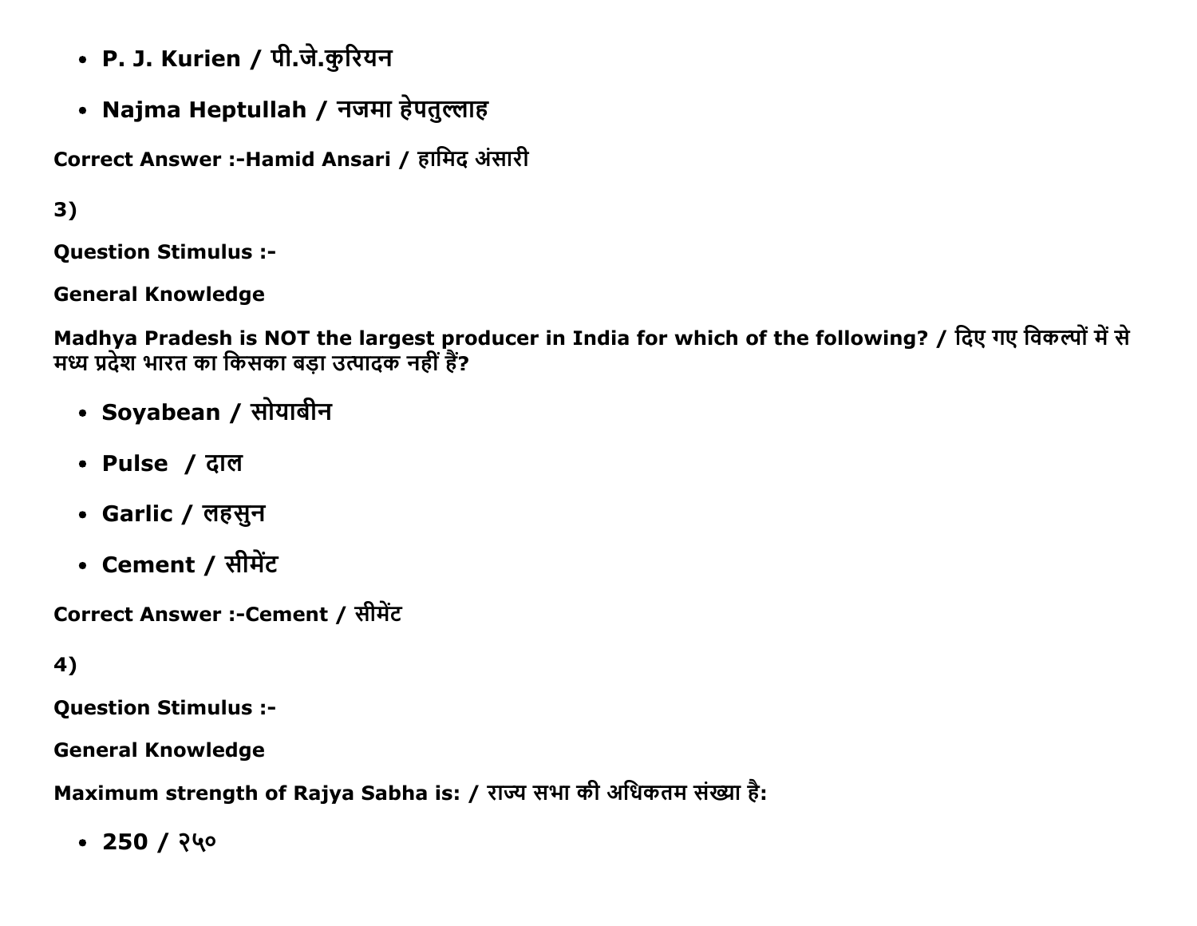- **P. J. Kurien / पी.जे.कुरियन**
- **Najma Heptullah / नजमा हेपतुल्लाह**

**Correct Answer :-Hamid Ansari / हामिद अंसारी**

**3)**

**Question Stimulus :-**

**General Knowledge**

**Madhya Pradesh is NOT the largest producer in India for which of the following? / दिए गए विकल्पों में से मध्य प्रदेश भारत का किसका बड़ा उत्पादक नहीं हैं?**

- **Soyabean / सोयाबीन**
- **Pulse / दाल**
- **Garlic / लहसुन**
- **Cement / सीमेंट**

**Correct Answer :-Cement / सीमेंट**

**4)**

**Question Stimulus :-**

**General Knowledge**

**Maximum strength of Rajya Sabha is: / राज्य सभा की अधिकतम संख्या है:**

- **250 / २५०**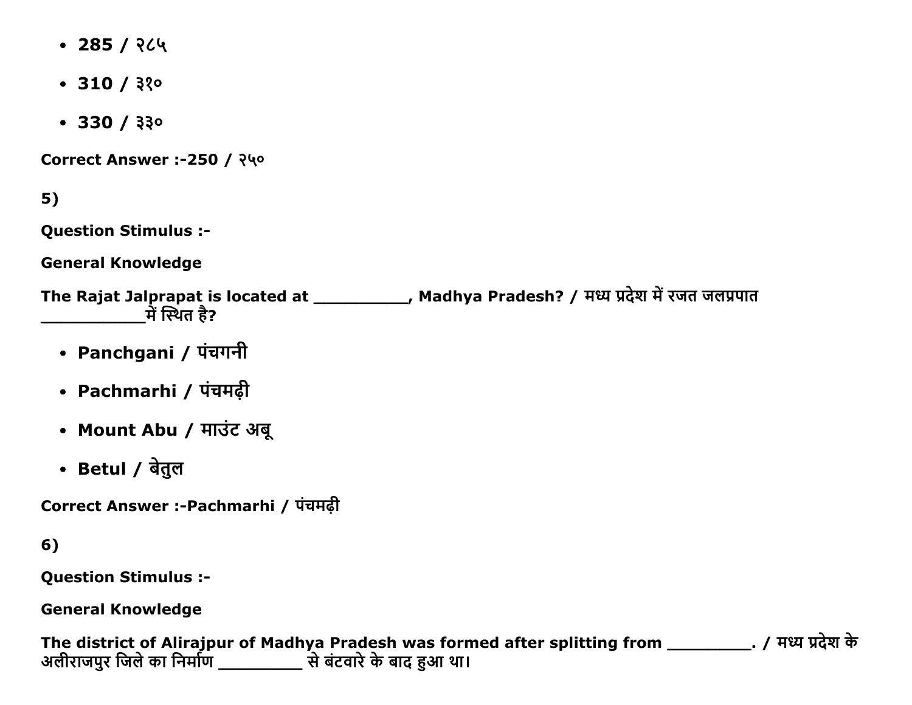- **285 / २८५**
- **310 / ३१०**
- **330 / ३३०**

**Correct Answer :-250 / २५०**

**5)**

**Question Stimulus :-**

**General Knowledge**

**The Rajat Jalprapat is located at __________, Madhya Pradesh? / मध्य प्रदेश में रजत जलप्रपात ___________में स्थित है?**

- **Panchgani / पंचगनी**
- **Pachmarhi / पंचमढ़ी**
- **Mount Abu / माउंट अबू**
- **Betul / बेतुल**

**Correct Answer :-Pachmarhi / पंचमढ़ी**

**6)**

**Question Stimulus :-**

**General Knowledge**

**The district of Alirajpur of Madhya Pradesh was formed after splitting from _________. / मध्य प्रदेश के अलीराजपुर जिले का निर्माण _________ से बंटवारे के बाद हुआ था।**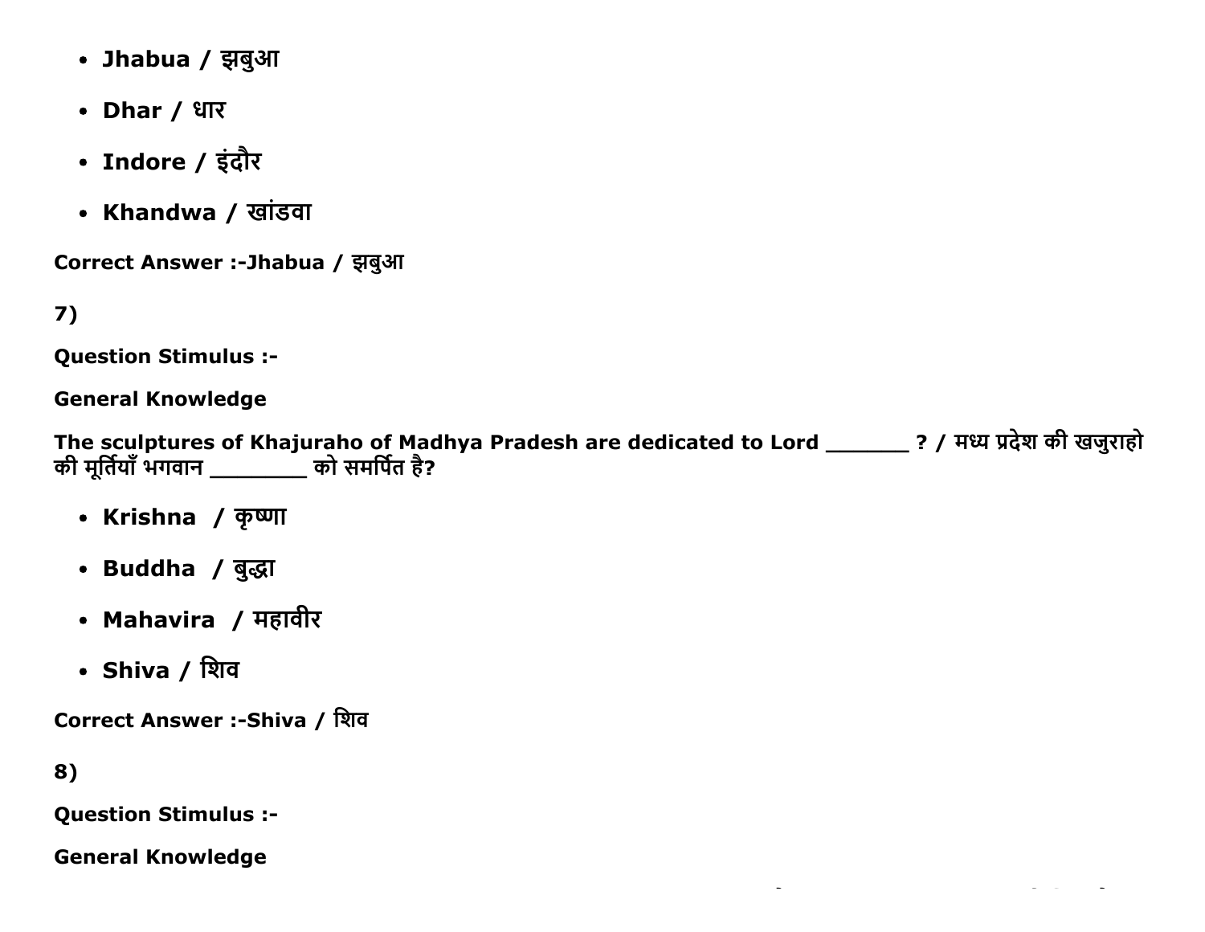- **Jhabua / झबुआ**
- **Dhar / धार**
- **Indore / इंदौर**
- **Khandwa / खांडवा**

**Correct Answer :-Jhabua / झबुआ**

**7)**

**Question Stimulus :-**

**General Knowledge**

**The sculptures of Khajuraho of Madhya Pradesh are dedicated to Lord _______ ? / मध्य प्रदेश की खजुराहो की मूर्तियाँ भगवान ________ को समर्पित है?**

- **Krishna  / कृष्णा**
- **Buddha  / बुद्धा**
- **Mahavira  / महावीर**
- **Shiva / शिव**

**Correct Answer :-Shiva / शिव**

**8)**

**Question Stimulus :-**

**General Knowledge**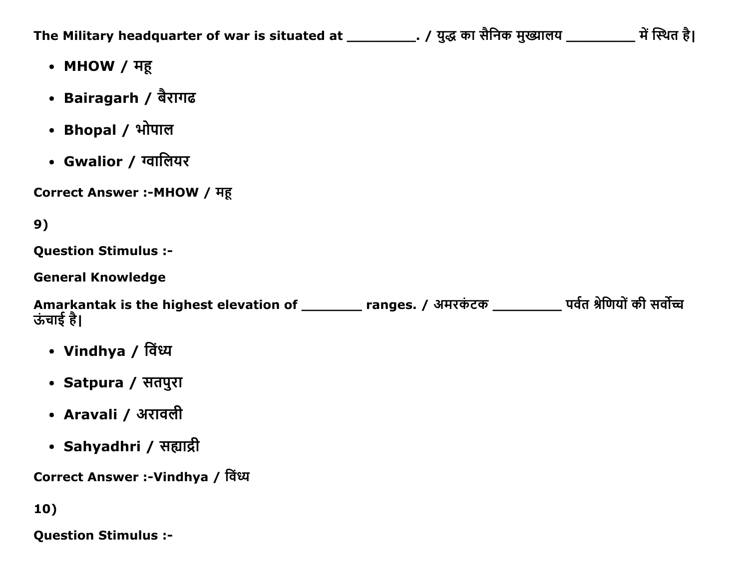**The Military headquarter of war is situated at _________. / युद्ध का सैनिक मुख्यालय _________ में स्थित है|**

- **MHOW / महू**
- **Bairagarh / बैरागढ**
- **Bhopal / भोपाल**
- **Gwalior / ग्वालियर**

**Correct Answer :-MHOW / महू**

**9)**

**Question Stimulus :-**

**General Knowledge**

**Amarkantak is the highest elevation of ________ ranges. / अमरकंटक _________ पर्वत श्रेणियों की सर्वोच्च ऊंचाई है|**

- **Vindhya / विंध्य**
- **Satpura / सतपुरा**
- **Aravali / अरावली**
- **Sahyadhri / सह्याद्री**

**Correct Answer :-Vindhya / विंध्य**

**10)**

**Question Stimulus :-**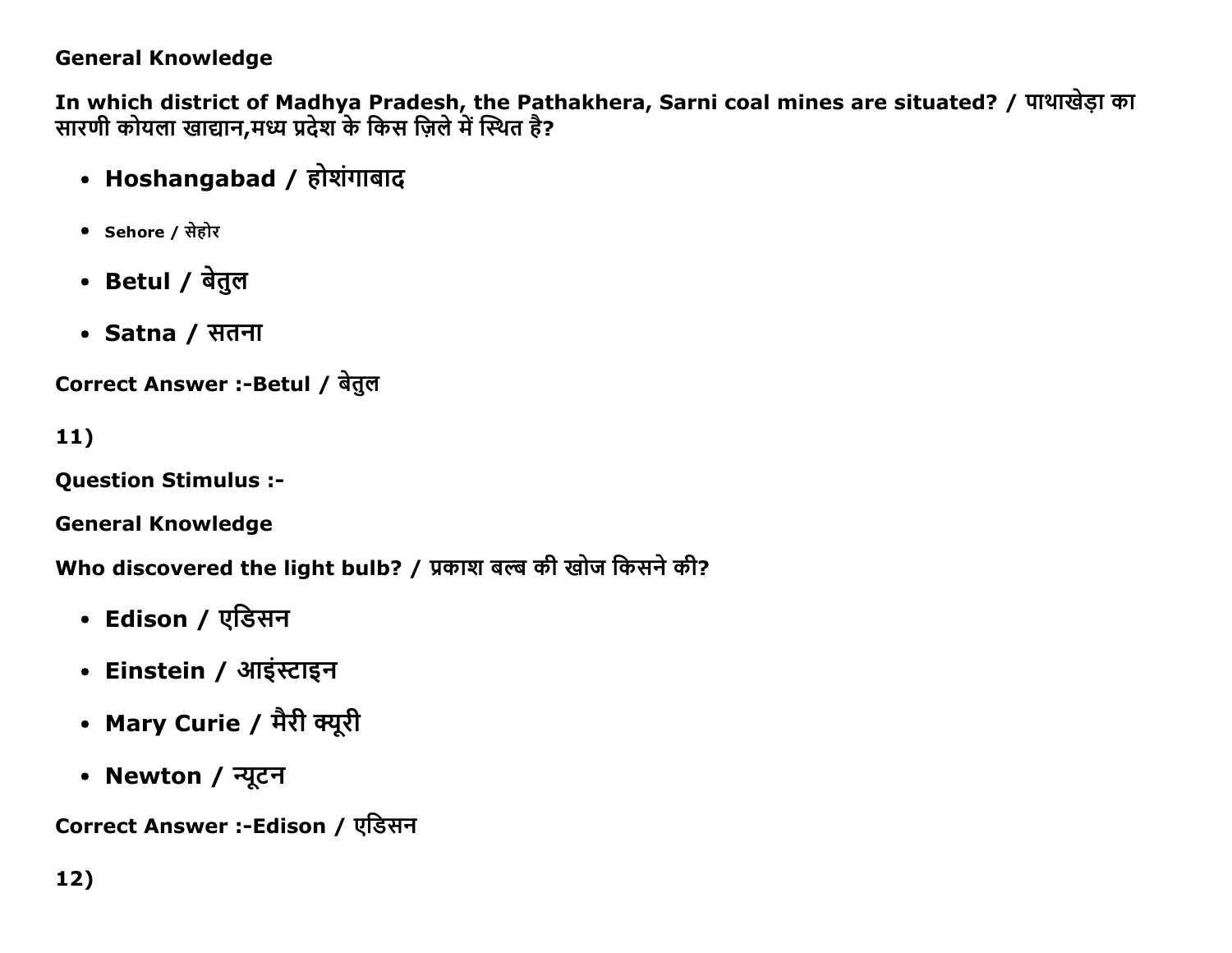**General Knowledge**

**In which district of Madhya Pradesh, the Pathakhera, Sarni coal mines are situated? / पाथाखेड़ा का सारणी कोयला खाद्यान,मध्य प्रदेश के किस ज़िले में स्थित है?**

- **Hoshangabad / होशंगाबाद**
- **Sehore / सेहोर**
- **Betul / बेतुल**
- **Satna / सतना**

**Correct Answer :-Betul / बेतुल**

**11)**

**Question Stimulus :-**

**General Knowledge**

**Who discovered the light bulb? / प्रकाश बल्ब की खोज किसने की?**

- **Edison / एडिसन**
- **Einstein / आइंस्टाइन**
- **Mary Curie / मैरी क्यूरी**
- **Newton / न्यूटन**

**Correct Answer :-Edison / एडिसन**

**12)**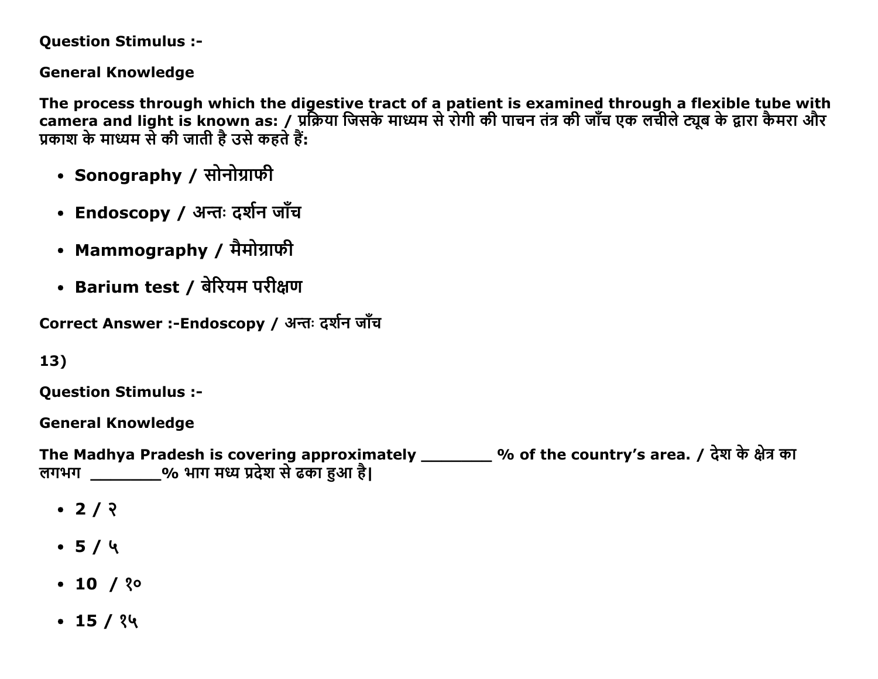**Question Stimulus :-**

**General Knowledge**

**The process through which the digestive tract of a patient is examined through a flexible tube with camera and light is known as: / प्रक्रिया जिसके माध्यम से रोगी की पाचन तंत्र की जाँच एक लचीले ट्यूब के द्वारा कैमरा और प्रकाश के माध्यम से की जाती है उसे कहते हैं:**

- **Sonography / सोनोग्राफी**
- **Endoscopy / अन्तः दर्शन जाँच**
- **Mammography / मैमोग्राफी**
- **Barium test / बेरियम परीक्षण**

**Correct Answer :-Endoscopy / अन्तः दर्शन जाँच**

**13)**

**Question Stimulus :-**

**General Knowledge**

**The Madhya Pradesh is covering approximately ________ % of the country's area. / देश के क्षेत्र का लगभग ________% भाग मध्य प्रदेश से ढका हुआ है|**

- **2 / २**
- **5 / ५**
- **10 / १०**
- **15 / १५**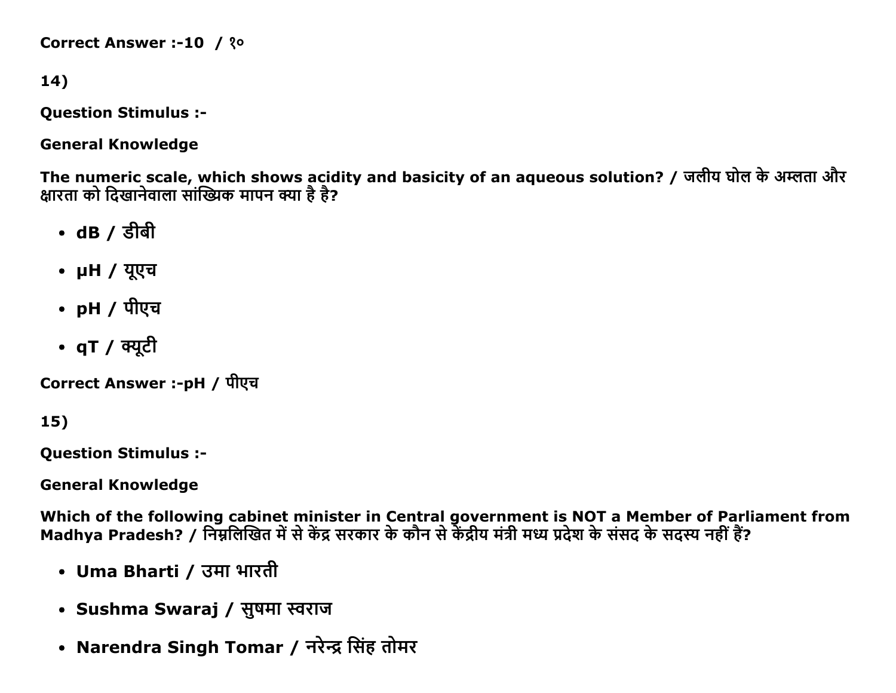**Correct Answer :-10 / १०**

**14)**

**Question Stimulus :-**

**General Knowledge**

**The numeric scale, which shows acidity and basicity of an aqueous solution? / जलीय घोल के अम्लता और क्षारता को दिखानेवाला सांख्यिक मापन क्या है है?**

- **dB / डीबी**
- **μH / यूएच**
- **pH / पीएच**
- **qT / क्यूटी**

**Correct Answer :-pH / पीएच**

**15)**

**Question Stimulus :-**

**General Knowledge**

**Which of the following cabinet minister in Central government is NOT a Member of Parliament from Madhya Pradesh? / निम्नलिखित में से केंद्र सरकार के कौन से केंद्रीय मंत्री मध्य प्रदेश के संसद के सदस्य नहीं हैं?**

- **Uma Bharti / उमा भारती**
- **Sushma Swaraj / सुषमा स्वराज**
- **Narendra Singh Tomar / नरेन्द्र सिंह तोमर**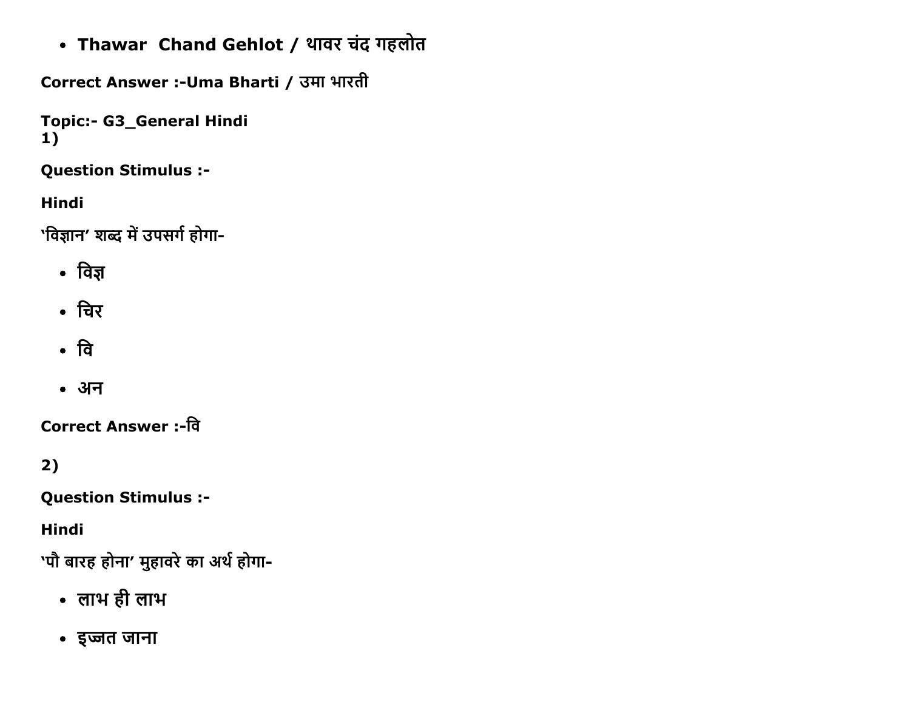- **Thawar Chand Gehlot / थावर चंद गहलोत**

**Correct Answer :-Uma Bharti / उमा भारती**

**Topic:- G3_General Hindi**
**1)**

**Question Stimulus :-**

**Hindi**

'विज्ञान' शब्द में उपसर्ग होगा-

- विज्ञ
- चिर
- वि
- अन

**Correct Answer :-वि**

**2)**

**Question Stimulus :-**

**Hindi**

'पौ बारह होना' मुहावरे का अर्थ होगा-

- लाभ ही लाभ
- इज्जत जाना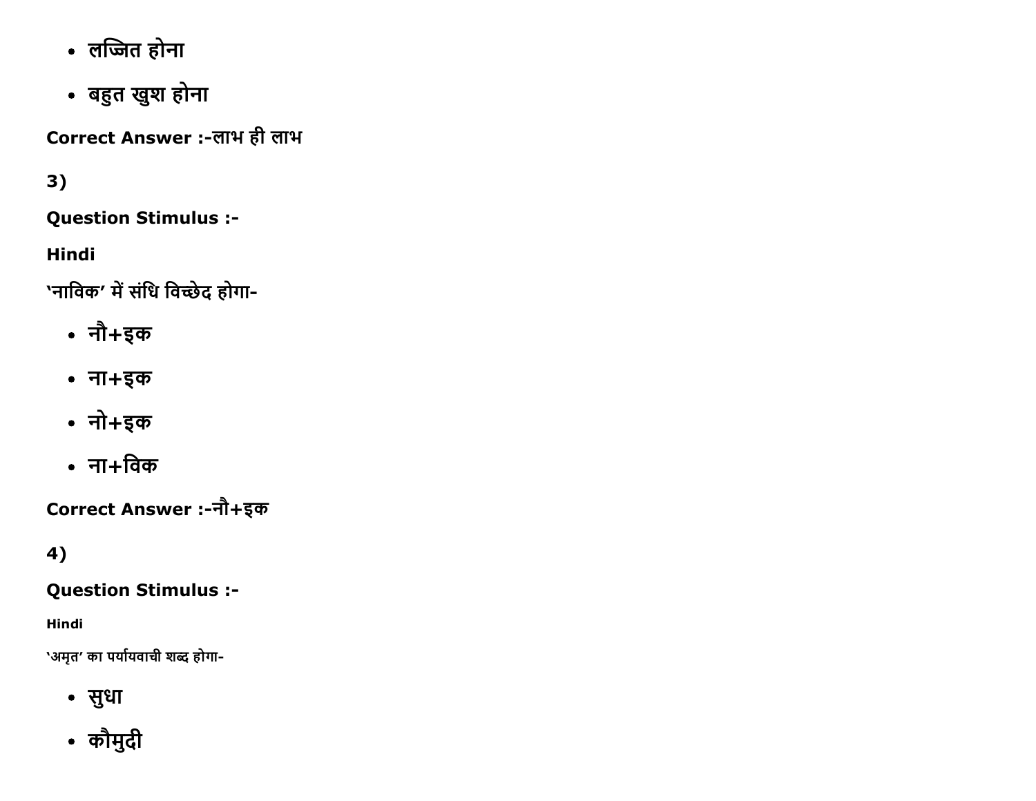- लज्जित होना
- बहुत खुश होना

**Correct Answer :-**लाभ ही लाभ

**3)**

**Question Stimulus :-**

**Hindi**

'नाविक' में संधि विच्छेद होगा-

- नौ+इक
- ना+इक
- नो+इक
- ना+विक

**Correct Answer :-**नौ+इक

**4)**

**Question Stimulus :-**

**Hindi**

'अमृत' का पर्यायवाची शब्द होगा-

- सुधा
- कौमुदी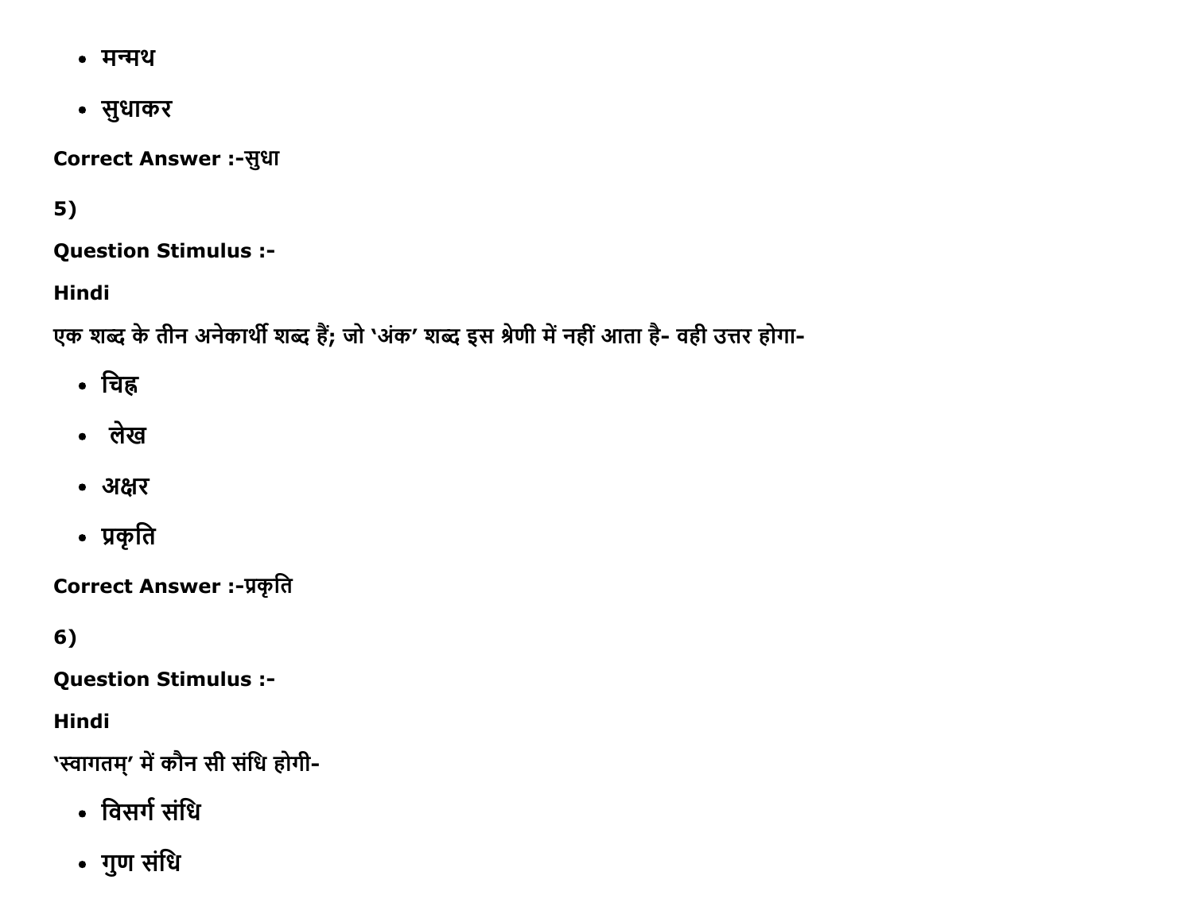- मन्मथ
- सुधाकर

**Correct Answer :-**सुधा

**5)**

**Question Stimulus :-**

**Hindi**

एक शब्द के तीन अनेकार्थी शब्द हैं; जो 'अंक' शब्द इस श्रेणी में नहीं आता है- वही उत्तर होगा-

- चिह्न
- लेख
- अक्षर
- प्रकृति

**Correct Answer :-**प्रकृति

**6)**

**Question Stimulus :-**

**Hindi**

'स्वागतम्' में कौन सी संधि होगी-

- विसर्ग संधि
- गुण संधि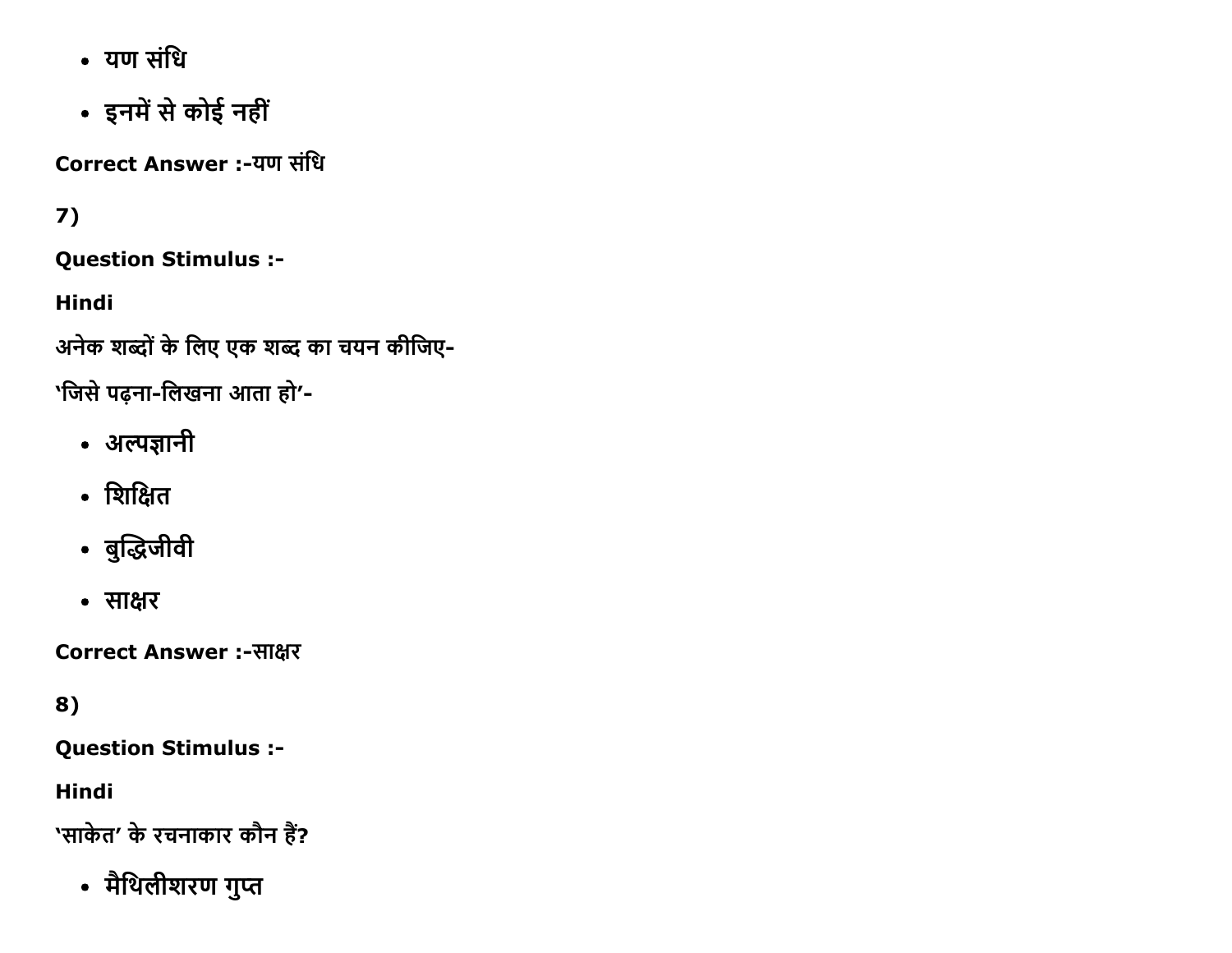- यण संधि
- इनमें से कोई नहीं

**Correct Answer :-**यण संधि

**7)**

**Question Stimulus :-**

**Hindi**

अनेक शब्दों के लिए एक शब्द का चयन कीजिए-

'जिसे पढ़ना-लिखना आता हो'-

- अल्पज्ञानी
- शिक्षित
- बुद्धिजीवी
- साक्षर

**Correct Answer :-**साक्षर

**8)**

**Question Stimulus :-**

**Hindi**

'साकेत' के रचनाकार कौन हैं?

- मैथिलीशरण गुप्त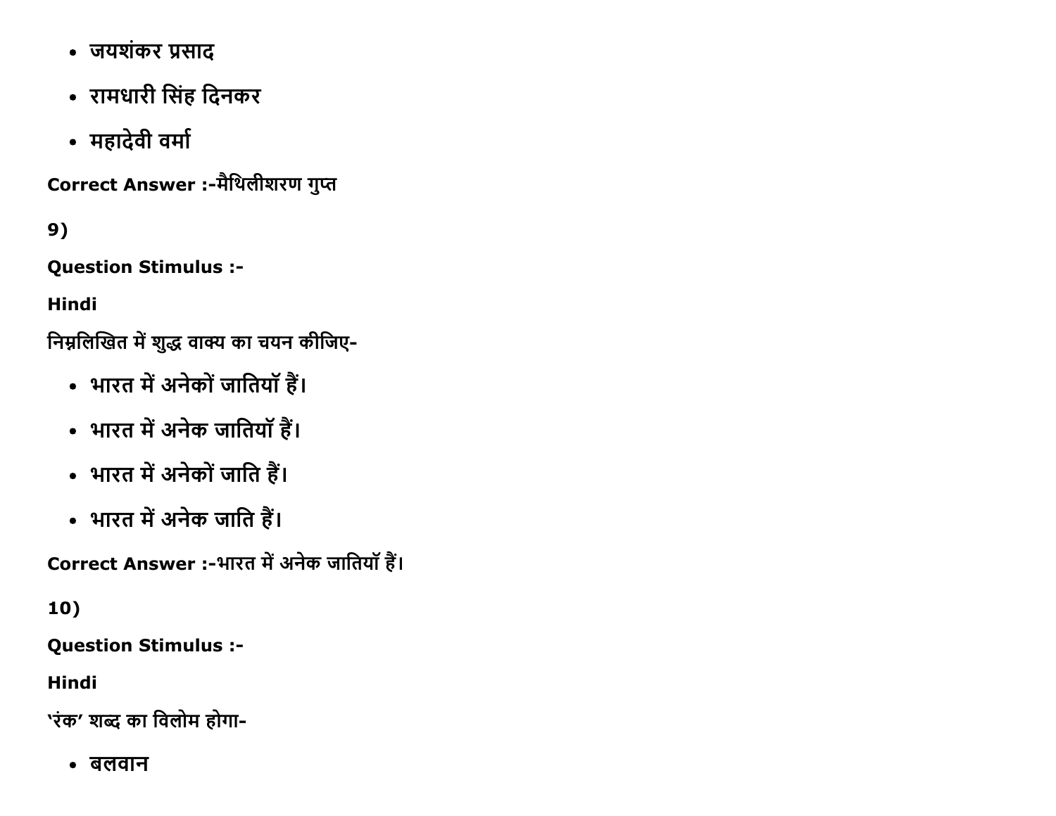- जयशंकर प्रसाद
- रामधारी सिंह दिनकर
- महादेवी वर्मा

**Correct Answer :-**मैथिलीशरण गुप्त

**9)**

**Question Stimulus :-**

**Hindi**

निम्नलिखित में शुद्ध वाक्य का चयन कीजिए-

- भारत में अनेकों जातियॉ हैं।
- भारत में अनेक जातियॉ हैं।
- भारत में अनेकों जाति हैं।
- भारत में अनेक जाति हैं।

**Correct Answer :-**भारत में अनेक जातियॉ हैं।

**10)**

**Question Stimulus :-**

**Hindi**

'रंक' शब्द का विलोम होगा-

- बलवान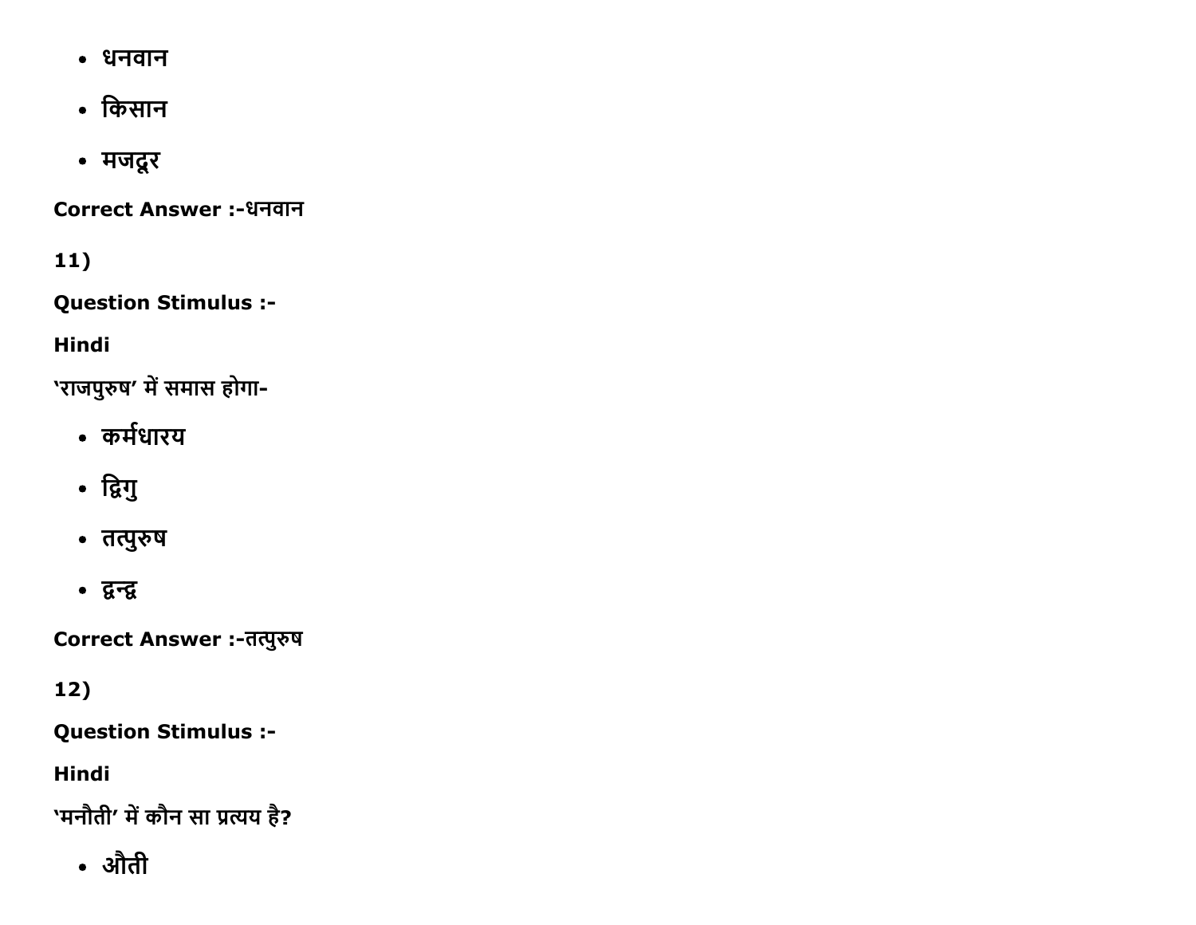- धनवान
- किसान
- मजदूर

**Correct Answer :-**धनवान

**11)**

**Question Stimulus :-**

**Hindi**

'राजपुरुष' में समास होगा-

- कर्मधारय
- द्विगु
- तत्पुरुष
- द्वन्द्व

**Correct Answer :-**तत्पुरुष

**12)**

**Question Stimulus :-**

**Hindi**

'मनौती' में कौन सा प्रत्यय है?

- औती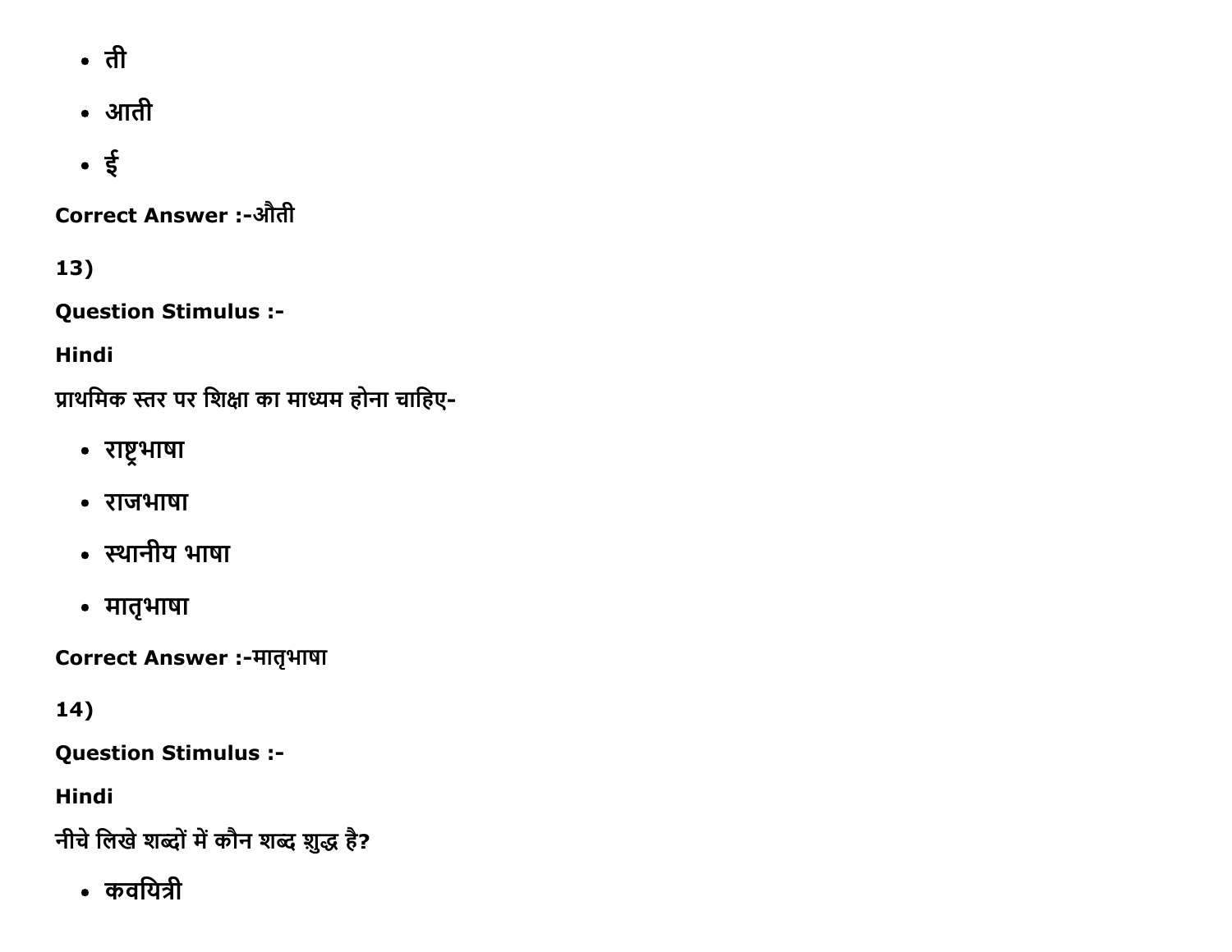- ती
- आती
- ई

Correct Answer :-औती

13)

**Question Stimulus :-**

**Hindi**

प्राथमिक स्तर पर शिक्षा का माध्यम होना चाहिए-

- राष्ट्रभाषा
- राजभाषा
- स्थानीय भाषा
- मातृभाषा

Correct Answer :-मातृभाषा

14)

**Question Stimulus :-**

**Hindi**

नीचे लिखे शब्दों में कौन शब्द शुद्ध है?

- कवयित्री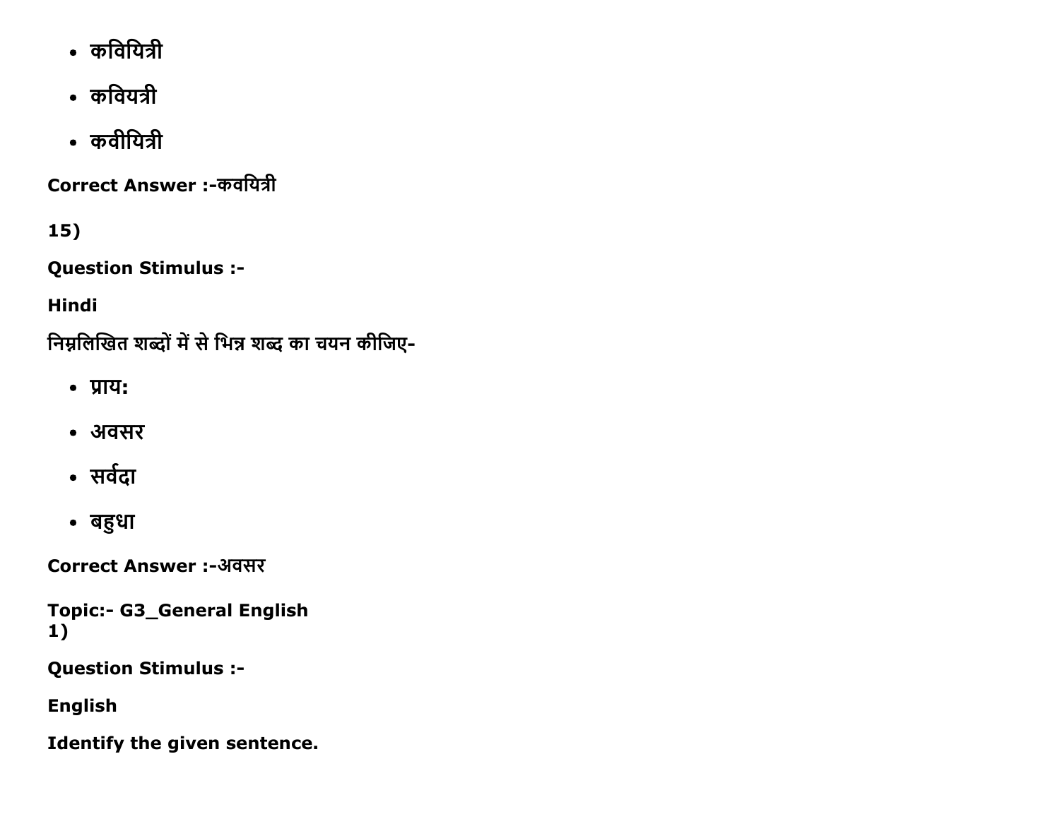- कवियित्री
- कवियत्री
- कवीयित्री

**Correct Answer :-कवयित्री**

**15)**

**Question Stimulus :-**

**Hindi**

**निम्नलिखित शब्दों में से भिन्न शब्द का चयन कीजिए-**

- प्राय:
- अवसर
- सर्वदा
- बहुधा

**Correct Answer :-अवसर**

**Topic:- G3_General English**
**1)**

**Question Stimulus :-**

**English**

**Identify the given sentence.**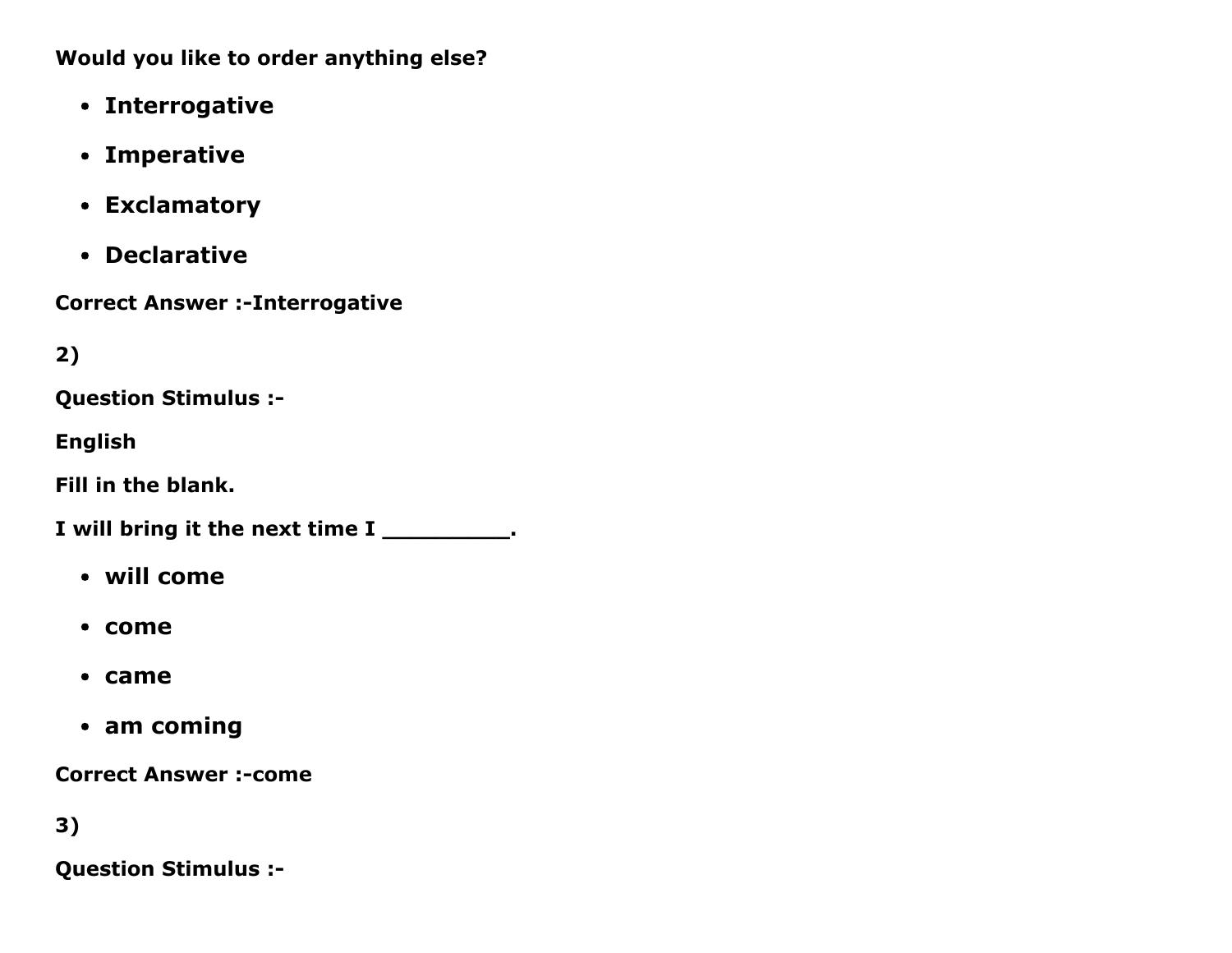**Would you like to order anything else?**

- **Interrogative**
- **Imperative**
- **Exclamatory**
- **Declarative**

**Correct Answer :-Interrogative**

**2)**

**Question Stimulus :-**

**English**

**Fill in the blank.**

**I will bring it the next time I __________.**

- **will come**
- **come**
- **came**
- **am coming**

**Correct Answer :-come**

**3)**

**Question Stimulus :-**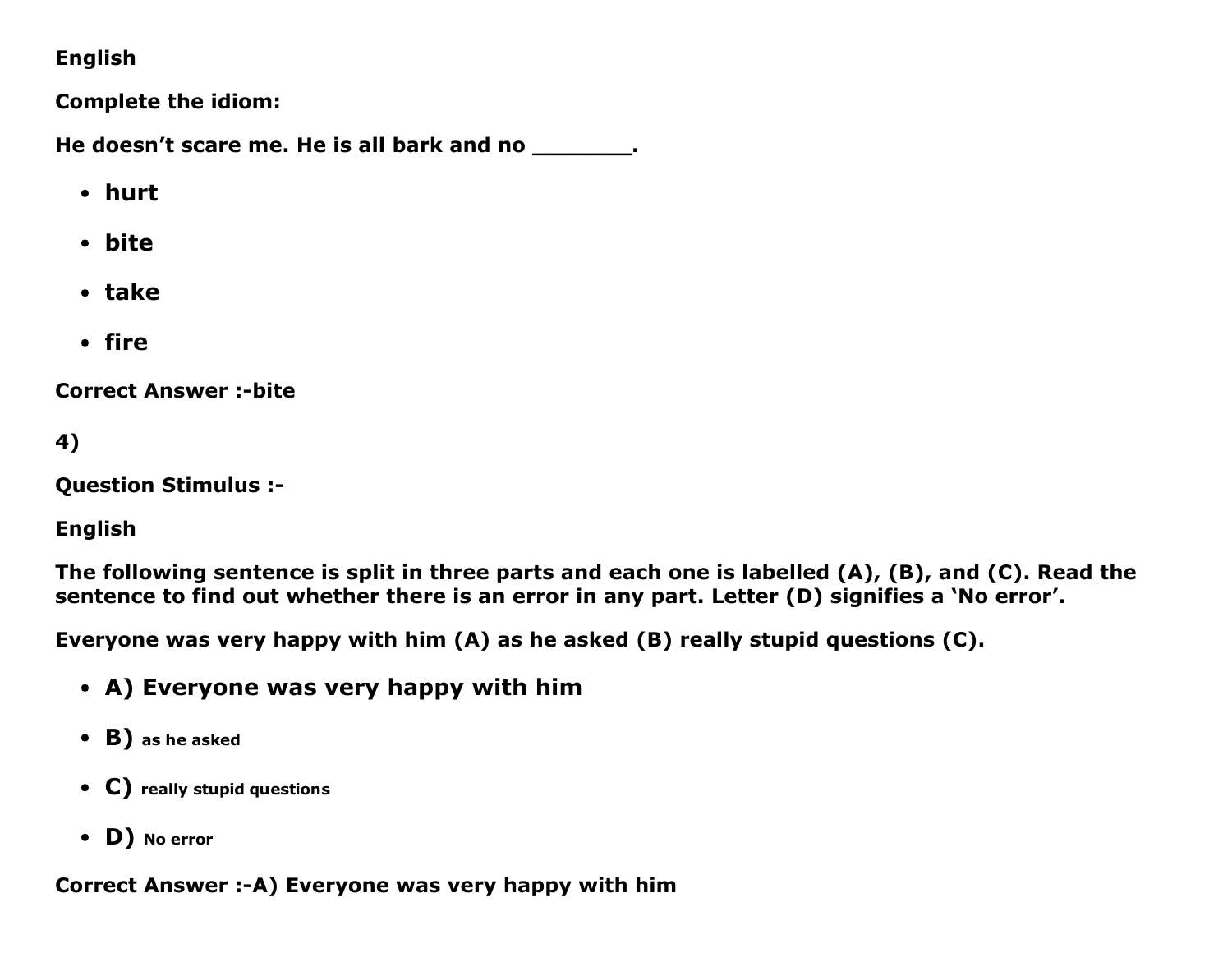**English**

**Complete the idiom:**

**He doesn't scare me. He is all bark and no \_\_\_\_\_\_\_.**

- **hurt**
- **bite**
- **take**
- **fire**

**Correct Answer :-bite**

**4)**

**Question Stimulus :-**

**English**

**The following sentence is split in three parts and each one is labelled (A), (B), and (C). Read the sentence to find out whether there is an error in any part. Letter (D) signifies a 'No error'.**

**Everyone was very happy with him (A) as he asked (B) really stupid questions (C).**

- **A) Everyone was very happy with him**
- **B) as he asked**
- **C) really stupid questions**
- **D) No error**

**Correct Answer :-A) Everyone was very happy with him**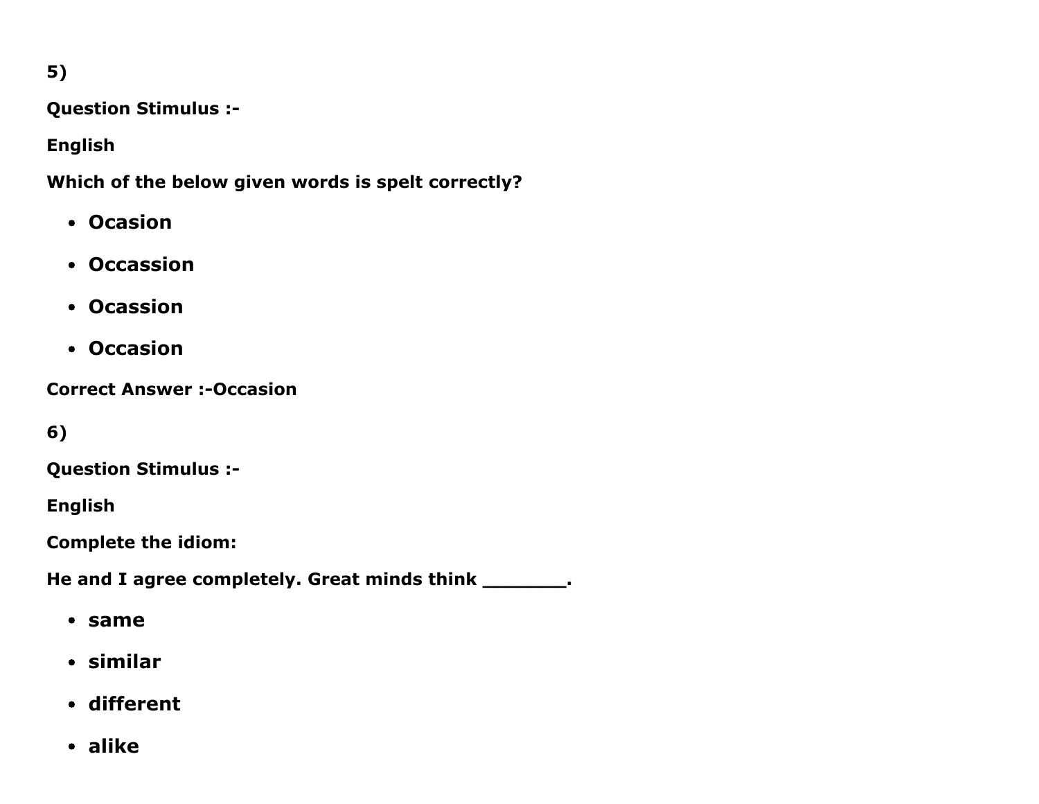**5)**

**Question Stimulus :-**

**English**

**Which of the below given words is spelt correctly?**

- **Ocasion**
- **Occassion**
- **Ocassion**
- **Occasion**

**Correct Answer :-Occasion**

**6)**

**Question Stimulus :-**

**English**

**Complete the idiom:**

**He and I agree completely. Great minds think ________.**

- **same**
- **similar**
- **different**
- **alike**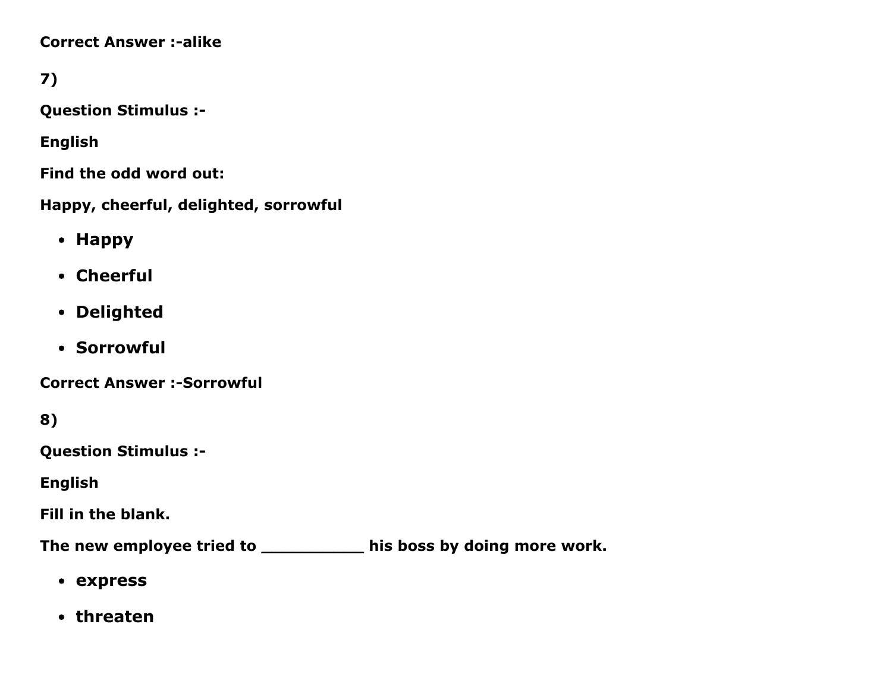**Correct Answer :-alike**

**7)**

**Question Stimulus :-**

**English**

**Find the odd word out:**

**Happy, cheerful, delighted, sorrowful**

- **Happy**
- **Cheerful**
- **Delighted**
- **Sorrowful**

**Correct Answer :-Sorrowful**

**8)**

**Question Stimulus :-**

**English**

**Fill in the blank.**

**The new employee tried to ___________ his boss by doing more work.**

- **express**
- **threaten**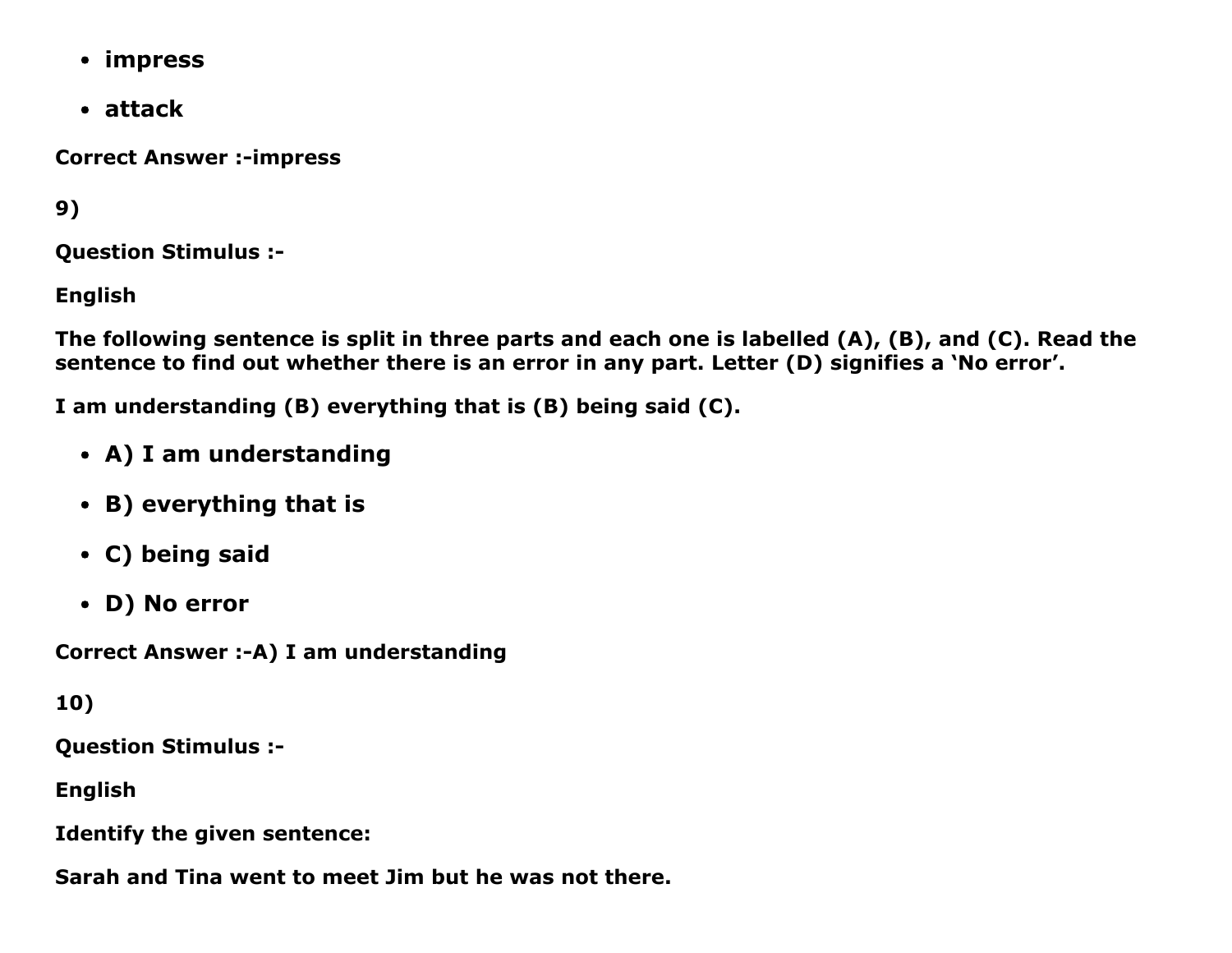- impress
- attack

**Correct Answer :-impress**

**9)**

**Question Stimulus :-**

**English**

**The following sentence is split in three parts and each one is labelled (A), (B), and (C). Read the sentence to find out whether there is an error in any part. Letter (D) signifies a 'No error'.**

**I am understanding (B) everything that is (B) being said (C).**

- **A) I am understanding**
- **B) everything that is**
- **C) being said**
- **D) No error**

**Correct Answer :-A) I am understanding**

**10)**

**Question Stimulus :-**

**English**

**Identify the given sentence:**

**Sarah and Tina went to meet Jim but he was not there.**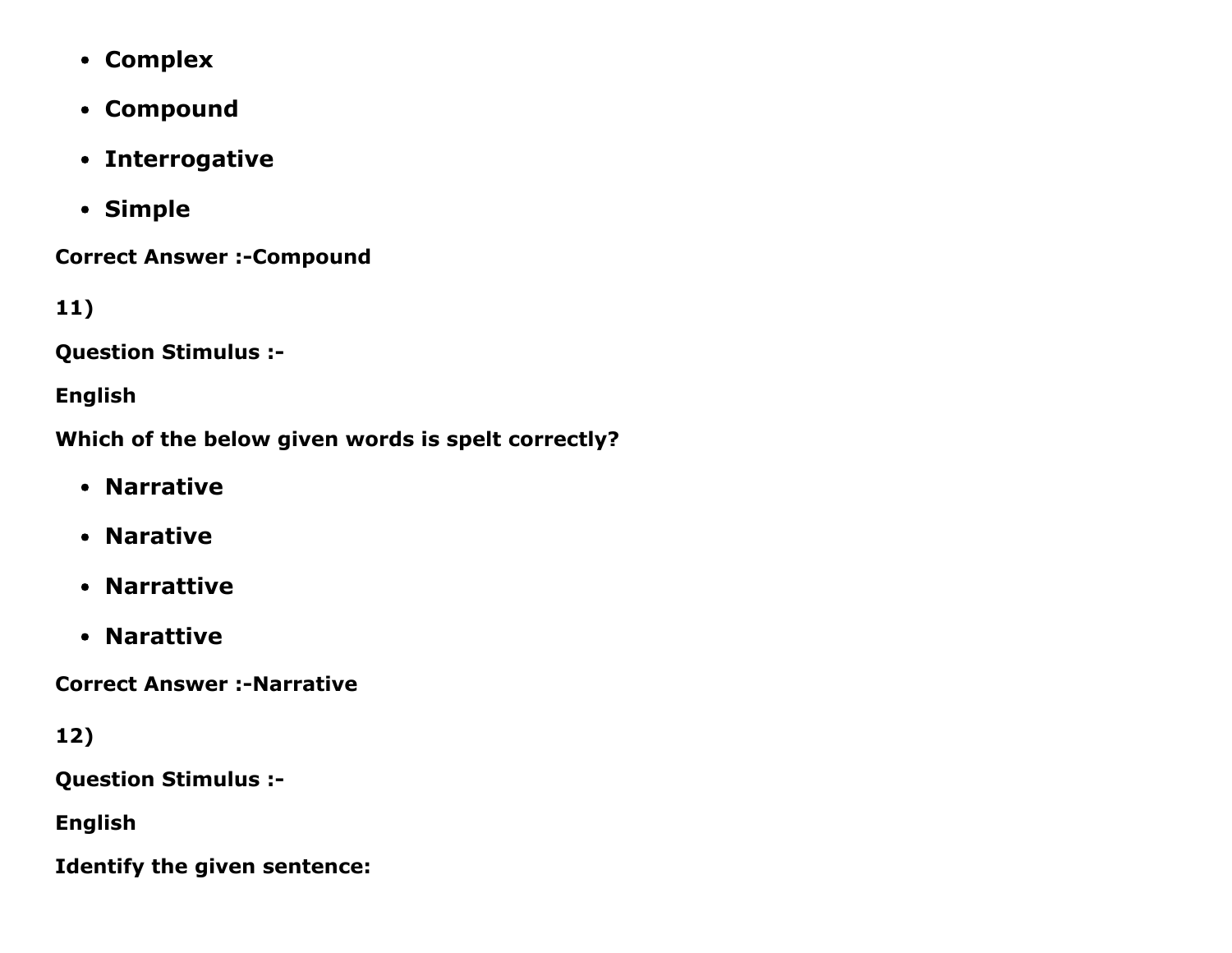- **Complex**
- **Compound**
- **Interrogative**
- **Simple**

**Correct Answer :-Compound**

**11)**

**Question Stimulus :-**

**English**

**Which of the below given words is spelt correctly?**

- **Narrative**
- **Narative**
- **Narrattive**
- **Narattive**

**Correct Answer :-Narrative**

**12)**

**Question Stimulus :-**

**English**

**Identify the given sentence:**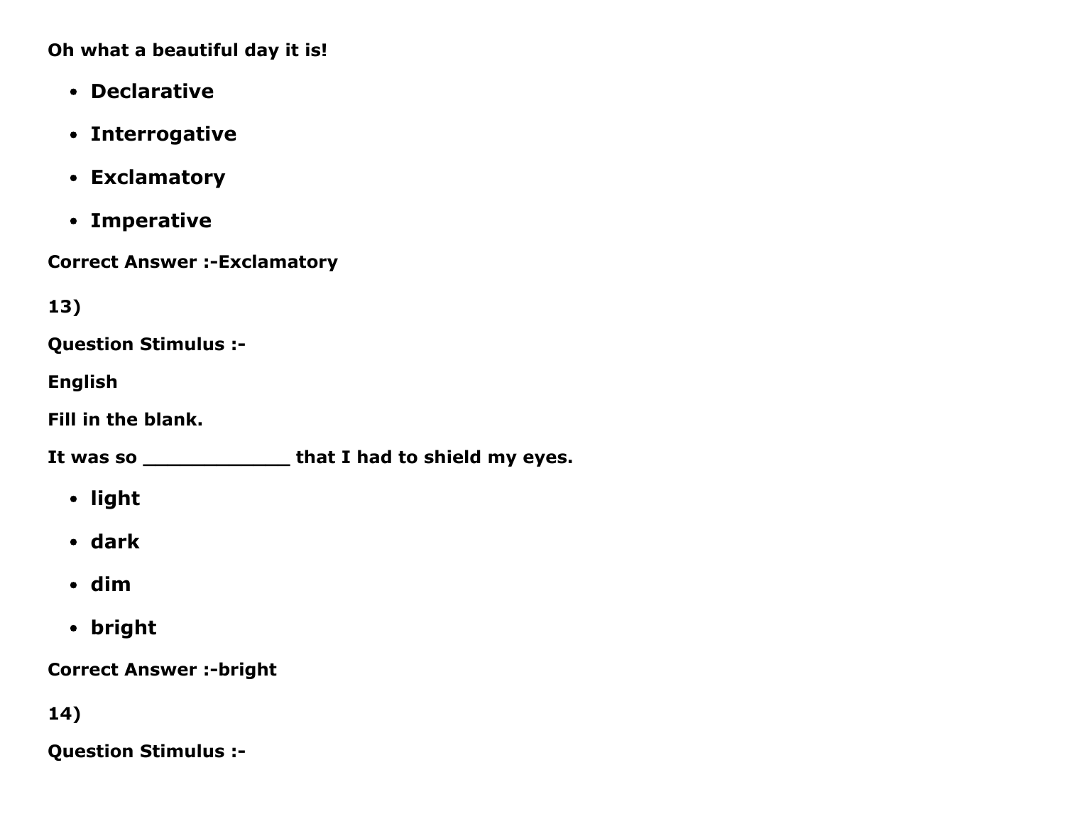**Oh what a beautiful day it is!**

- **Declarative**
- **Interrogative**
- **Exclamatory**
- **Imperative**

**Correct Answer :-Exclamatory**

**13)**

**Question Stimulus :-**

**English**

**Fill in the blank.**

**It was so ____________ that I had to shield my eyes.**

- **light**
- **dark**
- **dim**
- **bright**

**Correct Answer :-bright**

**14)**

**Question Stimulus :-**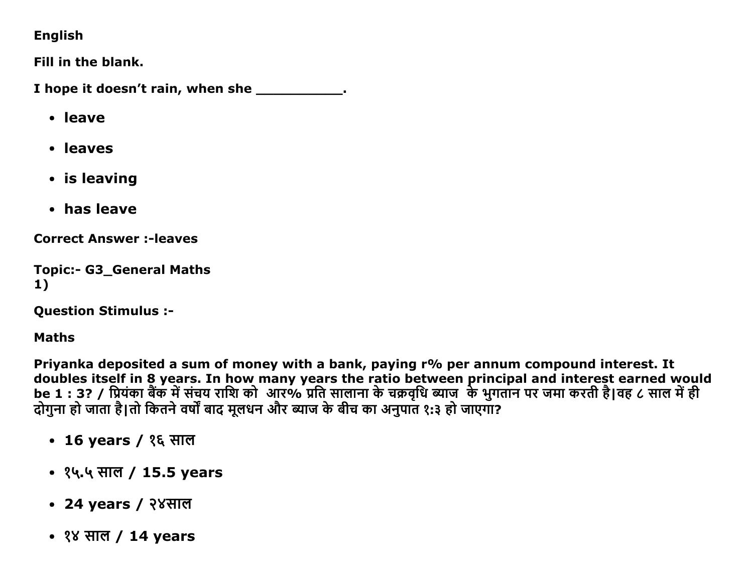**English**

**Fill in the blank.**

**I hope it doesn't rain, when she __________.**

- **leave**
- **leaves**
- **is leaving**
- **has leave**

**Correct Answer :-leaves**

**Topic:- G3_General Maths**
**1)**

**Question Stimulus :-**

**Maths**

**Priyanka deposited a sum of money with a bank, paying r% per annum compound interest. It doubles itself in 8 years. In how many years the ratio between principal and interest earned would be 1 : 3? / प्रियंका बैंक में संचय राशि को आर% प्रति सालाना के चक्रवृधि ब्याज के भुगतान पर जमा करती है|वह ८ साल में ही दोगुना हो जाता है|तो कितने वर्षों बाद मूलधन और ब्याज के बीच का अनुपात १:३ हो जाएगा?**

- **16 years / १६ साल**
- **१५.५ साल / 15.5 years**
- **24 years / २४साल**
- **१४ साल / 14 years**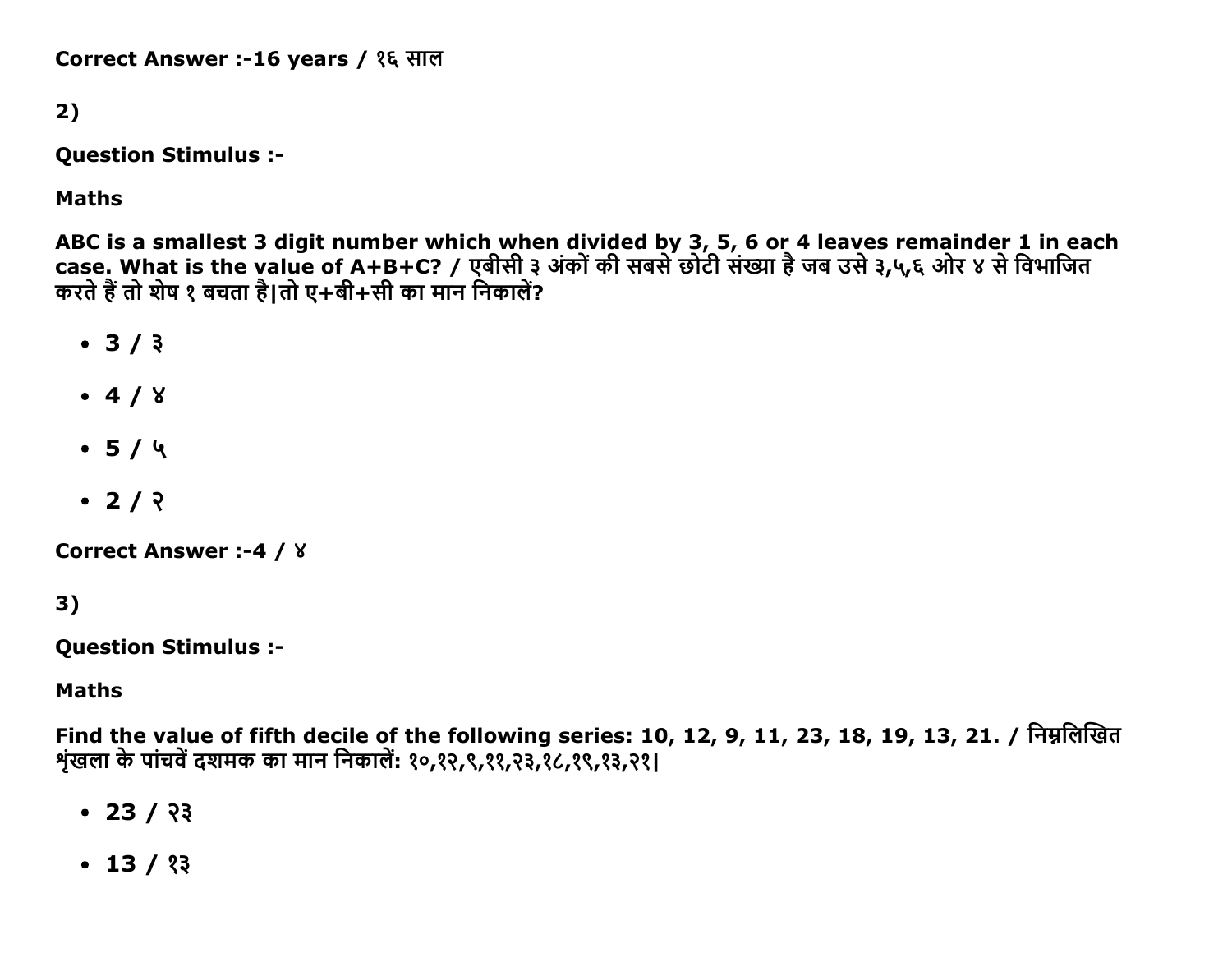Correct Answer :-16 years / १६ साल

2)

**Question Stimulus :-**

**Maths**

**ABC is a smallest 3 digit number which when divided by 3, 5, 6 or 4 leaves remainder 1 in each case. What is the value of A+B+C? / एबीसी ३ अंकों की सबसे छोटी संख्या है जब उसे ३,५,६ ओर ४ से विभाजित करते हैं तो शेष १ बचता है|तो ए+बी+सी का मान निकालें?**

- **3 / ३**
- **4 / ४**
- **5 / ५**
- **2 / २**

**Correct Answer :-4 / ४**

3)

**Question Stimulus :-**

**Maths**

**Find the value of fifth decile of the following series: 10, 12, 9, 11, 23, 18, 19, 13, 21. / निम्नलिखित शृंखला के पांचवें दशमक का मान निकालें: १०,१२,९,११,२३,१८,१९,१३,२१|**

- **23 / २३**
- **13 / १३**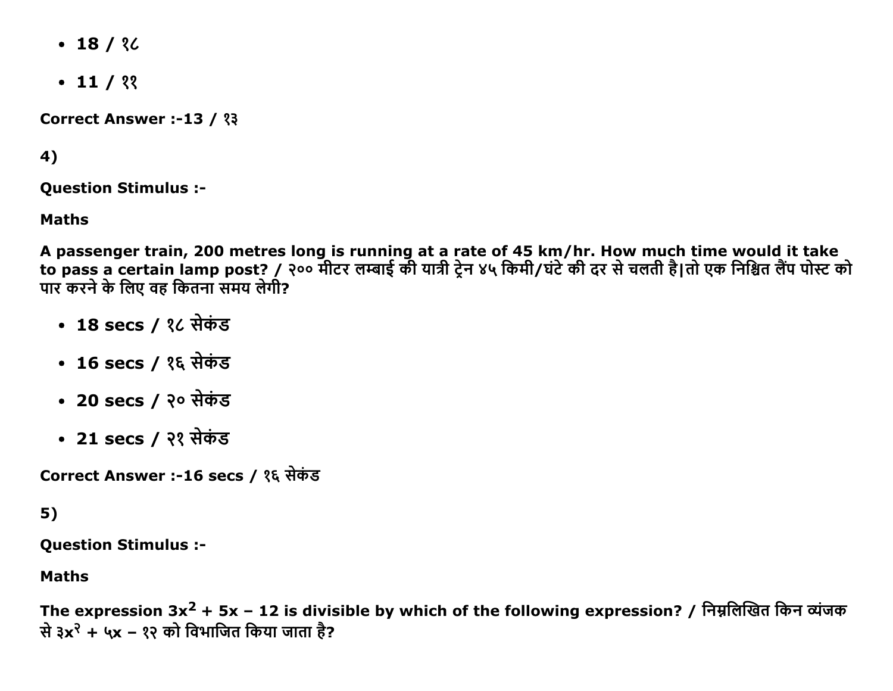- 18 / १८
- 11 / ११

Correct Answer :-13 / १३

4)

Question Stimulus :-

**Maths**

**A passenger train, 200 metres long is running at a rate of 45 km/hr. How much time would it take to pass a certain lamp post? / २०० मीटर लम्बाई की यात्री ट्रेन ४५ किमी/घंटे की दर से चलती है|तो एक निश्चित लैंप पोस्ट को पार करने के लिए वह कितना समय लेगी?**

- 18 secs / १८ सेकंड
- 16 secs / १६ सेकंड
- 20 secs / २० सेकंड
- 21 secs / २१ सेकंड

Correct Answer :-16 secs / १६ सेकंड

5)

Question Stimulus :-

**Maths**

**The expression $3x^2 + 5x - 12$ is divisible by which of the following expression? / निम्नलिखित किन व्यंजक से ३x२ + ५x – १२ को विभाजित किया जाता है?**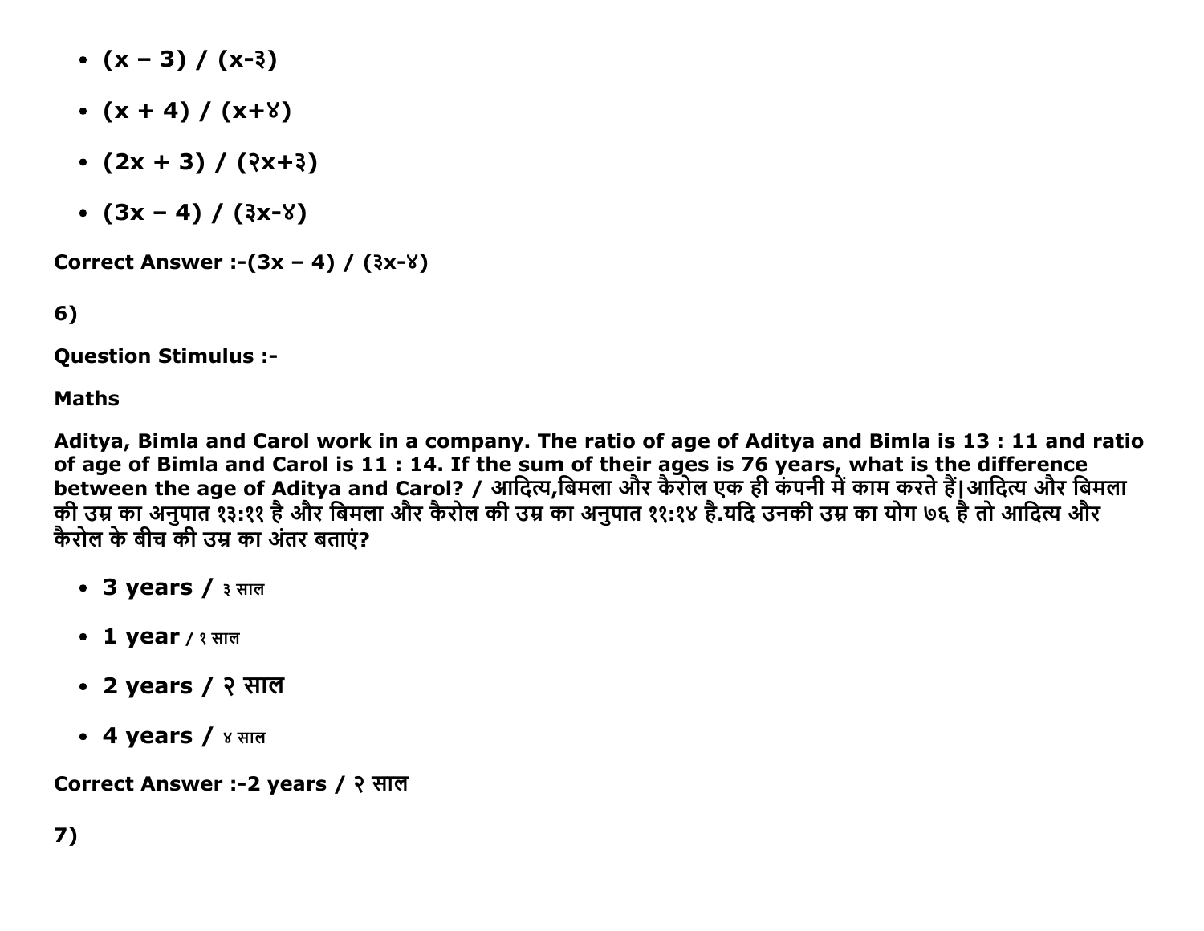- (x – 3) / (x-३)
- (x + 4) / (x+४)
- (2x + 3) / (२x+३)
- (3x – 4) / (३x-४)

**Correct Answer :-(3x – 4) / (३x-४)**

**6)**

**Question Stimulus :-**

**Maths**

**Aditya, Bimla and Carol work in a company. The ratio of age of Aditya and Bimla is 13 : 11 and ratio of age of Bimla and Carol is 11 : 14. If the sum of their ages is 76 years, what is the difference between the age of Aditya and Carol? / आदित्य,बिमला और कैरोल एक ही कंपनी में काम करते हैं|आदित्य और बिमला की उम्र का अनुपात १३:११ है और बिमला और कैरोल की उम्र का अनुपात ११:१४ है.यदि उनकी उम्र का योग ७६ है तो आदित्य और कैरोल के बीच की उम्र का अंतर बताएं?**

- 3 years / ३ साल
- 1 year / १ साल
- 2 years / २ साल
- 4 years / ४ साल

**Correct Answer :-2 years / २ साल**

**7)**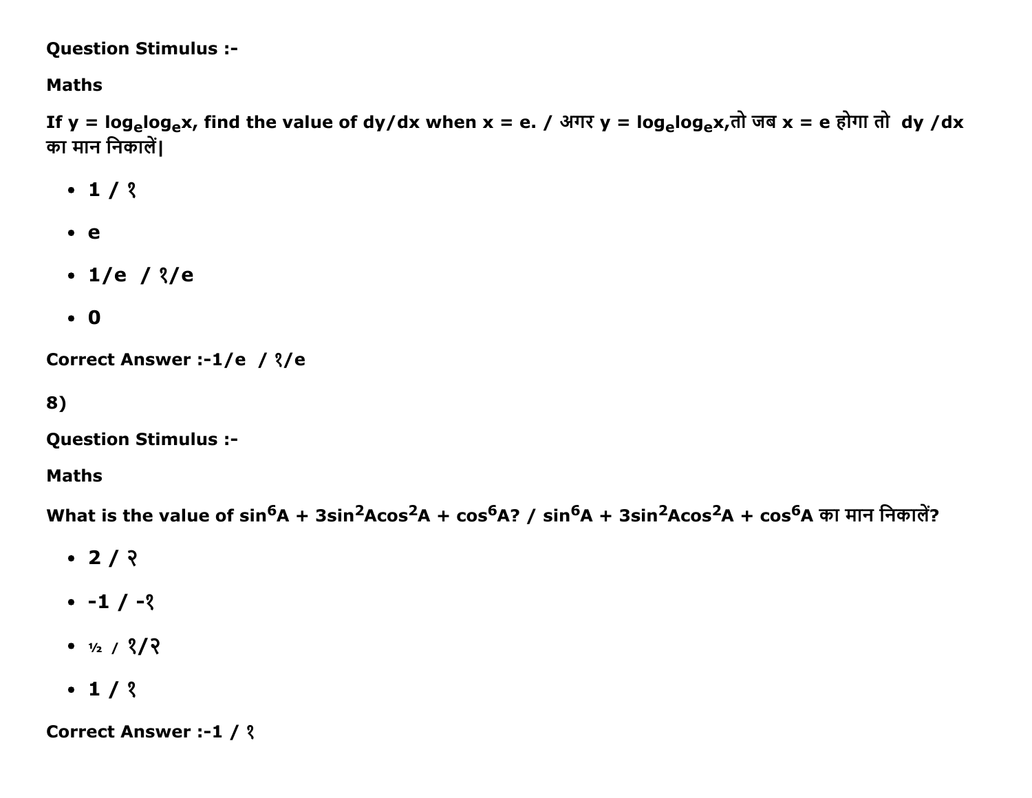Question Stimulus :-

Maths

If $y = \log_e \log_e x$, find the value of dy/dx when x = e. / अगर $y = \log_e \log_e x$,तो जब x = e होगा तो dy /dx का मान निकालें|

- 1 / १
- e
- 1/e / १/e
- 0

Correct Answer :-1/e / १/e

8)

Question Stimulus :-

Maths

What is the value of $\sin^6 A + 3\sin^2 A\cos^2 A + \cos^6 A$? / $\sin^6 A + 3\sin^2 A\cos^2 A + \cos^6 A$ का मान निकालें?

- 2 / २
- -1 / -१
- ½ / १/२
- 1 / १

Correct Answer :-1 / १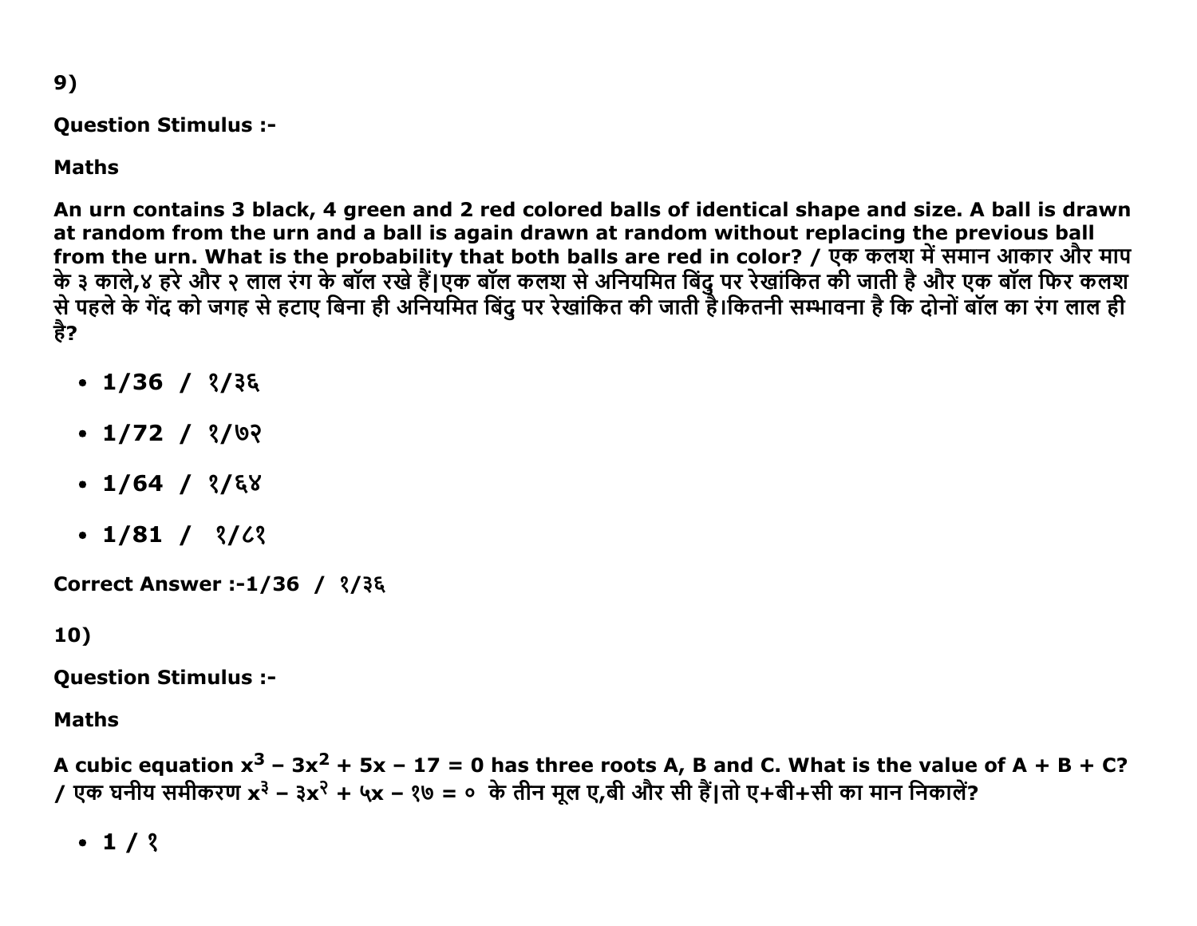9)

**Question Stimulus :-**

**Maths**

**An urn contains 3 black, 4 green and 2 red colored balls of identical shape and size. A ball is drawn at random from the urn and a ball is again drawn at random without replacing the previous ball from the urn. What is the probability that both balls are red in color? / एक कलश में समान आकार और माप के ३ काले,४ हरे और २ लाल रंग के बॉल रखे हैं|एक बॉल कलश से अनियमित बिंदु पर रेखांकित की जाती है और एक बॉल फिर कलश से पहले के गेंद को जगह से हटाए बिना ही अनियमित बिंदु पर रेखांकित की जाती है।कितनी सम्भावना है कि दोनों बॉल का रंग लाल ही है?**

- **1/36 / १/३६**
- **1/72 / १/७२**
- **1/64 / १/६४**
- **1/81 / १/८१**

**Correct Answer :-1/36 / १/३६**

10)

**Question Stimulus :-**

**Maths**

**A cubic equation $x^3 - 3x^2 + 5x - 17 = 0$ has three roots A, B and C. What is the value of A + B + C? / एक घनीय समीकरण $x^३ - ३x^२ + ५x - १७ = ०$ के तीन मूल ए,बी और सी हैं|तो ए+बी+सी का मान निकालें?**

- **1 / १**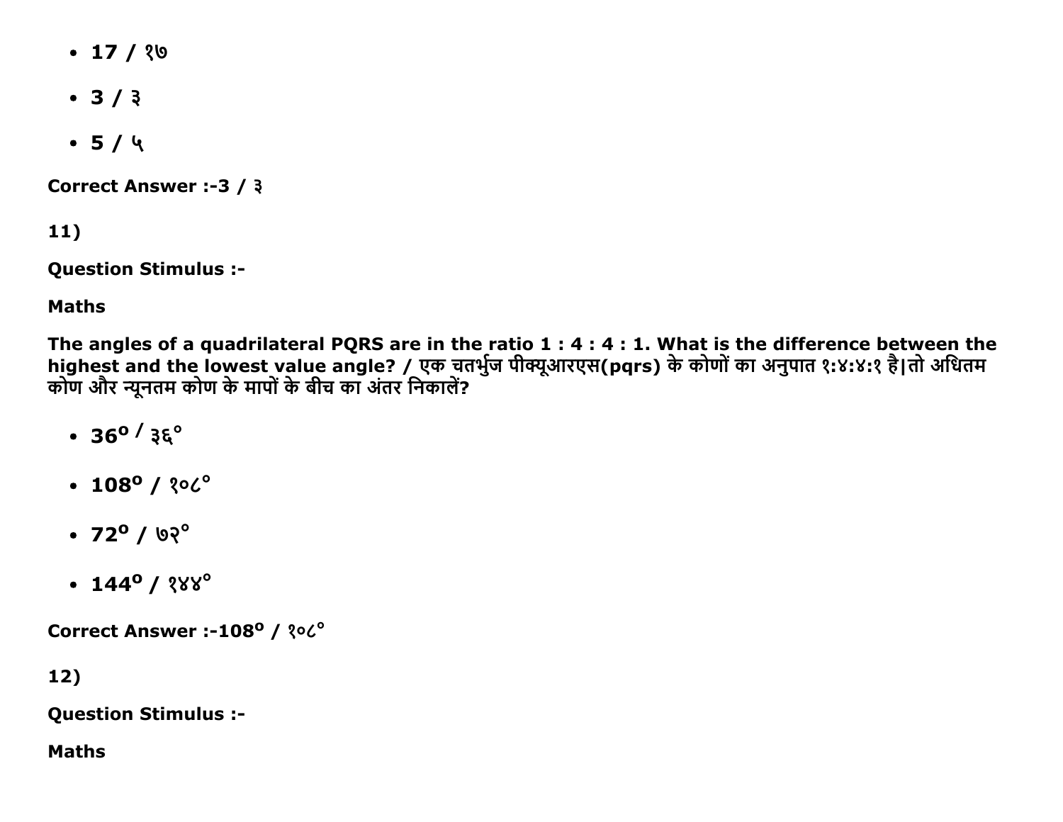- **17 / १७**
- **3 / ३**
- **5 / ५**

**Correct Answer :-3 / ३**

**11)**

**Question Stimulus :-**

**Maths**

**The angles of a quadrilateral PQRS are in the ratio 1 : 4 : 4 : 1. What is the difference between the highest and the lowest value angle? / एक चतर्भुज पीक्यूआरएस(pqrs) के कोणों का अनुपात १:४:४:१ है|तो अधितम कोण और न्यूनतम कोण के मापों के बीच का अंतर निकालें?**

- **$36^o$ / ३६°**
- **$108^o$ / १०८°**
- **$72^o$ / ७२°**
- **$144^o$ / १४४°**

**Correct Answer :-$108^o$ / १०८°**

**12)**

**Question Stimulus :-**

**Maths**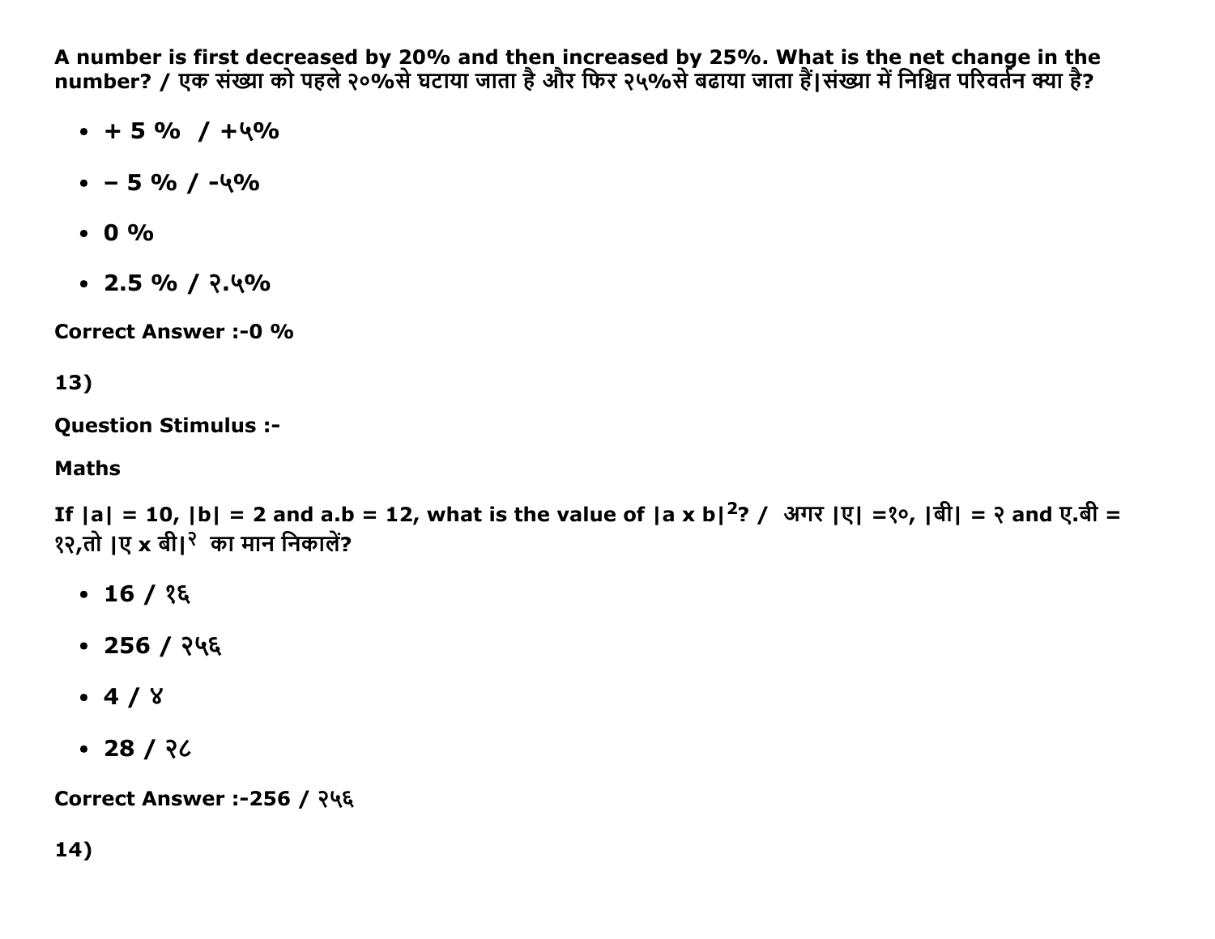**A number is first decreased by 20% and then increased by 25%. What is the net change in the number? / एक संख्या को पहले २०%से घटाया जाता है और फिर २५%से बढाया जाता हैं|संख्या में निश्चित परिवर्तन क्या है?**

- **+ 5 % / +५%**
- **– 5 % / -५%**
- **0 %**
- **2.5 % / २.५%**

**Correct Answer :-0 %**

**13)**

**Question Stimulus :-**

**Maths**

**If |a| = 10, |b| = 2 and a.b = 12, what is the value of $|a \times b|^2$? / अगर |ए| =१०, |बी| = २ and ए.बी = १२,तो |ए x बी|२ का मान निकालें?**

- **16 / १६**
- **256 / २५६**
- **4 / ४**
- **28 / २८**

**Correct Answer :-256 / २५६**

**14)**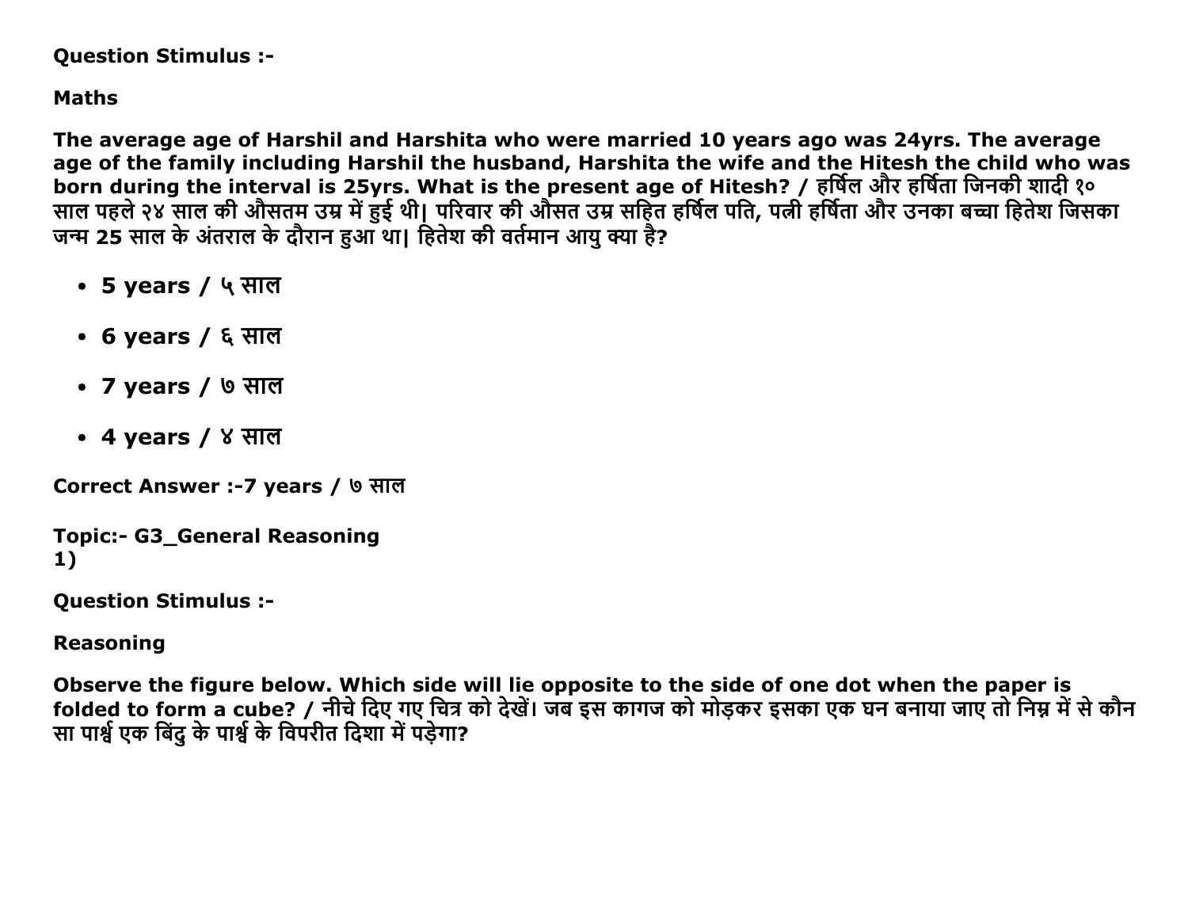**Question Stimulus :-**

**Maths**

**The average age of Harshil and Harshita who were married 10 years ago was 24yrs. The average age of the family including Harshil the husband, Harshita the wife and the Hitesh the child who was born during the interval is 25yrs. What is the present age of Hitesh? / हर्षिल और हर्षिता जिनकी शादी १० साल पहले २४ साल की औसतम उम्र में हुई थी| परिवार की औसत उम्र सहित हर्षिल पति, पत्नी हर्षिता और उनका बच्चा हितेश जिसका जन्म 25 साल के अंतराल के दौरान हुआ था| हितेश की वर्तमान आयु क्या है?**

- **5 years / ५ साल**
- **6 years / ६ साल**
- **7 years / ७ साल**
- **4 years / ४ साल**

**Correct Answer :-7 years / ७ साल**

**Topic:- G3_General Reasoning**
**1)**

**Question Stimulus :-**

**Reasoning**

**Observe the figure below. Which side will lie opposite to the side of one dot when the paper is folded to form a cube? / नीचे दिए गए चित्र को देखें। जब इस कागज को मोड़कर इसका एक घन बनाया जाए तो निम्न में से कौन सा पार्श्व एक बिंदु के पार्श्व के विपरीत दिशा में पड़ेगा?**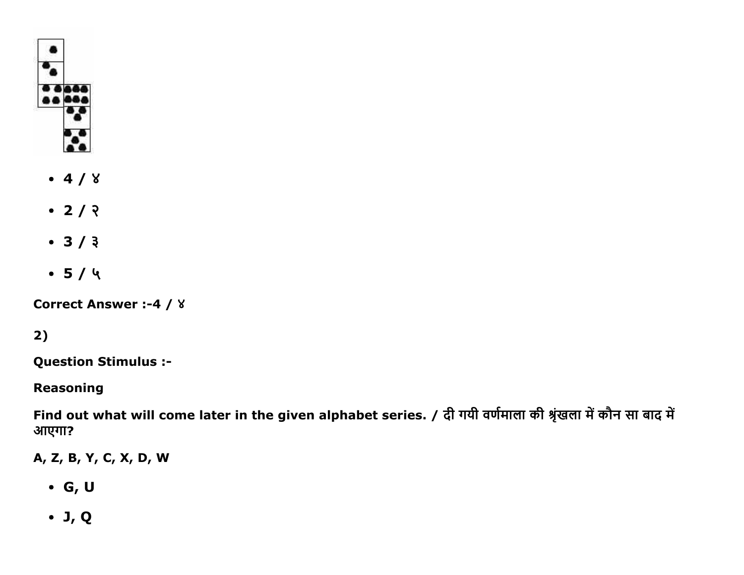- 4 / ४
- 2 / २
- 3 / ३
- 5 / ५

**Correct Answer :-4 / ४**

**2)**

**Question Stimulus :-**

**Reasoning**

**Find out what will come later in the given alphabet series. / दी गयी वर्णमाला की श्रृंखला में कौन सा बाद में आएगा?**

**A, Z, B, Y, C, X, D, W**

- **G, U**
- **J, Q**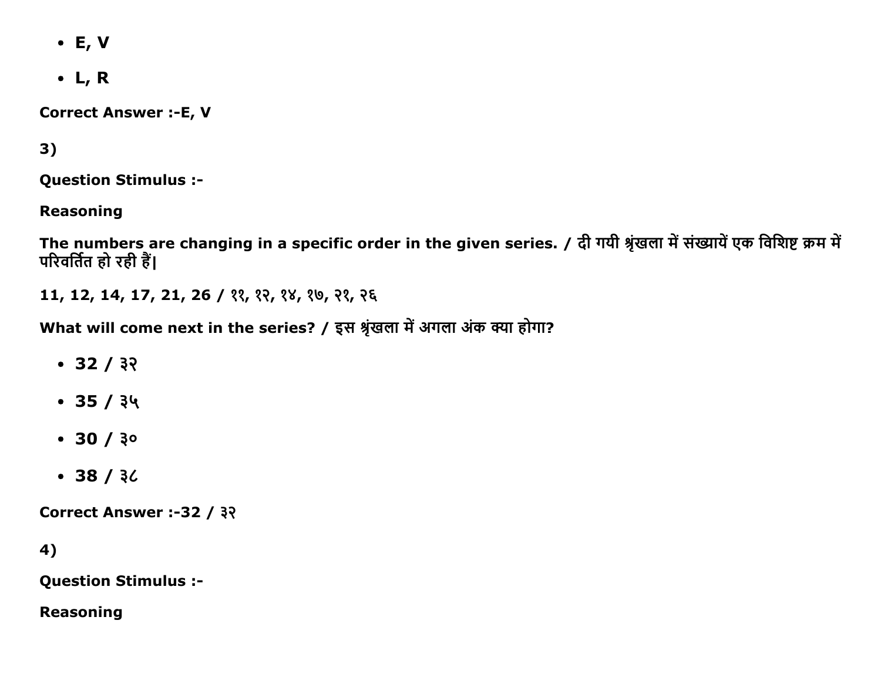- E, V
- L, R

**Correct Answer :-E, V**

**3)**

**Question Stimulus :-**

**Reasoning**

**The numbers are changing in a specific order in the given series. / दी गयी श्रृंखला में संख्यायें एक विशिष्ट क्रम में परिवर्तित हो रही हैं|**

**11, 12, 14, 17, 21, 26 / ११, १२, १४, १७, २१, २६**

**What will come next in the series? / इस श्रृंखला में अगला अंक क्या होगा?**

- **32 / ३२**
- **35 / ३५**
- **30 / ३०**
- **38 / ३८**

**Correct Answer :-32 / ३२**

**4)**

**Question Stimulus :-**

**Reasoning**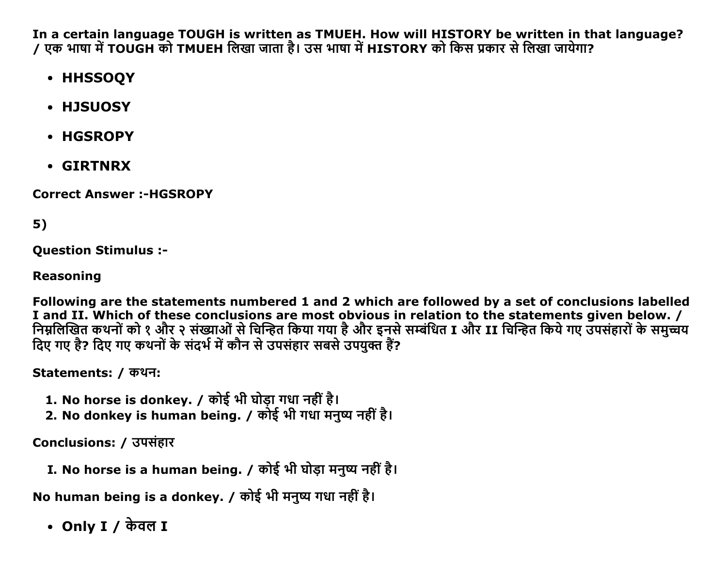**In a certain language TOUGH is written as TMUEH. How will HISTORY be written in that language? / एक भाषा में TOUGH को TMUEH लिखा जाता है। उस भाषा में HISTORY को किस प्रकार से लिखा जायेगा?**

- **HHSSOQY**
- **HJSUOSY**
- **HGSROPY**
- **GIRTNRX**

**Correct Answer :-HGSROPY**

**5)**

**Question Stimulus :-**

**Reasoning**

**Following are the statements numbered 1 and 2 which are followed by a set of conclusions labelled I and II. Which of these conclusions are most obvious in relation to the statements given below. / निम्नलिखित कथनों को १ और २ संख्याओं से चिन्हित किया गया है और इनसे सम्बंधित I और II चिन्हित किये गए उपसंहारों के समुच्चय दिए गए है? दिए गए कथनों के संदर्भ में कौन से उपसंहार सबसे उपयुक्त हैं?**

**Statements: / कथन:**

1. **No horse is donkey. / कोई भी घोड़ा गधा नहीं है।**
2. **No donkey is human being. / कोई भी गधा मनुष्य नहीं है।**

**Conclusions: / उपसंहार**

I. **No horse is a human being. / कोई भी घोड़ा मनुष्य नहीं है।**

**No human being is a donkey. / कोई भी मनुष्य गधा नहीं है।**

- **Only I / केवल I**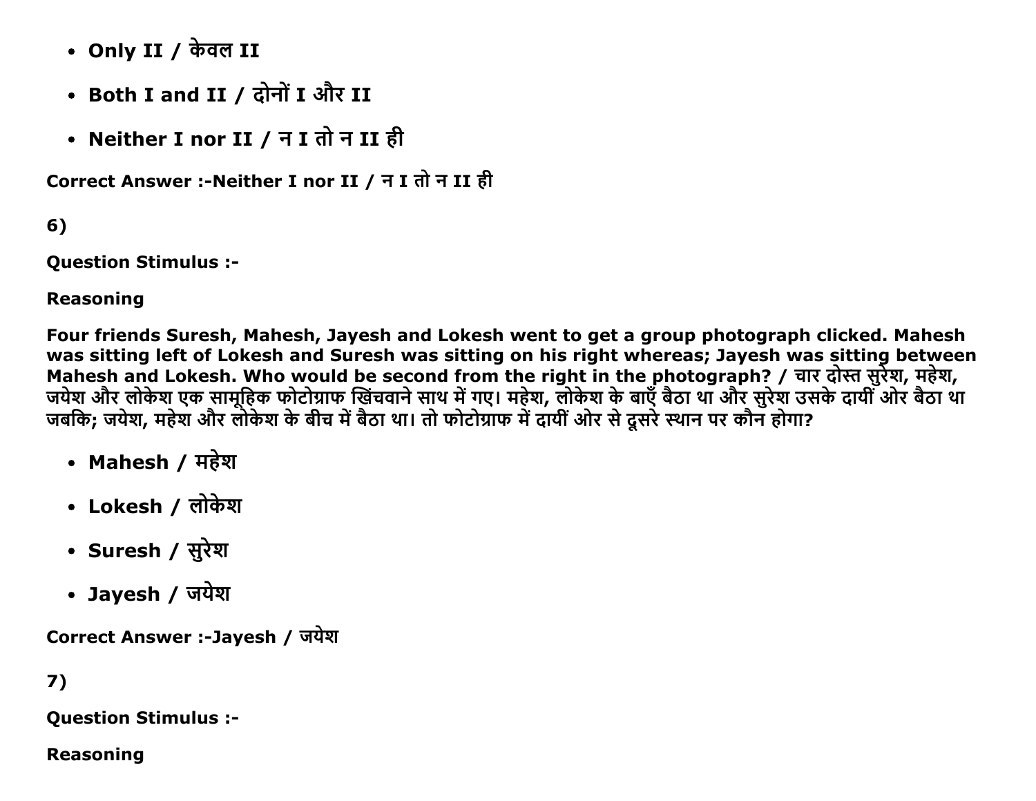- Only II / केवल II
- Both I and II / दोनों I और II
- Neither I nor II / न I तो न II ही

Correct Answer :-Neither I nor II / न I तो न II ही

6)

Question Stimulus :-

Reasoning

**Four friends Suresh, Mahesh, Jayesh and Lokesh went to get a group photograph clicked. Mahesh was sitting left of Lokesh and Suresh was sitting on his right whereas; Jayesh was sitting between Mahesh and Lokesh. Who would be second from the right in the photograph? / चार दोस्त सुरेश, महेश, जयेश और लोकेश एक सामूहिक फोटोग्राफ खिंचवाने साथ में गए। महेश, लोकेश के बाएँ बैठा था और सुरेश उसके दायीं ओर बैठा था जबकि; जयेश, महेश और लोकेश के बीच में बैठा था। तो फोटोग्राफ में दायीं ओर से दूसरे स्थान पर कौन होगा?**

- Mahesh / महेश
- Lokesh / लोकेश
- Suresh / सुरेश
- Jayesh / जयेश

Correct Answer :-Jayesh / जयेश

7)

Question Stimulus :-

Reasoning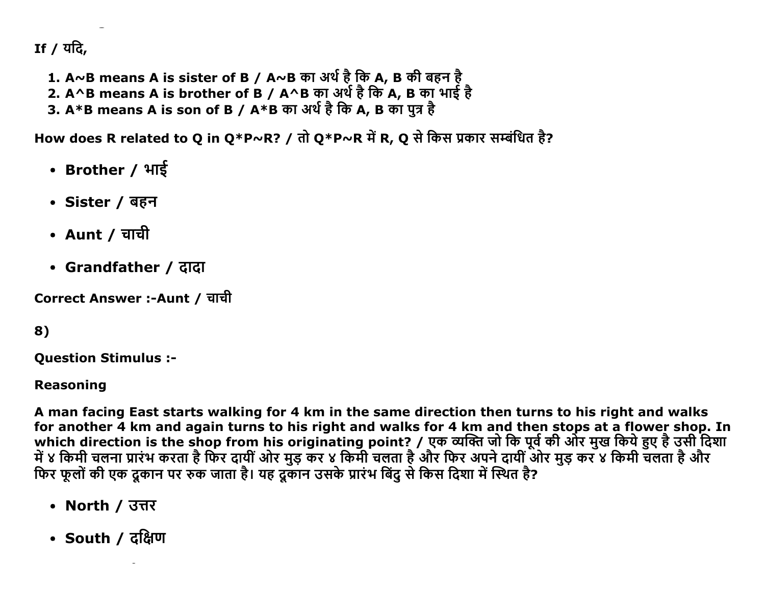If / यदि,

1. A~B means A is sister of B / A~B का अर्थ है कि A, B की बहन है
2. A^B means A is brother of B / A^B का अर्थ है कि A, B का भाई है
3. A*B means A is son of B / A*B का अर्थ है कि A, B का पुत्र है

How does R related to Q in Q*P~R? / तो Q*P~R में R, Q से किस प्रकार सम्बंधित है?

- Brother / भाई
- Sister / बहन
- Aunt / चाची
- Grandfather / दादा

Correct Answer :-Aunt / चाची

8)

Question Stimulus :-

Reasoning

A man facing East starts walking for 4 km in the same direction then turns to his right and walks for another 4 km and again turns to his right and walks for 4 km and then stops at a flower shop. In which direction is the shop from his originating point? / एक व्यक्ति जो कि पूर्व की ओर मुख किये हुए है उसी दिशा में ४ किमी चलना प्रारंभ करता है फिर दायीं ओर मुड़ कर ४ किमी चलता है और फिर अपने दायीं ओर मुड़ कर ४ किमी चलता है और फिर फूलों की एक दूकान पर रुक जाता है। यह दूकान उसके प्रारंभ बिंदु से किस दिशा में स्थित है?

- North / उत्तर
- South / दक्षिण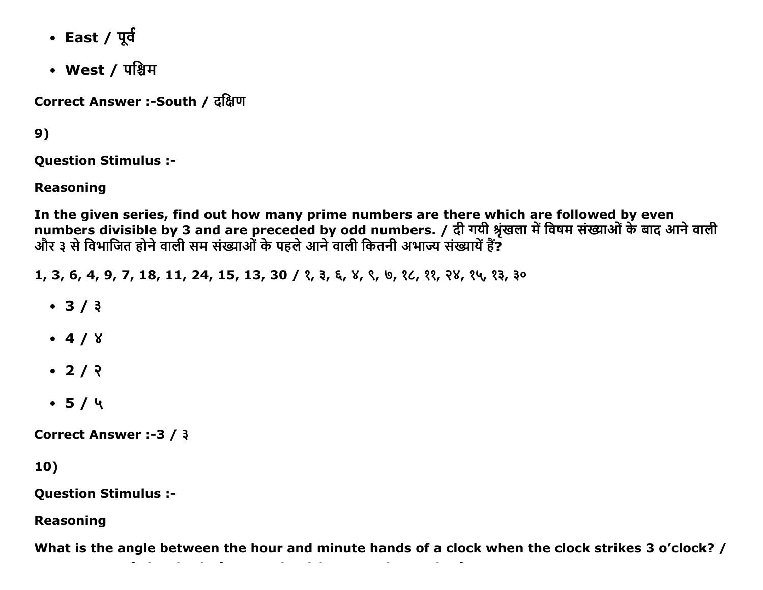- East / पूर्व
- West / पश्चिम

**Correct Answer :-South / दक्षिण**

**9)**

**Question Stimulus :-**

**Reasoning**

**In the given series, find out how many prime numbers are there which are followed by even numbers divisible by 3 and are preceded by odd numbers. / दी गयी श्रृंखला में विषम संख्याओं के बाद आने वाली और ३ से विभाजित होने वाली सम संख्याओं के पहले आने वाली कितनी अभाज्य संख्यायें हैं?**

**1, 3, 6, 4, 9, 7, 18, 11, 24, 15, 13, 30 / १, ३, ६, ४, ९, ७, १८, ११, २४, १५, १३, ३०**

- **3 / ३**
- **4 / ४**
- **2 / २**
- **5 / ५**

**Correct Answer :-3 / ३**

**10)**

**Question Stimulus :-**

**Reasoning**

**What is the angle between the hour and minute hands of a clock when the clock strikes 3 o'clock? /**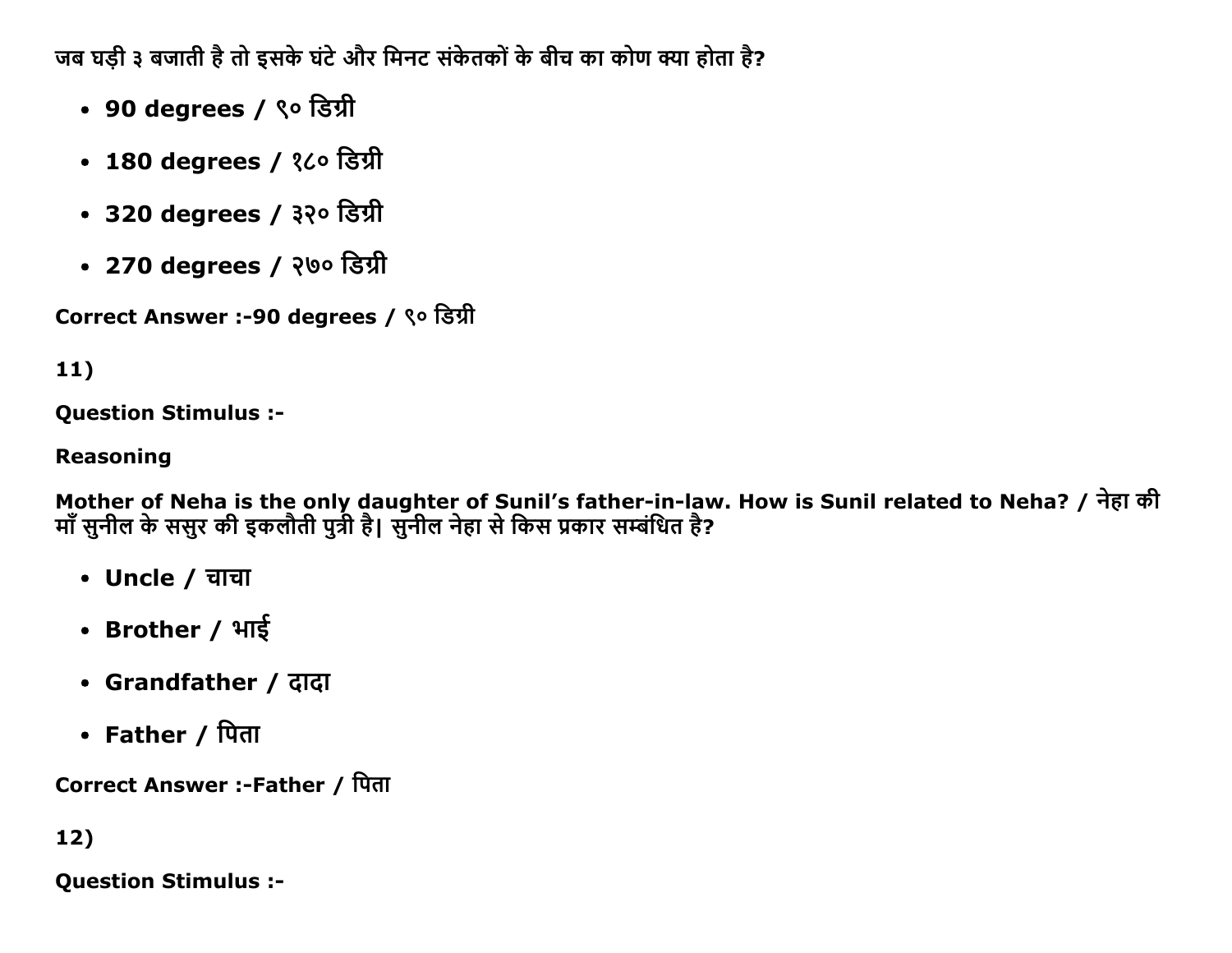जब घड़ी ३ बजाती है तो इसके घंटे और मिनट संकेतकों के बीच का कोण क्या होता है?

- **90 degrees / ९० डिग्री**
- **180 degrees / १८० डिग्री**
- **320 degrees / ३२० डिग्री**
- **270 degrees / २७० डिग्री**

**Correct Answer :-90 degrees / ९० डिग्री**

**11)**

**Question Stimulus :-**

**Reasoning**

**Mother of Neha is the only daughter of Sunil's father-in-law. How is Sunil related to Neha? / नेहा की माँ सुनील के ससुर की इकलौती पुत्री है| सुनील नेहा से किस प्रकार सम्बंधित है?**

- **Uncle / चाचा**
- **Brother / भाई**
- **Grandfather / दादा**
- **Father / पिता**

**Correct Answer :-Father / पिता**

**12)**

**Question Stimulus :-**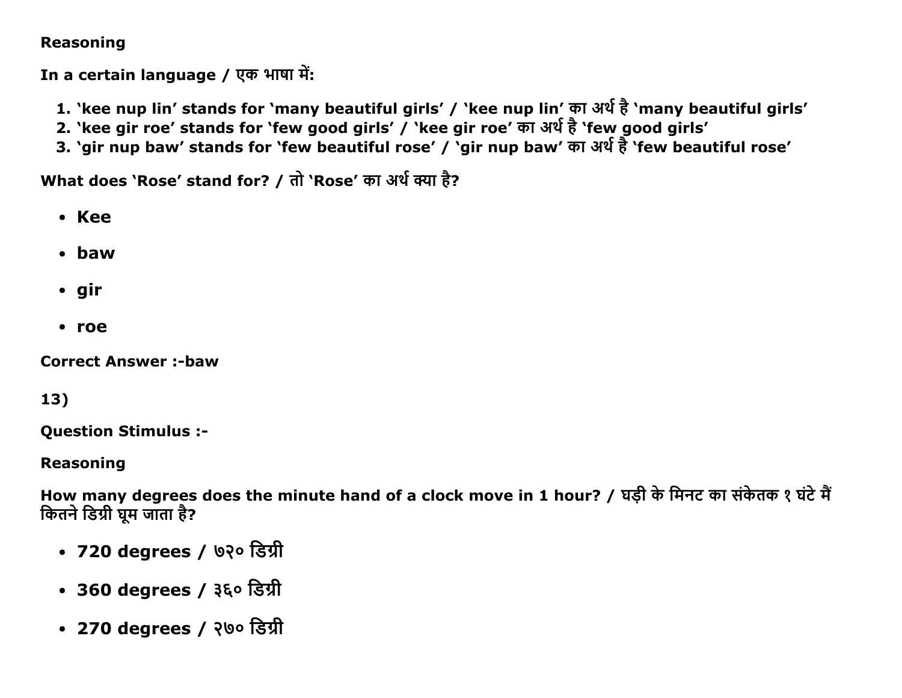**Reasoning**

**In a certain language / एक भाषा में:**

1. **'kee nup lin' stands for 'many beautiful girls' / 'kee nup lin' का अर्थ है 'many beautiful girls'**
2. **'kee gir roe' stands for 'few good girls' / 'kee gir roe' का अर्थ है 'few good girls'**
3. **'gir nup baw' stands for 'few beautiful rose' / 'gir nup baw' का अर्थ है 'few beautiful rose'**

**What does 'Rose' stand for? / तो 'Rose' का अर्थ क्या है?**

- **Kee**
- **baw**
- **gir**
- **roe**

**Correct Answer :-baw**

**13)**

**Question Stimulus :-**

**Reasoning**

**How many degrees does the minute hand of a clock move in 1 hour? / घड़ी के मिनट का संकेतक १ घंटे मैं कितने डिग्री घूम जाता है?**

- **720 degrees / ७२० डिग्री**
- **360 degrees / ३६० डिग्री**
- **270 degrees / २७० डिग्री**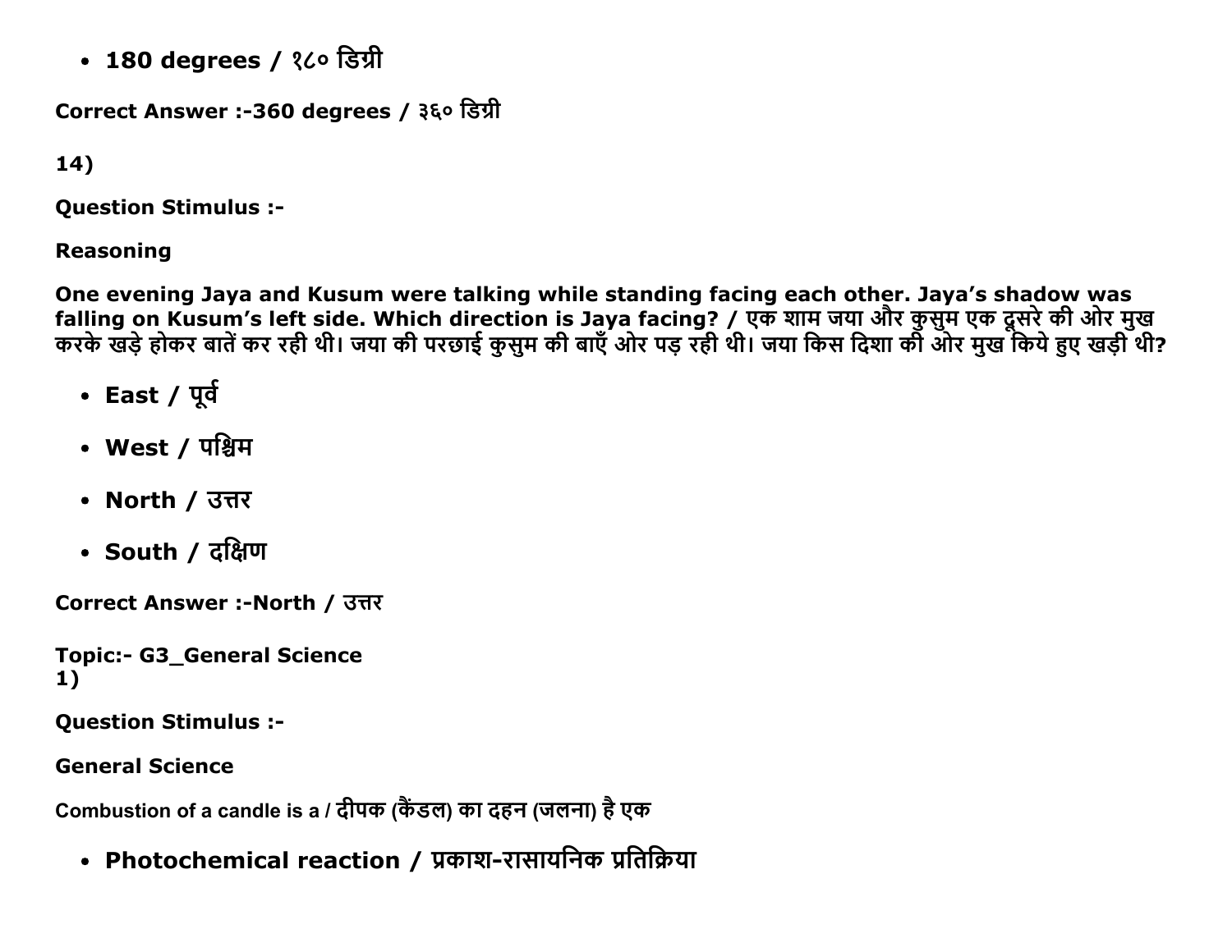- **180 degrees / १८० डिग्री**

**Correct Answer :-360 degrees / ३६० डिग्री**

**14)**

**Question Stimulus :-**

**Reasoning**

**One evening Jaya and Kusum were talking while standing facing each other. Jaya's shadow was falling on Kusum's left side. Which direction is Jaya facing? / एक शाम जया और कुसुम एक दूसरे की ओर मुख करके खड़े होकर बातें कर रही थी। जया की परछाई कुसुम की बाएँ ओर पड़ रही थी। जया किस दिशा की ओर मुख किये हुए खड़ी थी?**

- **East / पूर्व**
- **West / पश्चिम**
- **North / उत्तर**
- **South / दक्षिण**

**Correct Answer :-North / उत्तर**

**Topic:- G3_General Science**
**1)**

**Question Stimulus :-**

**General Science**

**Combustion of a candle is a / दीपक (कैंडल) का दहन (जलना) है एक**

- **Photochemical reaction / प्रकाश-रासायनिक प्रतिक्रिया**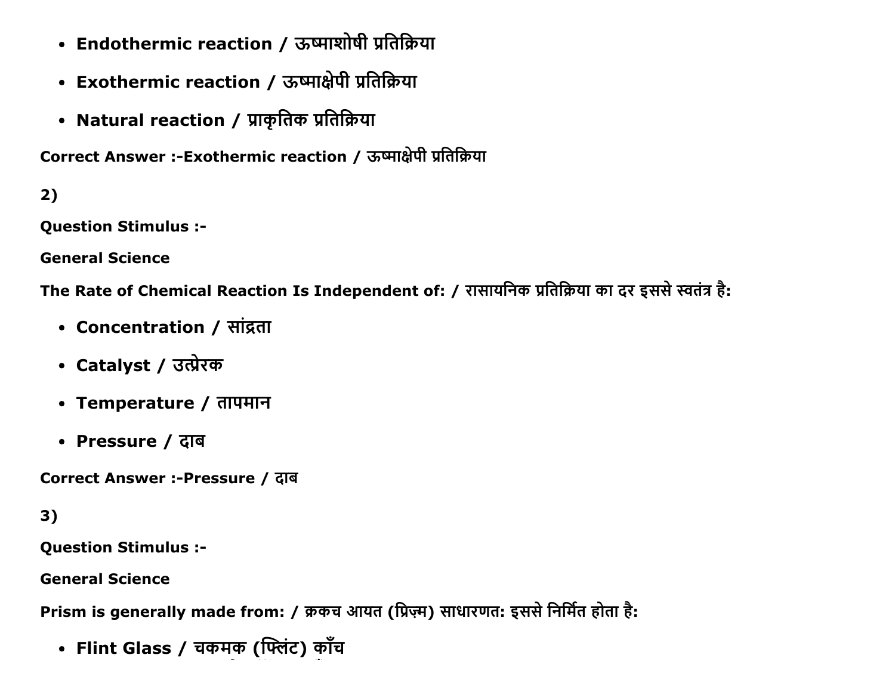- **Endothermic reaction / ऊष्माशोषी प्रतिक्रिया**
- **Exothermic reaction / ऊष्माक्षेपी प्रतिक्रिया**
- **Natural reaction / प्राकृतिक प्रतिक्रिया**

**Correct Answer :-Exothermic reaction / ऊष्माक्षेपी प्रतिक्रिया**

**2)**

**Question Stimulus :-**

**General Science**

**The Rate of Chemical Reaction Is Independent of: / रासायनिक प्रतिक्रिया का दर इससे स्वतंत्र है:**

- **Concentration / सांद्रता**
- **Catalyst / उत्प्रेरक**
- **Temperature / तापमान**
- **Pressure / दाब**

**Correct Answer :-Pressure / दाब**

**3)**

**Question Stimulus :-**

**General Science**

**Prism is generally made from: / क्रकच आयत (प्रिज़्म) साधारणत: इससे निर्मित होता है:**

- **Flint Glass / चकमक (फ्लिंट) काँच**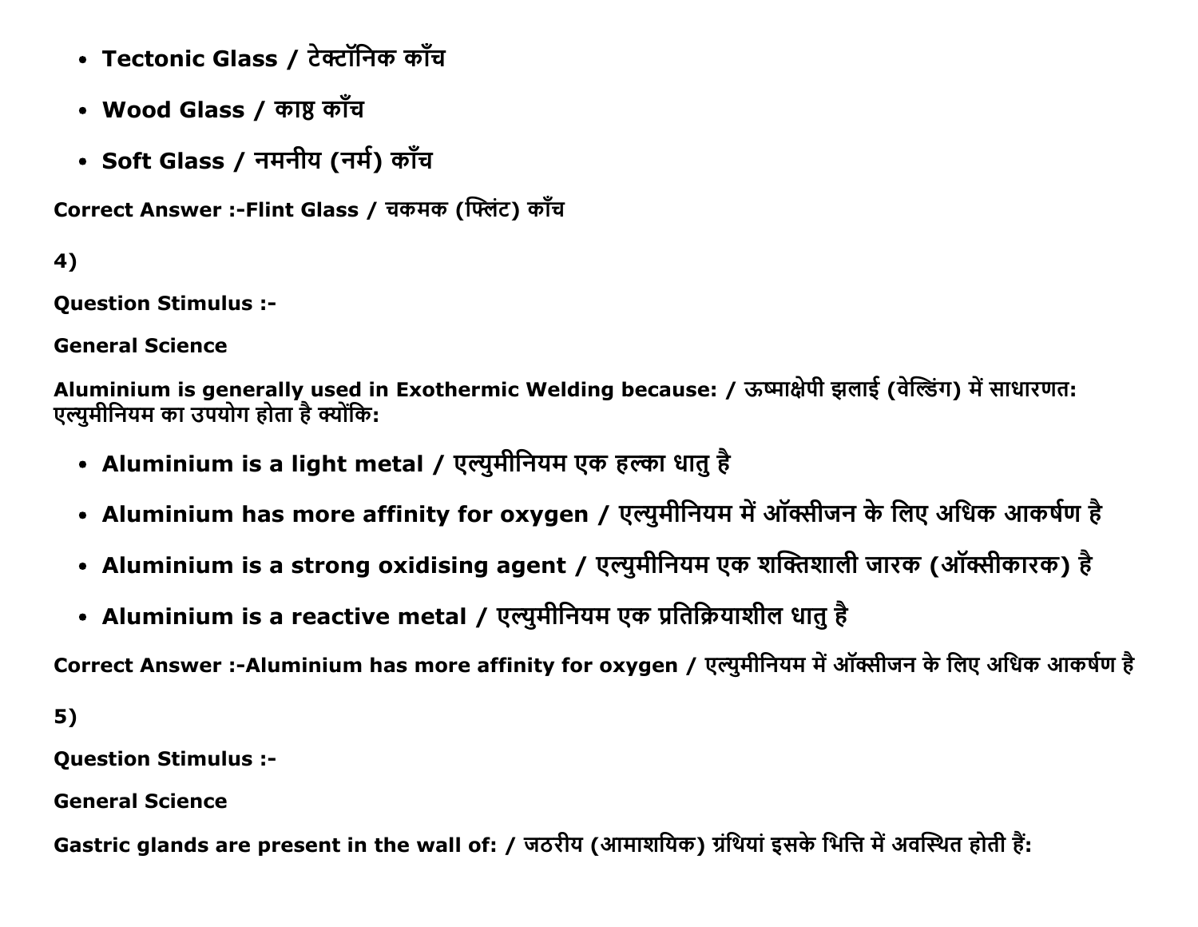- **Tectonic Glass / टेक्टॉनिक काँच**
- **Wood Glass / काष्ठ काँच**
- **Soft Glass / नमनीय (नर्म) काँच**

**Correct Answer :-Flint Glass / चकमक (फ्लिंट) काँच**

**4)**

**Question Stimulus :-**

**General Science**

**Aluminium is generally used in Exothermic Welding because: / ऊष्माक्षेपी झलाई (वेल्डिंग) में साधारणत: एल्युमीनियम का उपयोग होता है क्योंकि:**

- **Aluminium is a light metal / एल्युमीनियम एक हल्का धातु है**
- **Aluminium has more affinity for oxygen / एल्युमीनियम में ऑक्सीजन के लिए अधिक आकर्षण है**
- **Aluminium is a strong oxidising agent / एल्युमीनियम एक शक्तिशाली जारक (ऑक्सीकारक) है**
- **Aluminium is a reactive metal / एल्युमीनियम एक प्रतिक्रियाशील धातु है**

**Correct Answer :-Aluminium has more affinity for oxygen / एल्युमीनियम में ऑक्सीजन के लिए अधिक आकर्षण है**

**5)**

**Question Stimulus :-**

**General Science**

**Gastric glands are present in the wall of: / जठरीय (आमाशयिक) ग्रंथियां इसके भित्ति में अवस्थित होती हैं:**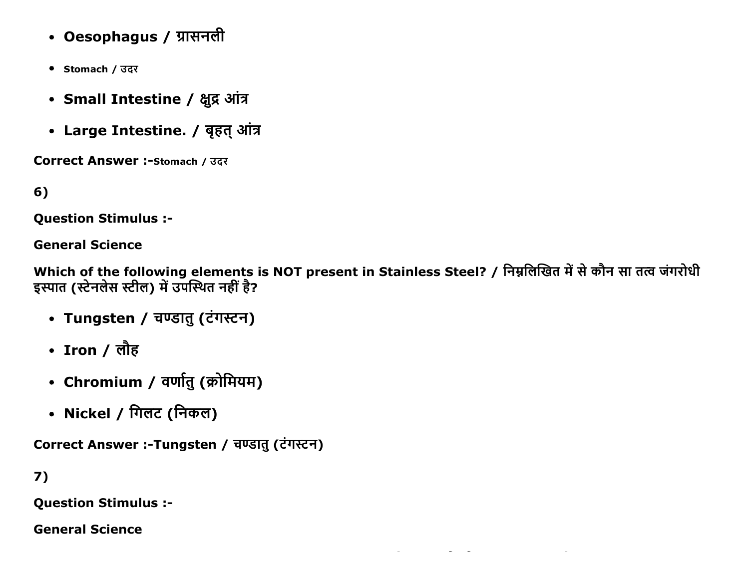- **Oesophagus / ग्रासनली**
- Stomach / उदर
- **Small Intestine / क्षुद्र आंत्र**
- **Large Intestine. / बृहत् आंत्र**

**Correct Answer :-**Stomach / उदर

**6)**

**Question Stimulus :-**

**General Science**

**Which of the following elements is NOT present in Stainless Steel? / निम्नलिखित में से कौन सा तत्व जंगरोधी इस्पात (स्टेनलेस स्टील) में उपस्थित नहीं है?**

- **Tungsten / चण्डातु (टंगस्टन)**
- **Iron / लौह**
- **Chromium / वर्णातु (क्रोमियम)**
- **Nickel / गिलट (निकल)**

**Correct Answer :-Tungsten / चण्डातु (टंगस्टन)**

**7)**

**Question Stimulus :-**

**General Science**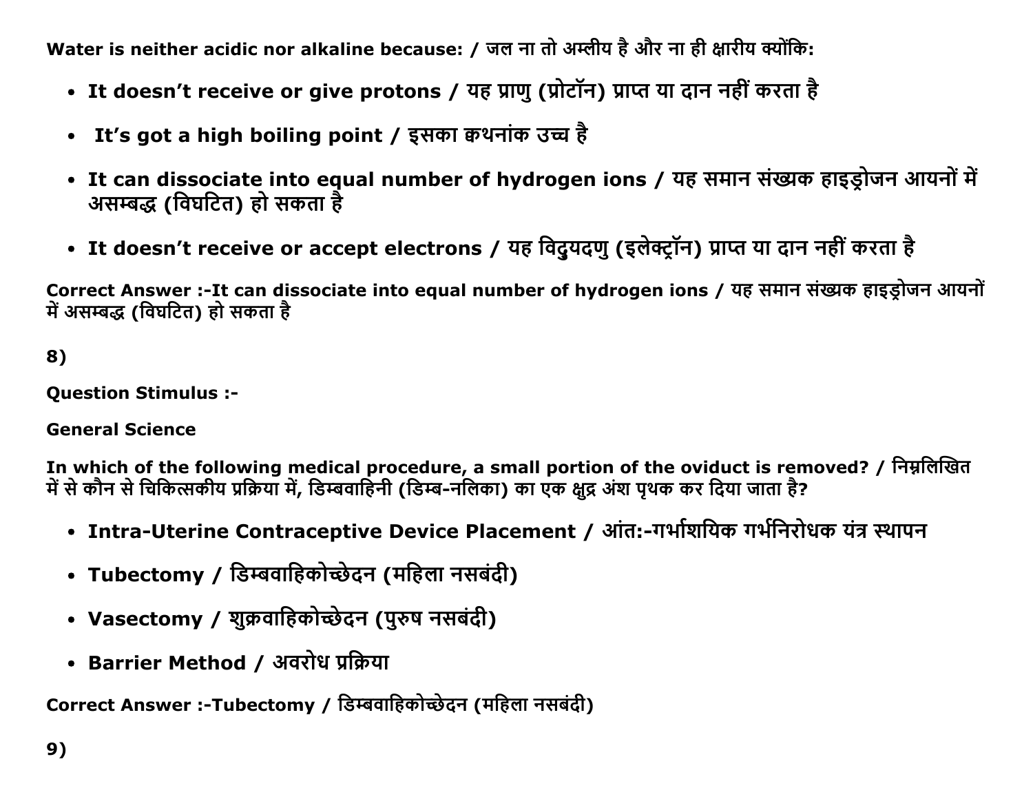**Water is neither acidic nor alkaline because: / जल ना तो अम्लीय है और ना ही क्षारीय क्योंकि:**

- **It doesn't receive or give protons / यह प्राणु (प्रोटॉन) प्राप्त या दान नहीं करता है**
- **It's got a high boiling point / इसका क्वथनांक उच्च है**
- **It can dissociate into equal number of hydrogen ions / यह समान संख्यक हाइड्रोजन आयनों में असम्बद्ध (विघटित) हो सकता है**
- **It doesn't receive or accept electrons / यह विदुयदणु (इलेक्ट्रॉन) प्राप्त या दान नहीं करता है**

**Correct Answer :-It can dissociate into equal number of hydrogen ions / यह समान संख्यक हाइड्रोजन आयनों में असम्बद्ध (विघटित) हो सकता है**

**8)**

**Question Stimulus :-**

**General Science**

**In which of the following medical procedure, a small portion of the oviduct is removed? / निम्नलिखित में से कौन से चिकित्सकीय प्रक्रिया में, डिम्बवाहिनी (डिम्ब-नलिका) का एक क्षुद्र अंश पृथक कर दिया जाता है?**

- **Intra-Uterine Contraceptive Device Placement / आंत:-गर्भाशयिक गर्भनिरोधक यंत्र स्थापन**
- **Tubectomy / डिम्बवाहिकोच्छेदन (महिला नसबंदी)**
- **Vasectomy / शुक्रवाहिकोच्छेदन (पुरुष नसबंदी)**
- **Barrier Method / अवरोध प्रक्रिया**

**Correct Answer :-Tubectomy / डिम्बवाहिकोच्छेदन (महिला नसबंदी)**

**9)**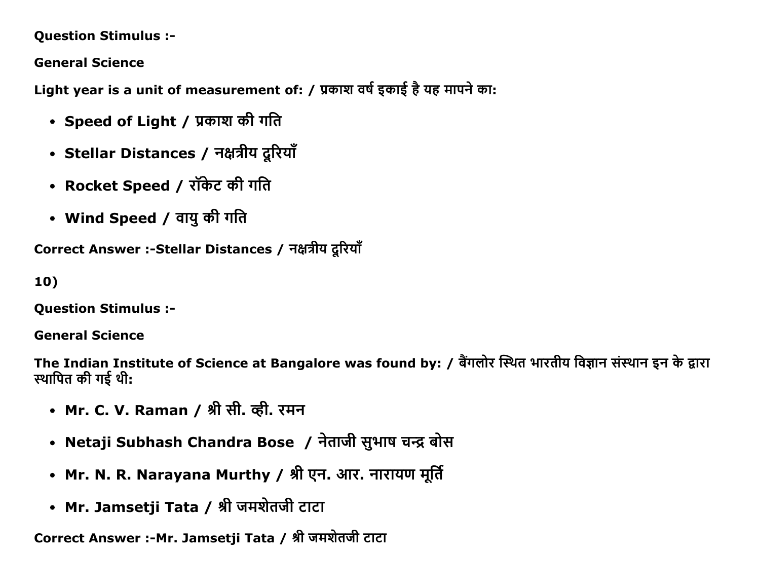**Question Stimulus :-**

**General Science**

**Light year is a unit of measurement of: / प्रकाश वर्ष इकाई है यह मापने का:**

- **Speed of Light / प्रकाश की गति**
- **Stellar Distances / नक्षत्रीय दूरियाँ**
- **Rocket Speed / रॉकेट की गति**
- **Wind Speed / वायु की गति**

**Correct Answer :-Stellar Distances / नक्षत्रीय दूरियाँ**

**10)**

**Question Stimulus :-**

**General Science**

**The Indian Institute of Science at Bangalore was found by: / बैंगलोर स्थित भारतीय विज्ञान संस्थान इन के द्वारा स्थापित की गई थी:**

- **Mr. C. V. Raman / श्री सी. व्ही. रमन**
- **Netaji Subhash Chandra Bose / नेताजी सुभाष चन्द्र बोस**
- **Mr. N. R. Narayana Murthy / श्री एन. आर. नारायण मूर्ति**
- **Mr. Jamsetji Tata / श्री जमशेतजी टाटा**

**Correct Answer :-Mr. Jamsetji Tata / श्री जमशेतजी टाटा**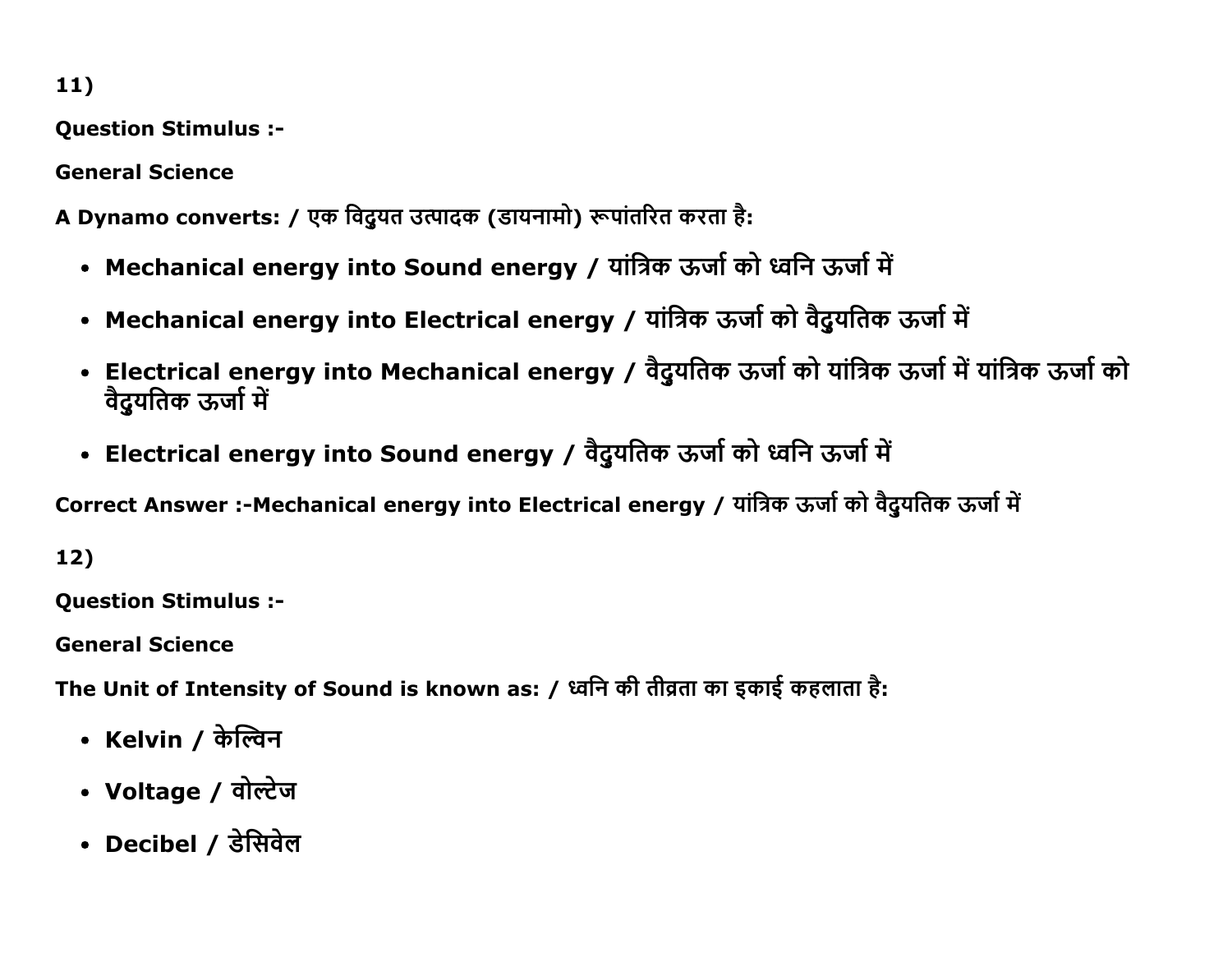11)

**Question Stimulus :-**

**General Science**

**A Dynamo converts: / एक विद्युत उत्पादक (डायनामो) रूपांतरित करता है:**

- **Mechanical energy into Sound energy / यांत्रिक ऊर्जा को ध्वनि ऊर्जा में**
- **Mechanical energy into Electrical energy / यांत्रिक ऊर्जा को वैद्युतिक ऊर्जा में**
- **Electrical energy into Mechanical energy / वैद्युतिक ऊर्जा को यांत्रिक ऊर्जा में यांत्रिक ऊर्जा को वैद्युतिक ऊर्जा में**
- **Electrical energy into Sound energy / वैद्युतिक ऊर्जा को ध्वनि ऊर्जा में**

**Correct Answer :-Mechanical energy into Electrical energy / यांत्रिक ऊर्जा को वैद्युतिक ऊर्जा में**

12)

**Question Stimulus :-**

**General Science**

**The Unit of Intensity of Sound is known as: / ध्वनि की तीव्रता का इकाई कहलाता है:**

- **Kelvin / केल्विन**
- **Voltage / वोल्टेज**
- **Decibel / डेसिवेल**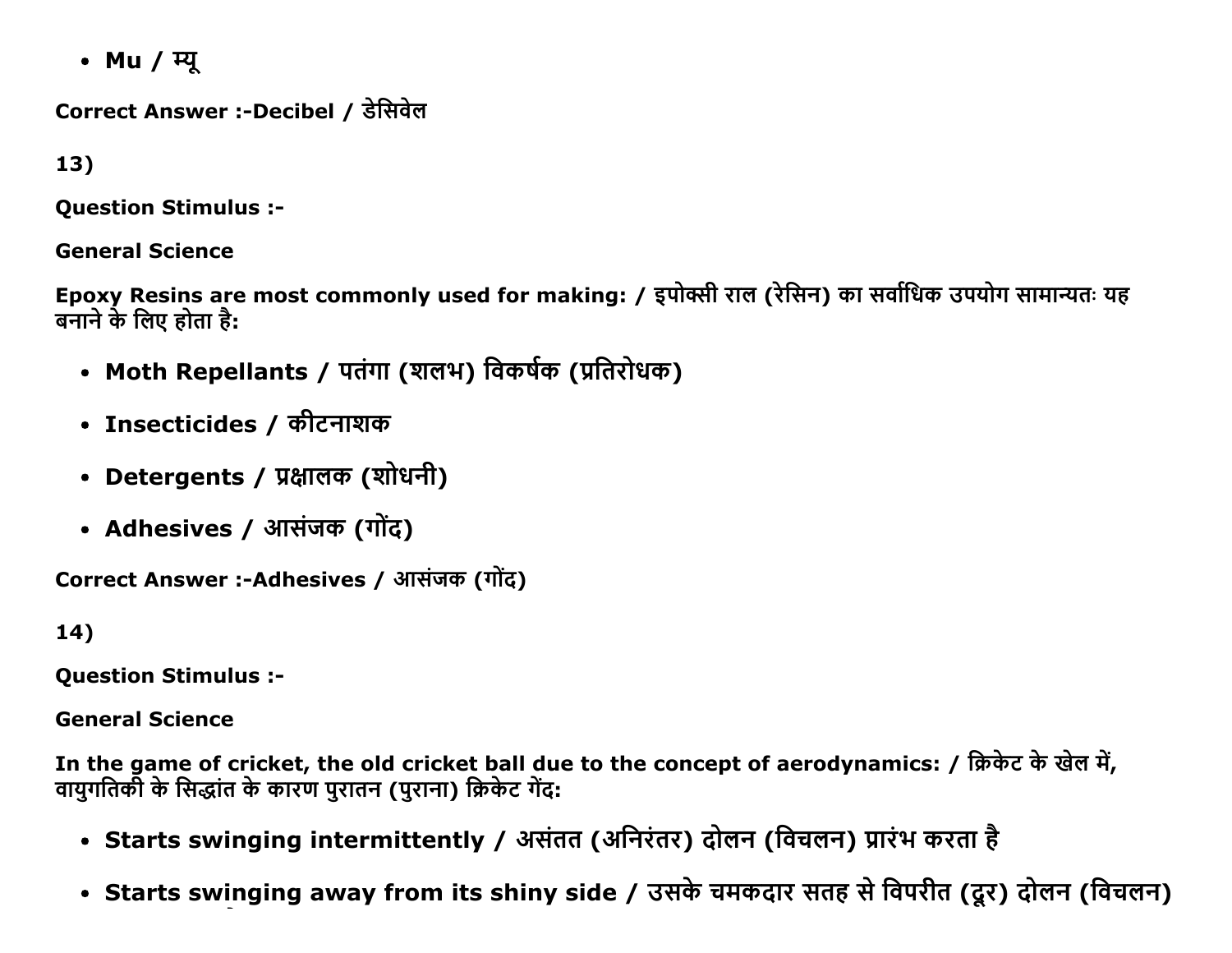- **Mu / म्यू**

**Correct Answer :-Decibel / डेसिवेल**

**13)**

**Question Stimulus :-**

**General Science**

**Epoxy Resins are most commonly used for making: / इपोक्सी राल (रेसिन) का सर्वाधिक उपयोग सामान्यतः यह बनाने के लिए होता है:**

- **Moth Repellants / पतंगा (शलभ) विकर्षक (प्रतिरोधक)**
- **Insecticides / कीटनाशक**
- **Detergents / प्रक्षालक (शोधनी)**
- **Adhesives / आसंजक (गोंद)**

**Correct Answer :-Adhesives / आसंजक (गोंद)**

**14)**

**Question Stimulus :-**

**General Science**

**In the game of cricket, the old cricket ball due to the concept of aerodynamics: / क्रिकेट के खेल में, वायुगतिकी के सिद्धांत के कारण पुरातन (पुराना) क्रिकेट गेंद:**

- **Starts swinging intermittently / असंतत (अनिरंतर) दोलन (विचलन) प्रारंभ करता है**
- **Starts swinging away from its shiny side / उसके चमकदार सतह से विपरीत (दूर) दोलन (विचलन)**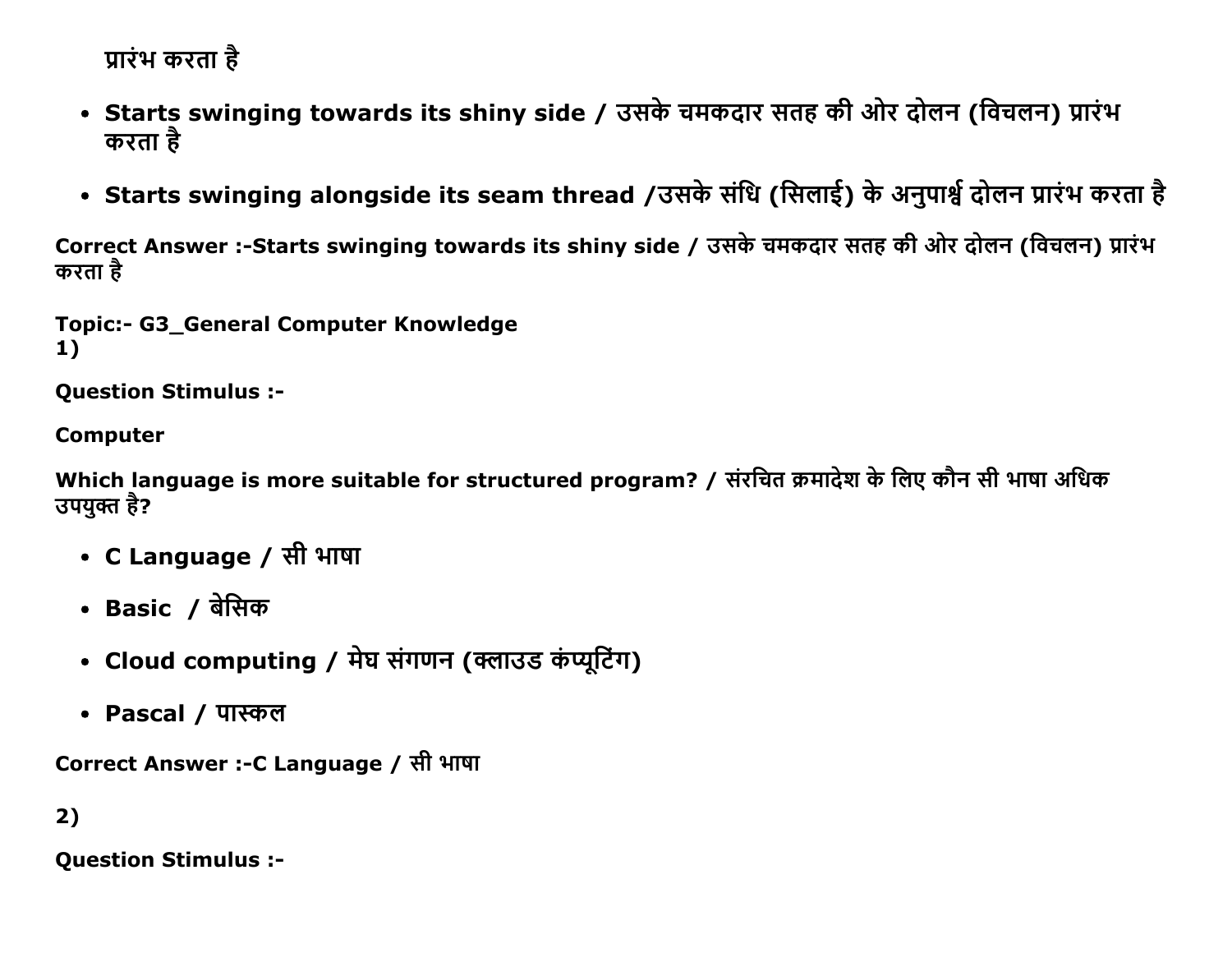प्रारंभ करता है

- **Starts swinging towards its shiny side / उसके चमकदार सतह की ओर दोलन (विचलन) प्रारंभ करता है**
- **Starts swinging alongside its seam thread /उसके संधि (सिलाई) के अनुपार्श्व दोलन प्रारंभ करता है**

**Correct Answer :-Starts swinging towards its shiny side / उसके चमकदार सतह की ओर दोलन (विचलन) प्रारंभ करता है**

**Topic:- G3_General Computer Knowledge**

**1)**

**Question Stimulus :-**

**Computer**

**Which language is more suitable for structured program? / संरचित क्रमादेश के लिए कौन सी भाषा अधिक उपयुक्त है?**

- **C Language / सी भाषा**
- **Basic / बेसिक**
- **Cloud computing / मेघ संगणन (क्लाउड कंप्यूटिंग)**
- **Pascal / पास्कल**

**Correct Answer :-C Language / सी भाषा**

**2)**

**Question Stimulus :-**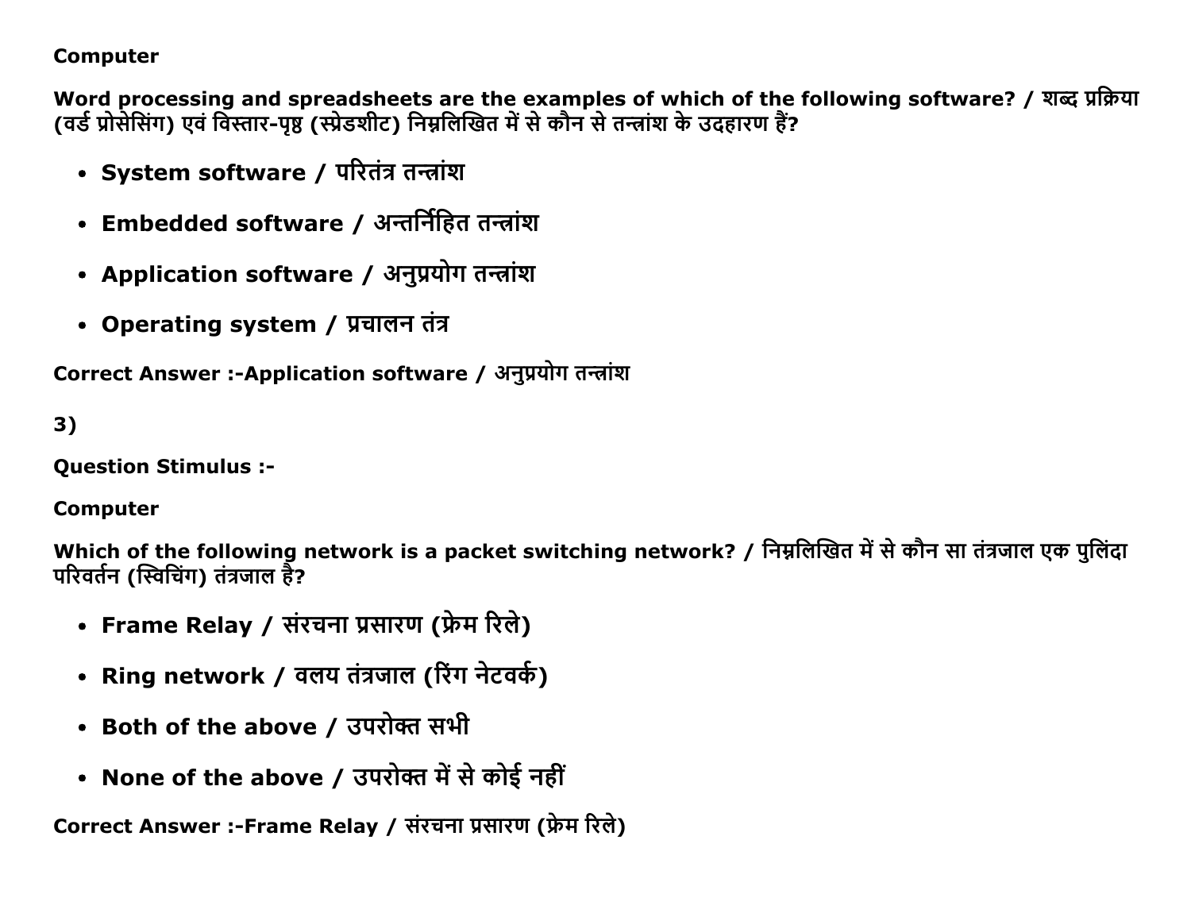**Computer**

**Word processing and spreadsheets are the examples of which of the following software? / शब्द प्रक्रिया (वर्ड प्रोसेसिंग) एवं विस्तार-पृष्ठ (स्प्रेडशीट) निम्नलिखित में से कौन से तन्त्रांश के उदहारण हैं?**

- **System software / परितंत्र तन्त्रांश**
- **Embedded software / अन्तर्निहित तन्त्रांश**
- **Application software / अनुप्रयोग तन्त्रांश**
- **Operating system / प्रचालन तंत्र**

**Correct Answer :-Application software / अनुप्रयोग तन्त्रांश**

**3)**

**Question Stimulus :-**

**Computer**

**Which of the following network is a packet switching network? / निम्नलिखित में से कौन सा तंत्रजाल एक पुलिंदा परिवर्तन (स्विचिंग) तंत्रजाल है?**

- **Frame Relay / संरचना प्रसारण (फ्रेम रिले)**
- **Ring network / वलय तंत्रजाल (रिंग नेटवर्क)**
- **Both of the above / उपरोक्त सभी**
- **None of the above / उपरोक्त में से कोई नहीं**

**Correct Answer :-Frame Relay / संरचना प्रसारण (फ्रेम रिले)**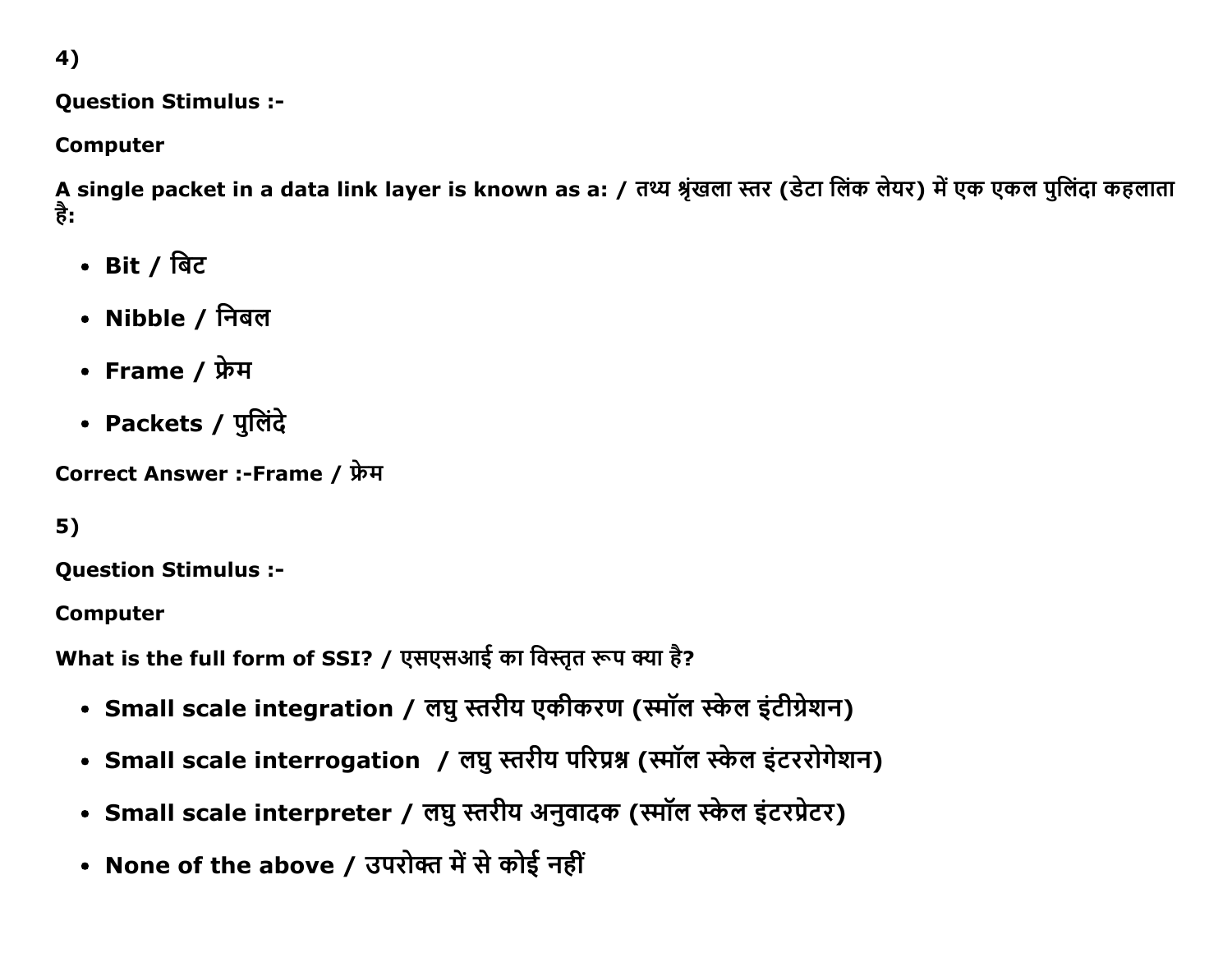4)

**Question Stimulus :-**

**Computer**

**A single packet in a data link layer is known as a: / तथ्य श्रृंखला स्तर (डेटा लिंक लेयर) में एक एकल पुलिंदा कहलाता है:**

- **Bit / बिट**
- **Nibble / निबल**
- **Frame / फ्रेम**
- **Packets / पुलिंदे**

**Correct Answer :-Frame / फ्रेम**

5)

**Question Stimulus :-**

**Computer**

**What is the full form of SSI? / एसएसआई का विस्तृत रूप क्या है?**

- **Small scale integration / लघु स्तरीय एकीकरण (स्मॉल स्केल इंटीग्रेशन)**
- **Small scale interrogation / लघु स्तरीय परिप्रश्न (स्मॉल स्केल इंटररोगेशन)**
- **Small scale interpreter / लघु स्तरीय अनुवादक (स्मॉल स्केल इंटरप्रेटर)**
- **None of the above / उपरोक्त में से कोई नहीं**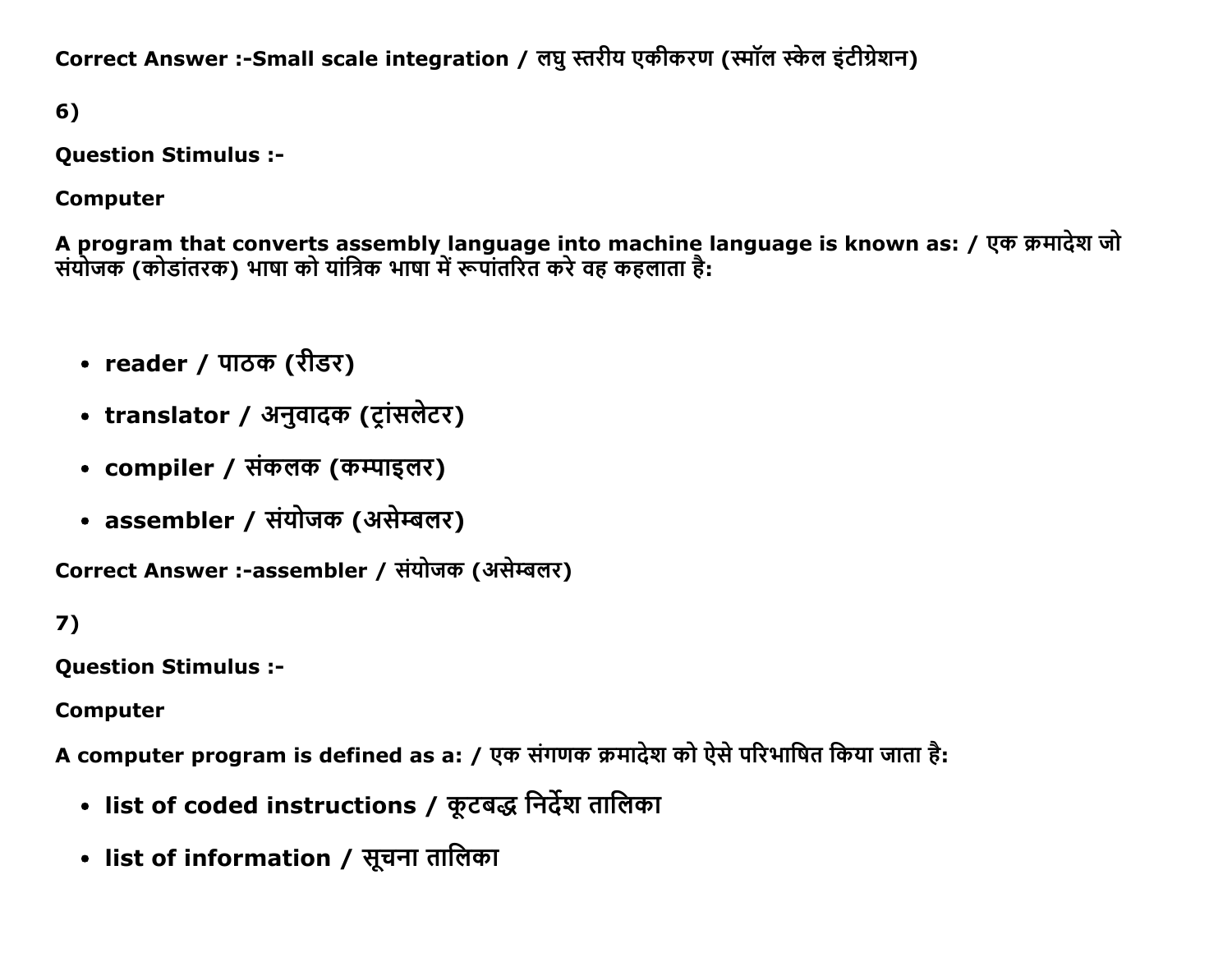**Correct Answer :-Small scale integration / लघु स्तरीय एकीकरण (स्मॉल स्केल इंटीग्रेशन)**

**6)**

**Question Stimulus :-**

**Computer**

**A program that converts assembly language into machine language is known as: / एक क्रमादेश जो संयोजक (कोडांतरक) भाषा को यांत्रिक भाषा में रूपांतरित करे वह कहलाता है:**

- **reader / पाठक (रीडर)**
- **translator / अनुवादक (ट्रांसलेटर)**
- **compiler / संकलक (कम्पाइलर)**
- **assembler / संयोजक (असेम्बलर)**

**Correct Answer :-assembler / संयोजक (असेम्बलर)**

**7)**

**Question Stimulus :-**

**Computer**

**A computer program is defined as a: / एक संगणक क्रमादेश को ऐसे परिभाषित किया जाता है:**

- **list of coded instructions / कूटबद्ध निर्देश तालिका**
- **list of information / सूचना तालिका**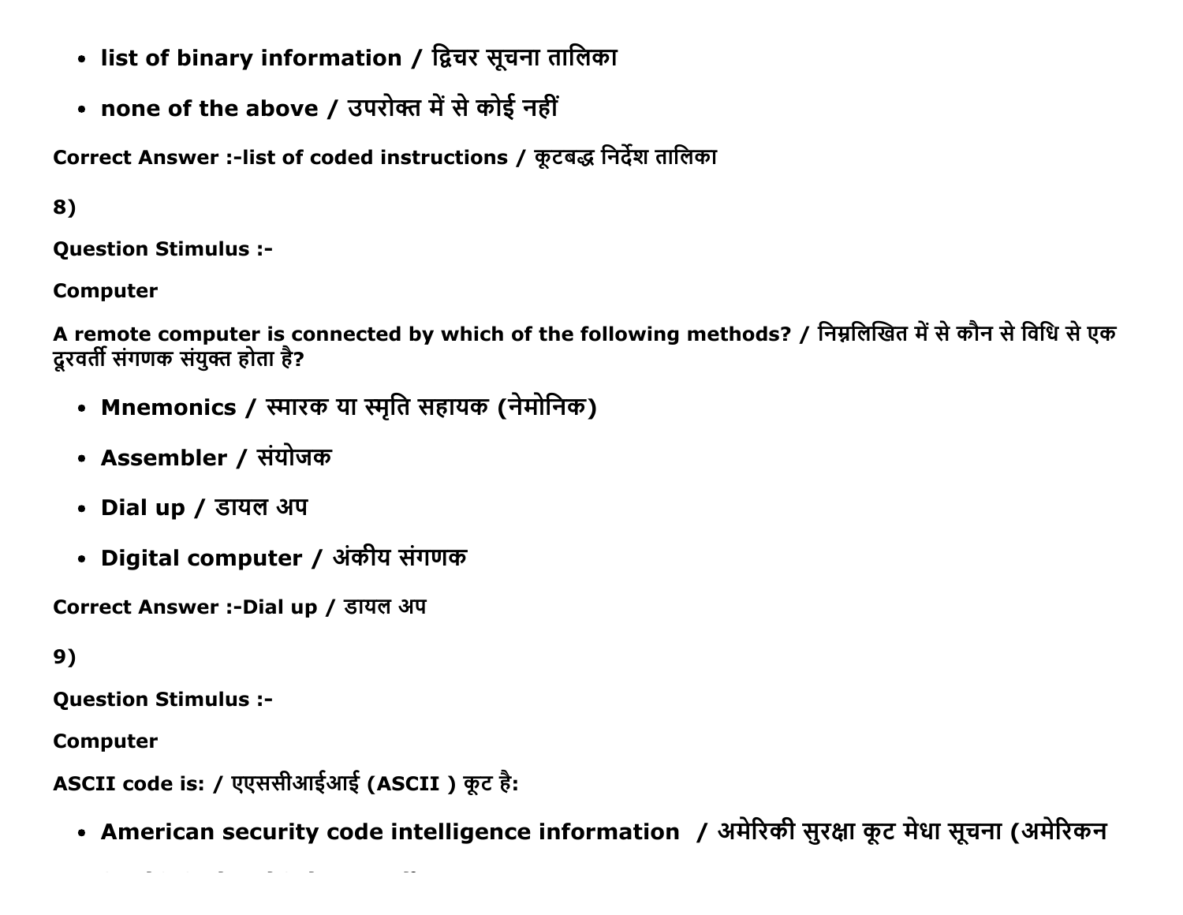- **list of binary information / द्विचर सूचना तालिका**
- **none of the above / उपरोक्त में से कोई नहीं**

**Correct Answer :-list of coded instructions / कूटबद्ध निर्देश तालिका**

**8)**

**Question Stimulus :-**

**Computer**

**A remote computer is connected by which of the following methods? / निम्नलिखित में से कौन से विधि से एक दूरवर्ती संगणक संयुक्त होता है?**

- **Mnemonics / स्मारक या स्मृति सहायक (नेमोनिक)**
- **Assembler / संयोजक**
- **Dial up / डायल अप**
- **Digital computer / अंकीय संगणक**

**Correct Answer :-Dial up / डायल अप**

**9)**

**Question Stimulus :-**

**Computer**

**ASCII code is: / एएससीआईआई (ASCII ) कूट है:**

- **American security code intelligence information / अमेरिकी सुरक्षा कूट मेधा सूचना (अमेरिकन**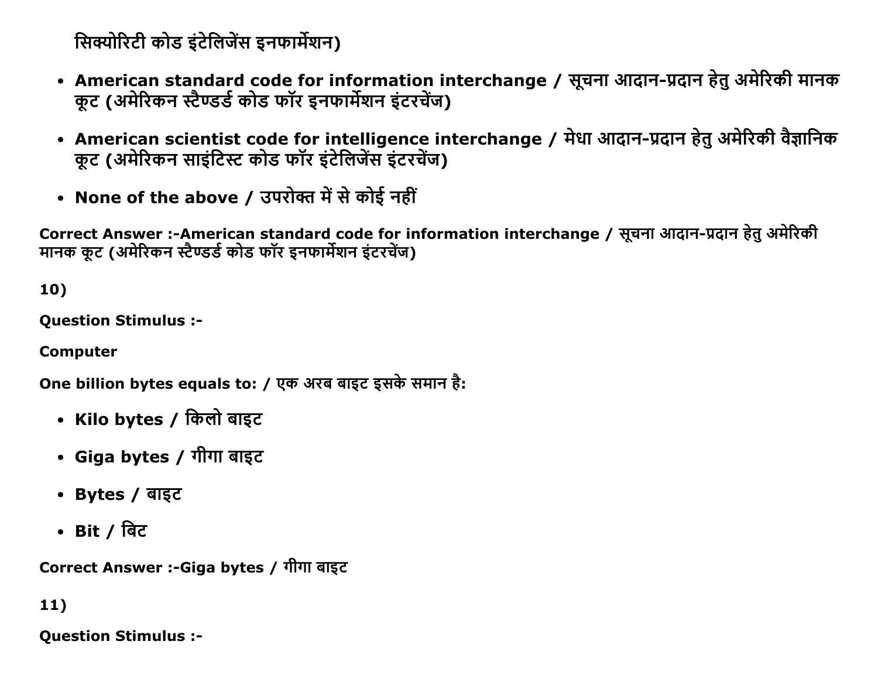सिक्योरिटी कोड इंटेलिजेंस इनफार्मेशन)

- **American standard code for information interchange / सूचना आदान-प्रदान हेतु अमेरिकी मानक कूट (अमेरिकन स्टैण्डर्ड कोड फॉर इनफार्मेशन इंटरचेंज)**
- **American scientist code for intelligence interchange / मेधा आदान-प्रदान हेतु अमेरिकी वैज्ञानिक कूट (अमेरिकन साइंटिस्ट कोड फॉर इंटेलिजेंस इंटरचेंज)**
- **None of the above / उपरोक्त में से कोई नहीं**

**Correct Answer :-American standard code for information interchange / सूचना आदान-प्रदान हेतु अमेरिकी मानक कूट (अमेरिकन स्टैण्डर्ड कोड फॉर इनफार्मेशन इंटरचेंज)**

**10)**

**Question Stimulus :-**

**Computer**

**One billion bytes equals to: / एक अरब बाइट इसके समान है:**

- **Kilo bytes / किलो बाइट**
- **Giga bytes / गीगा बाइट**
- **Bytes / बाइट**
- **Bit / बिट**

**Correct Answer :-Giga bytes / गीगा बाइट**

**11)**

**Question Stimulus :-**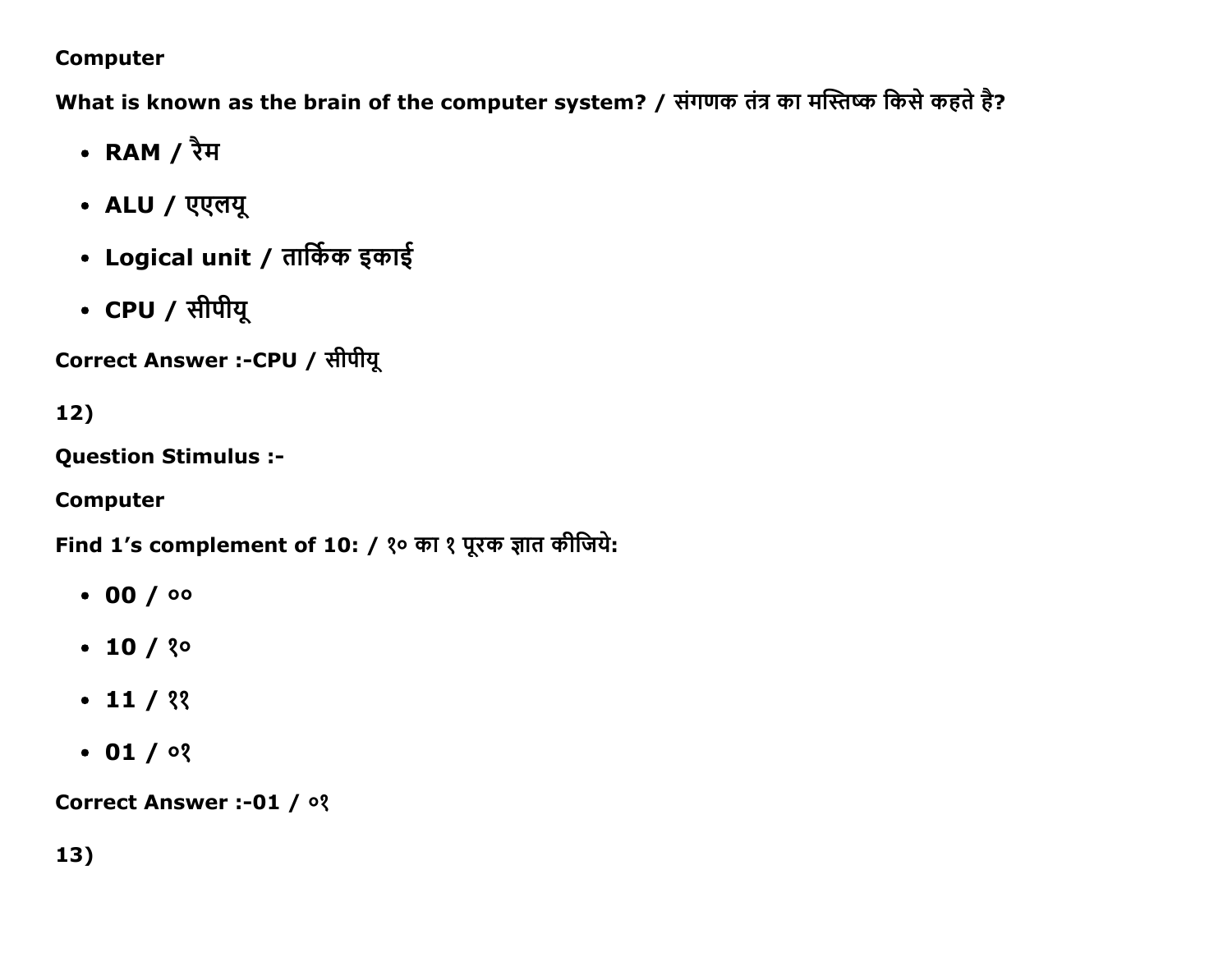**Computer**

**What is known as the brain of the computer system? / संगणक तंत्र का मस्तिष्क किसे कहते है?**

- **RAM / रैम**
- **ALU / एएलयू**
- **Logical unit / तार्किक इकाई**
- **CPU / सीपीयू**

**Correct Answer :-CPU / सीपीयू**

**12)**

**Question Stimulus :-**

**Computer**

**Find 1's complement of 10: / १० का १ पूरक ज्ञात कीजिये:**

- **00 / ००**
- **10 / १०**
- **11 / ११**
- **01 / ०१**

**Correct Answer :-01 / ०१**

**13)**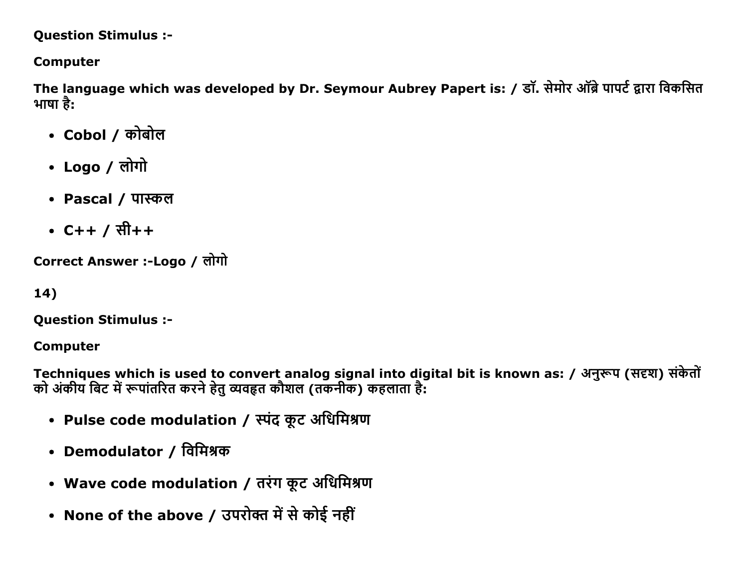**Question Stimulus :-**

**Computer**

**The language which was developed by Dr. Seymour Aubrey Papert is: / डॉ. सेमोर ऑब्रे पापर्ट द्वारा विकसित भाषा है:**

- **Cobol / कोबोल**
- **Logo / लोगो**
- **Pascal / पास्कल**
- **C++ / सी++**

**Correct Answer :-Logo / लोगो**

**14)**

**Question Stimulus :-**

**Computer**

**Techniques which is used to convert analog signal into digital bit is known as: / अनुरूप (सदृश) संकेतों को अंकीय बिट में रूपांतरित करने हेतु व्यवहृत कौशल (तकनीक) कहलाता है:**

- **Pulse code modulation / स्पंद कूट अधिमिश्रण**
- **Demodulator / विमिश्रक**
- **Wave code modulation / तरंग कूट अधिमिश्रण**
- **None of the above / उपरोक्त में से कोई नहीं**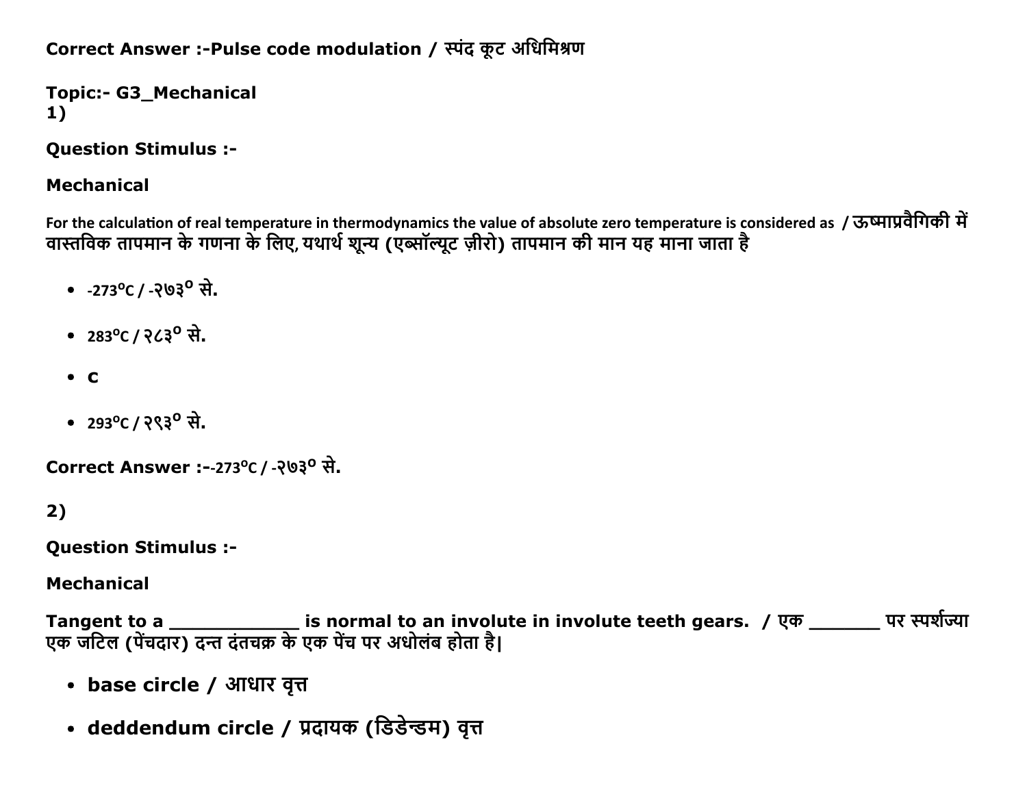**Correct Answer :-Pulse code modulation / स्पंद कूट अधिमिश्रण**

**Topic:- G3_Mechanical**

**1)**

**Question Stimulus :-**

**Mechanical**

For the calculation of real temperature in thermodynamics the value of absolute zero temperature is considered as / ऊष्माप्रवैगिकी में वास्तविक तापमान के गणना के लिए, यथार्थ शून्य (एब्सॉल्यूट ज़ीरो) तापमान की मान यह माना जाता है

- -273°C / -२७३° से.
- 283°C / २८३° से.
- C
- 293°C / २९३° से.

**Correct Answer :-**-273°C / -२७३° से.

**2)**

**Question Stimulus :-**

**Mechanical**

**Tangent to a ____________ is normal to an involute in involute teeth gears. / एक _______ पर स्पर्शज्या एक जटिल (पेंचदार) दन्त दंतचक्र के एक पेंच पर अधोलंब होता है|**

- **base circle / आधार वृत्त**
- **deddendum circle / प्रदायक (डिडेन्डम) वृत्त**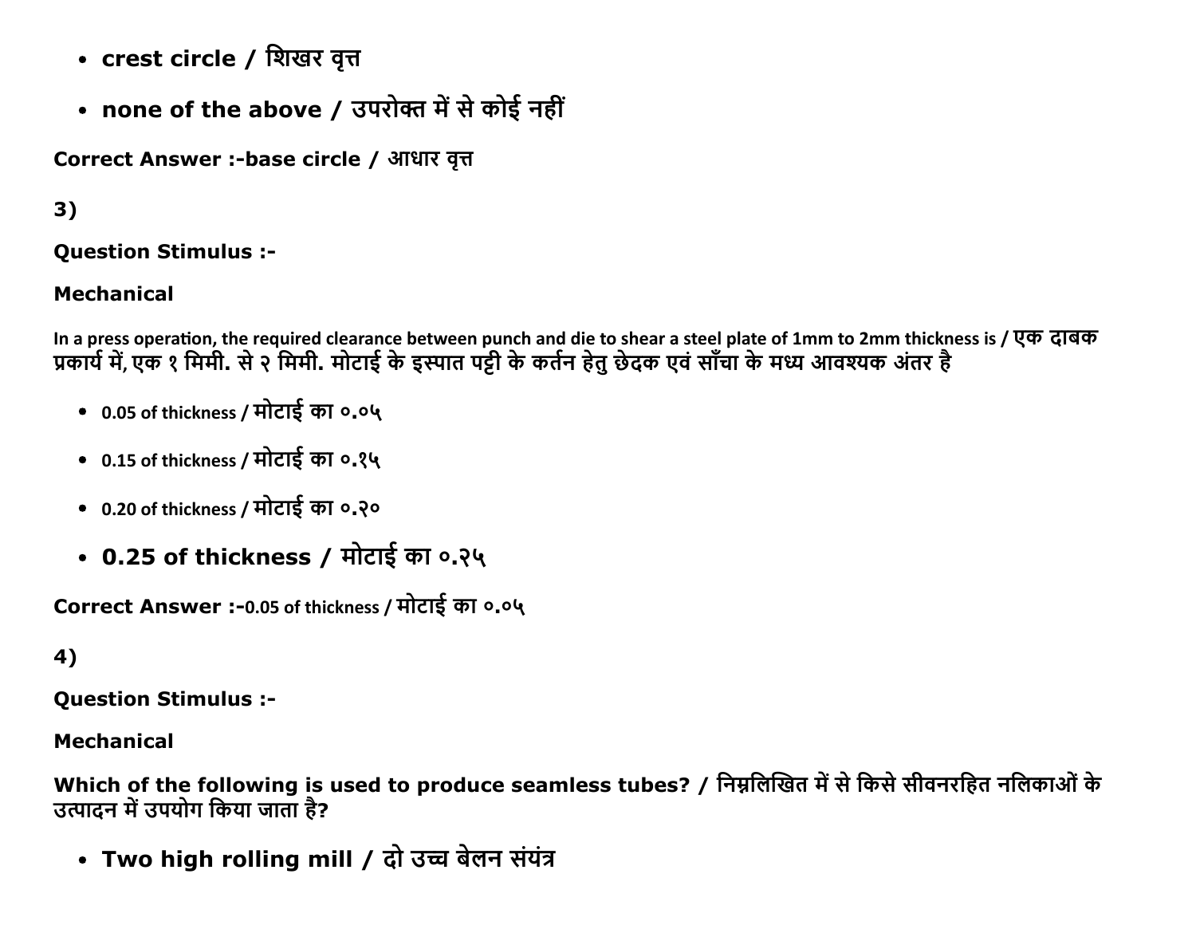- **crest circle / शिखर वृत्त**
- **none of the above / उपरोक्त में से कोई नहीं**

**Correct Answer :-base circle / आधार वृत्त**

**3)**

**Question Stimulus :-**

**Mechanical**

In a press operation, the required clearance between punch and die to shear a steel plate of 1mm to 2mm thickness is / एक दाबक प्रकार्य में, एक १ मिमी. से २ मिमी. मोटाई के इस्पात पट्टी के कर्तन हेतु छेदक एवं साँचा के मध्य आवश्यक अंतर है

- 0.05 of thickness / मोटाई का ०.०५
- 0.15 of thickness / मोटाई का ०.१५
- 0.20 of thickness / मोटाई का ०.२०
- **0.25 of thickness / मोटाई का ०.२५**

**Correct Answer :-**0.05 of thickness / मोटाई का ०.०५

**4)**

**Question Stimulus :-**

**Mechanical**

**Which of the following is used to produce seamless tubes? / निम्नलिखित में से किसे सीवनरहित नलिकाओं के उत्पादन में उपयोग किया जाता है?**

- **Two high rolling mill / दो उच्च बेलन संयंत्र**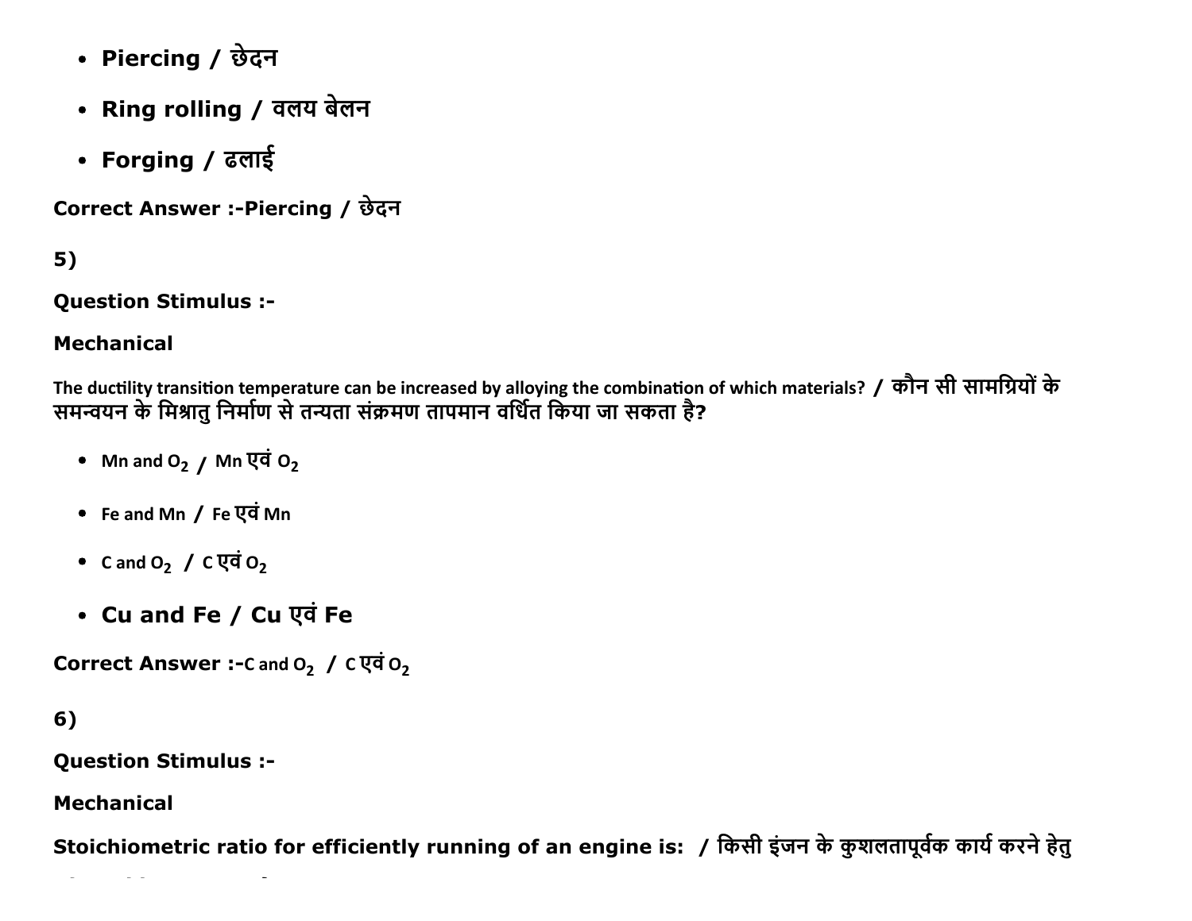- **Piercing / छेदन**
- **Ring rolling / वलय बेलन**
- **Forging / ढलाई**

**Correct Answer :-Piercing / छेदन**

**5)**

**Question Stimulus :-**

**Mechanical**

**The ductility transition temperature can be increased by alloying the combination of which materials? / कौन सी सामग्रियों के समन्वयन के मिश्रातु निर्माण से तन्यता संक्रमण तापमान वर्धित किया जा सकता है?**

- Mn and $O_2$ / Mn एवं $O_2$
- Fe and Mn / Fe एवं Mn
- C and $O_2$ / C एवं $O_2$
- **Cu and Fe / Cu एवं Fe**

**Correct Answer :-C and $O_2$ / C एवं $O_2$**

**6)**

**Question Stimulus :-**

**Mechanical**

**Stoichiometric ratio for efficiently running of an engine is: / किसी इंजन के कुशलतापूर्वक कार्य करने हेतु**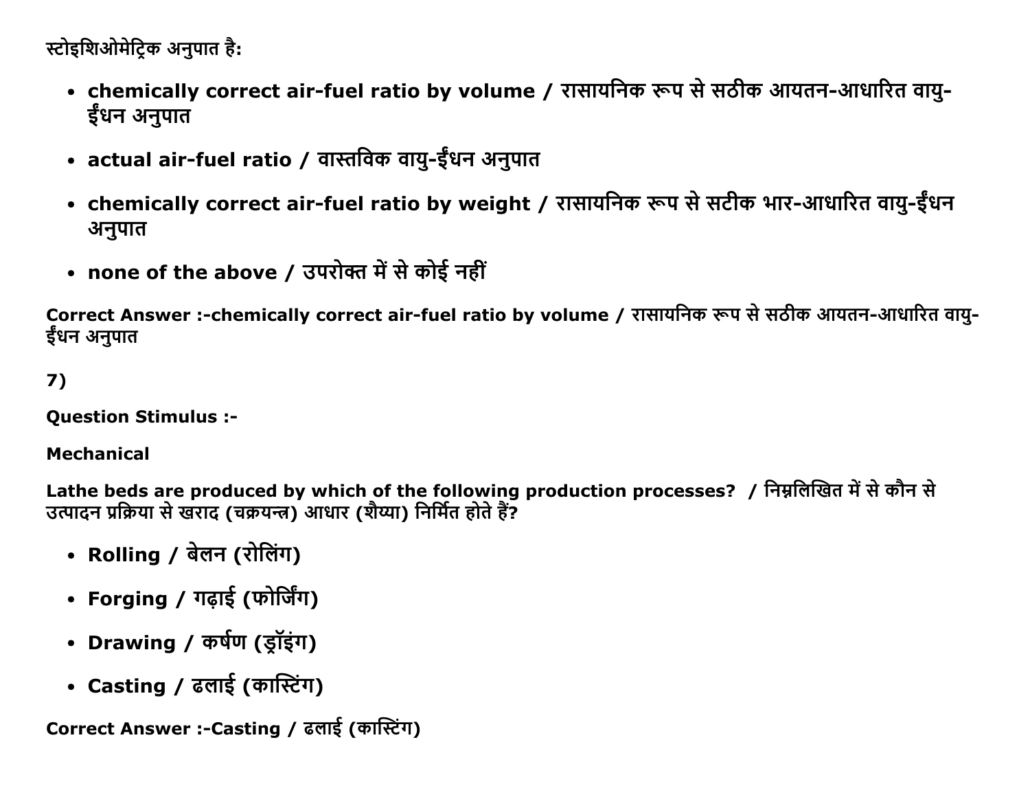स्टोइशिओमेट्रिक अनुपात है:

- **chemically correct air-fuel ratio by volume / रासायनिक रूप से सठीक आयतन-आधारित वायु-ईंधन अनुपात**
- **actual air-fuel ratio / वास्तविक वायु-ईंधन अनुपात**
- **chemically correct air-fuel ratio by weight / रासायनिक रूप से सटीक भार-आधारित वायु-ईंधन अनुपात**
- **none of the above / उपरोक्त में से कोई नहीं**

**Correct Answer :-chemically correct air-fuel ratio by volume / रासायनिक रूप से सठीक आयतन-आधारित वायु-ईंधन अनुपात**

**7)**

**Question Stimulus :-**

**Mechanical**

**Lathe beds are produced by which of the following production processes? / निम्नलिखित में से कौन से उत्पादन प्रक्रिया से खराद (चक्रयन्त्र) आधार (शैय्या) निर्मित होते हैं?**

- **Rolling / बेलन (रोलिंग)**
- **Forging / गढ़ाई (फोर्जिंग)**
- **Drawing / कर्षण (ड्रॉइंग)**
- **Casting / ढलाई (कास्टिंग)**

**Correct Answer :-Casting / ढलाई (कास्टिंग)**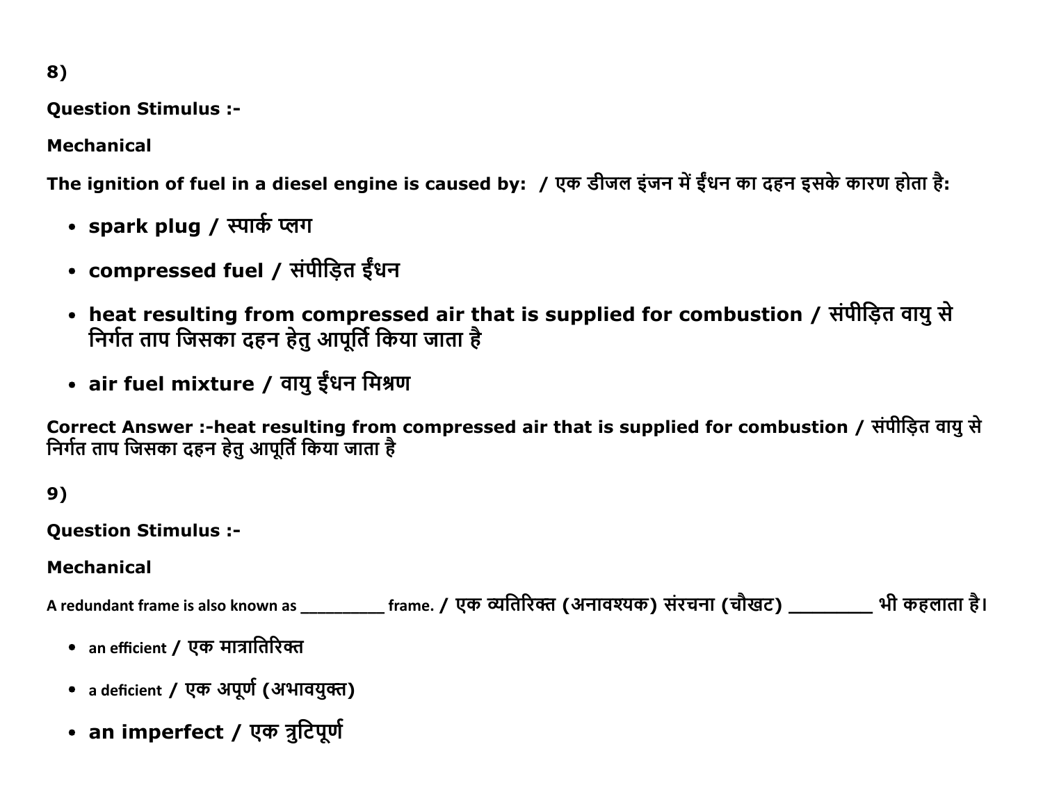8)

**Question Stimulus :-**

**Mechanical**

**The ignition of fuel in a diesel engine is caused by: / एक डीजल इंजन में ईंधन का दहन इसके कारण होता है:**

- **spark plug / स्पार्क प्लग**
- **compressed fuel / संपीड़ित ईंधन**
- **heat resulting from compressed air that is supplied for combustion / संपीड़ित वायु से निर्गत ताप जिसका दहन हेतु आपूर्ति किया जाता है**
- **air fuel mixture / वायु ईंधन मिश्रण**

**Correct Answer :-heat resulting from compressed air that is supplied for combustion / संपीड़ित वायु से निर्गत ताप जिसका दहन हेतु आपूर्ति किया जाता है**

9)

**Question Stimulus :-**

**Mechanical**

**A redundant frame is also known as __________ frame. / एक व्यतिरिक्त (अनावश्यक) संरचना (चौखट) _________ भी कहलाता है।**

- **an efficient / एक मात्रातिरिक्त**
- **a deficient / एक अपूर्ण (अभावयुक्त)**
- **an imperfect / एक त्रुटिपूर्ण**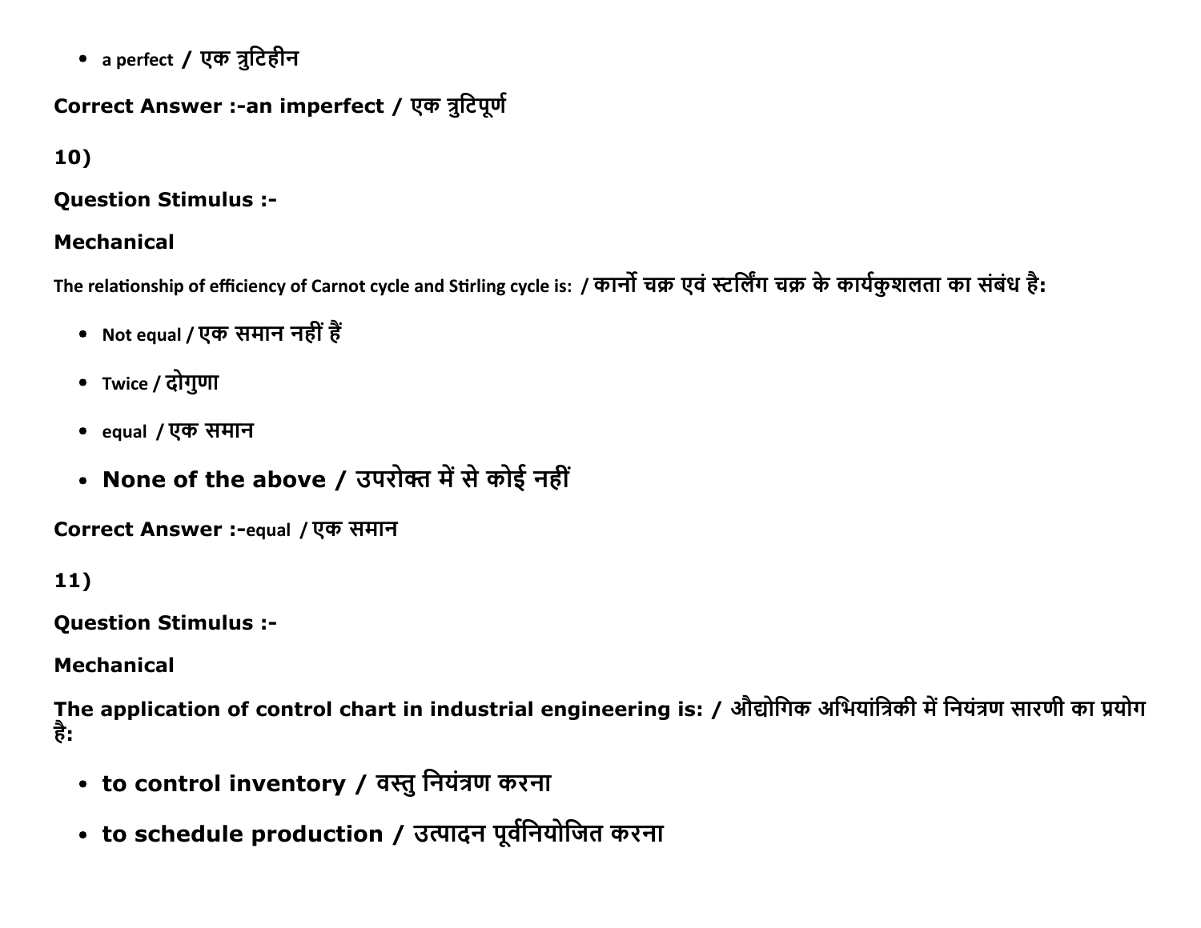- a perfect / एक त्रुटिहीन

**Correct Answer :-an imperfect / एक त्रुटिपूर्ण**

**10)**

**Question Stimulus :-**

**Mechanical**

The relationship of efficiency of Carnot cycle and Stirling cycle is: / **कार्नो चक्र एवं स्टर्लिंग चक्र के कार्यकुशलता का संबंध है:**

- Not equal / एक समान नहीं हैं
- Twice / दोगुणा
- equal / एक समान
- **None of the above / उपरोक्त में से कोई नहीं**

**Correct Answer :-**equal / एक समान

**11)**

**Question Stimulus :-**

**Mechanical**

**The application of control chart in industrial engineering is: / औद्योगिक अभियांत्रिकी में नियंत्रण सारणी का प्रयोग है:**

- **to control inventory / वस्तु नियंत्रण करना**
- **to schedule production / उत्पादन पूर्वनियोजित करना**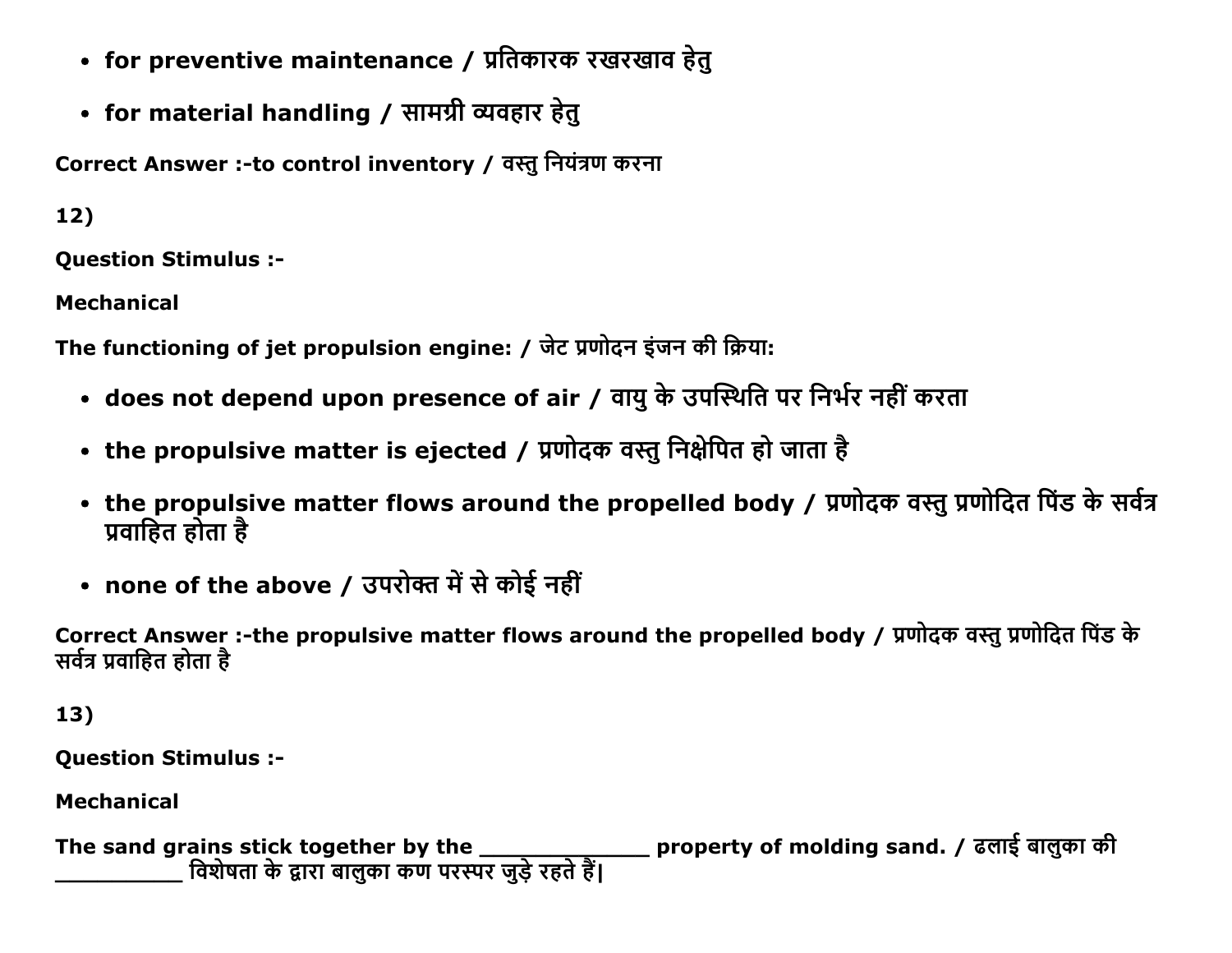- **for preventive maintenance / प्रतिकारक रखरखाव हेतु**
- **for material handling / सामग्री व्यवहार हेतु**

**Correct Answer :-to control inventory / वस्तु नियंत्रण करना**

**12)**

**Question Stimulus :-**

**Mechanical**

**The functioning of jet propulsion engine: / जेट प्रणोदन इंजन की क्रिया:**

- **does not depend upon presence of air / वायु के उपस्थिति पर निर्भर नहीं करता**
- **the propulsive matter is ejected / प्रणोदक वस्तु निक्षेपित हो जाता है**
- **the propulsive matter flows around the propelled body / प्रणोदक वस्तु प्रणोदित पिंड के सर्वत्र प्रवाहित होता है**
- **none of the above / उपरोक्त में से कोई नहीं**

**Correct Answer :-the propulsive matter flows around the propelled body / प्रणोदक वस्तु प्रणोदित पिंड के सर्वत्र प्रवाहित होता है**

**13)**

**Question Stimulus :-**

**Mechanical**

**The sand grains stick together by the _____________ property of molding sand. / ढलाई बालुका की __________ विशेषता के द्वारा बालुका कण परस्पर जुड़े रहते हैं|**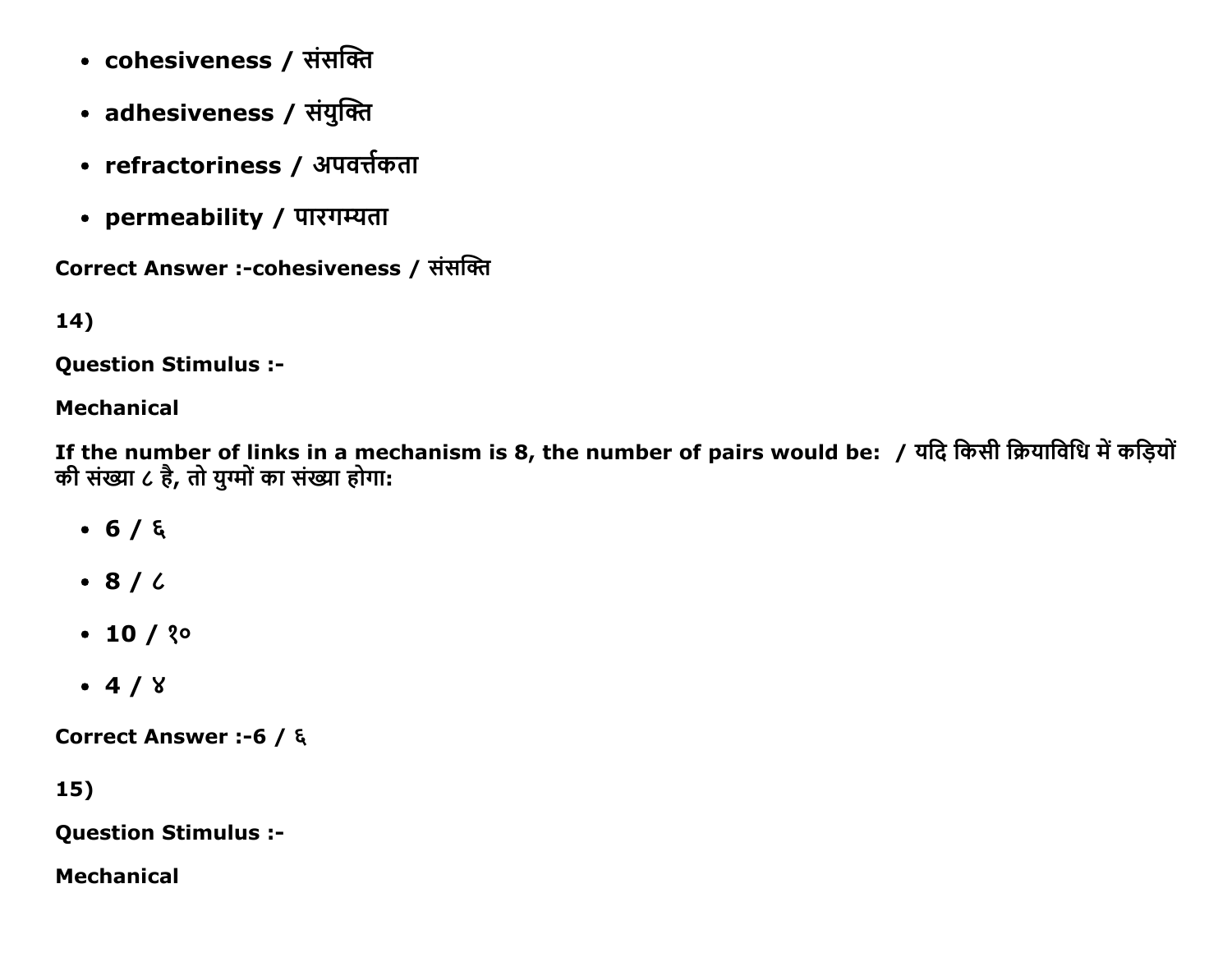- **cohesiveness / संसक्ति**
- **adhesiveness / संयुक्ति**
- **refractoriness / अपवर्त्तकता**
- **permeability / पारगम्यता**

**Correct Answer :-cohesiveness / संसक्ति**

**14)**

**Question Stimulus :-**

**Mechanical**

**If the number of links in a mechanism is 8, the number of pairs would be: / यदि किसी क्रियाविधि में कड़ियों की संख्या ८ है, तो युग्मों का संख्या होगा:**

- **6 / ६**
- **8 / ८**
- **10 / १०**
- **4 / ४**

**Correct Answer :-6 / ६**

**15)**

**Question Stimulus :-**

**Mechanical**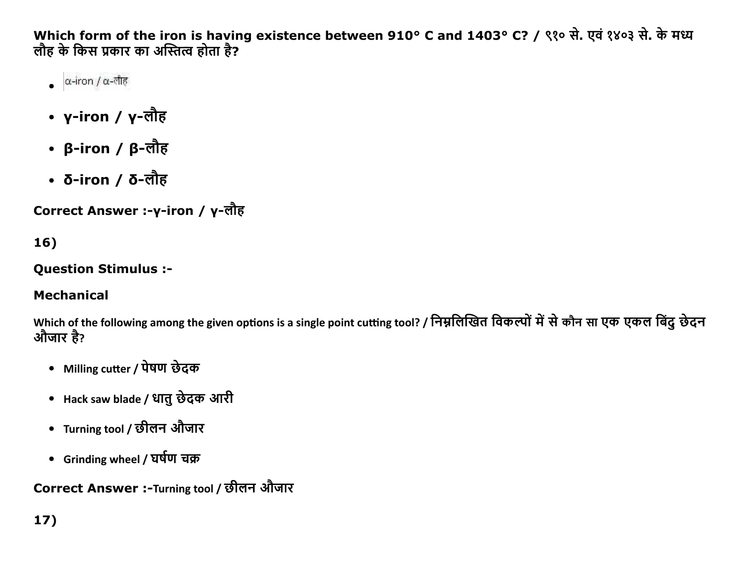**Which form of the iron is having existence between 910° C and 1403° C? / ९१० से. एवं १४०३ से. के मध्य लौह के किस प्रकार का अस्तित्व होता है?**

- α-iron / α-लौह
- **γ-iron / γ-लौह**
- **β-iron / β-लौह**
- **δ-iron / δ-लौह**

**Correct Answer :-γ-iron / γ-लौह**

**16)**

**Question Stimulus :-**

**Mechanical**

Which of the following among the given options is a single point cutting tool? / निम्नलिखित विकल्पों में से कौन सा एक एकल बिंदु छेदन औजार है?

- Milling cutter / पेषण छेदक
- Hack saw blade / धातु छेदक आरी
- Turning tool / छीलन औजार
- Grinding wheel / घर्षण चक्र

**Correct Answer :-**Turning tool / छीलन औजार

**17)**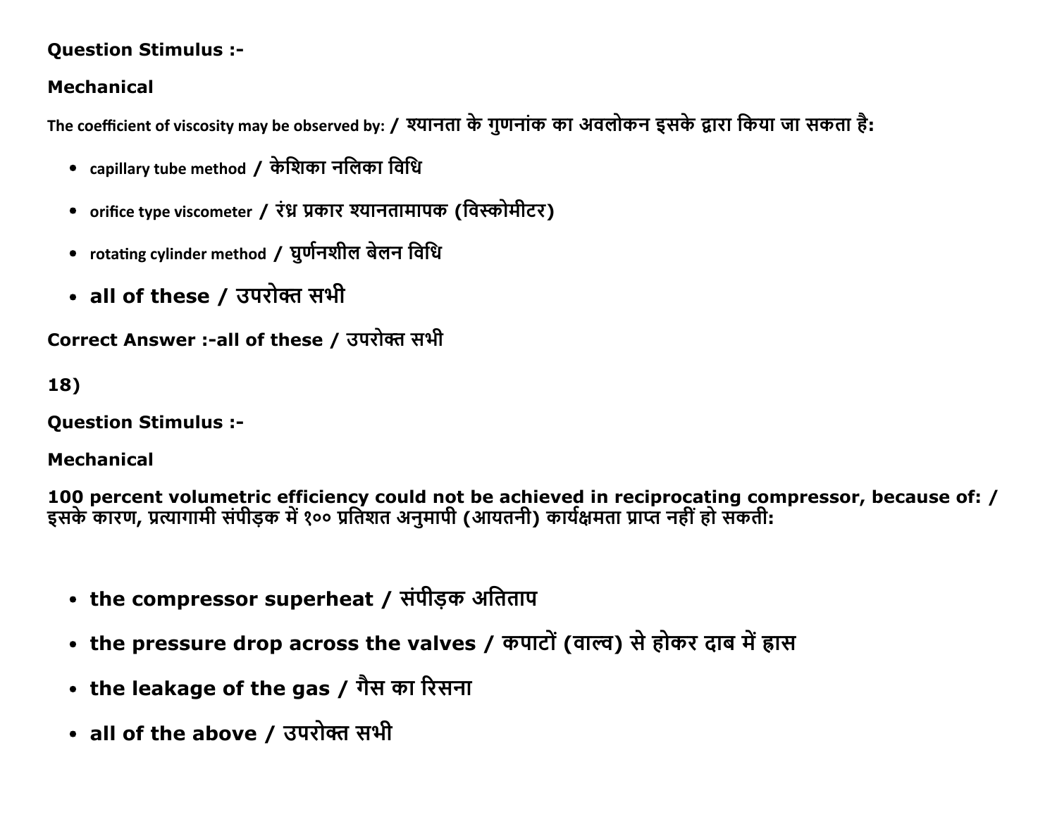**Question Stimulus :-**

**Mechanical**

The coefficient of viscosity may be observed by: / श्यानता के गुणनांक का अवलोकन इसके द्वारा किया जा सकता है:

- capillary tube method / केशिका नलिका विधि
- orifice type viscometer / रंध्र प्रकार श्यानतामापक (विस्कोमीटर)
- rotating cylinder method / घुर्णनशील बेलन विधि
- all of these / उपरोक्त सभी

**Correct Answer :-all of these / उपरोक्त सभी**

**18)**

**Question Stimulus :-**

**Mechanical**

**100 percent volumetric efficiency could not be achieved in reciprocating compressor, because of: / इसके कारण, प्रत्यागामी संपीड़क में १०० प्रतिशत अनुमापी (आयतनी) कार्यक्षमता प्राप्त नहीं हो सकती:**

- **the compressor superheat / संपीड़क अतिताप**
- **the pressure drop across the valves / कपाटों (वाल्व) से होकर दाब में ह्रास**
- **the leakage of the gas / गैस का रिसना**
- **all of the above / उपरोक्त सभी**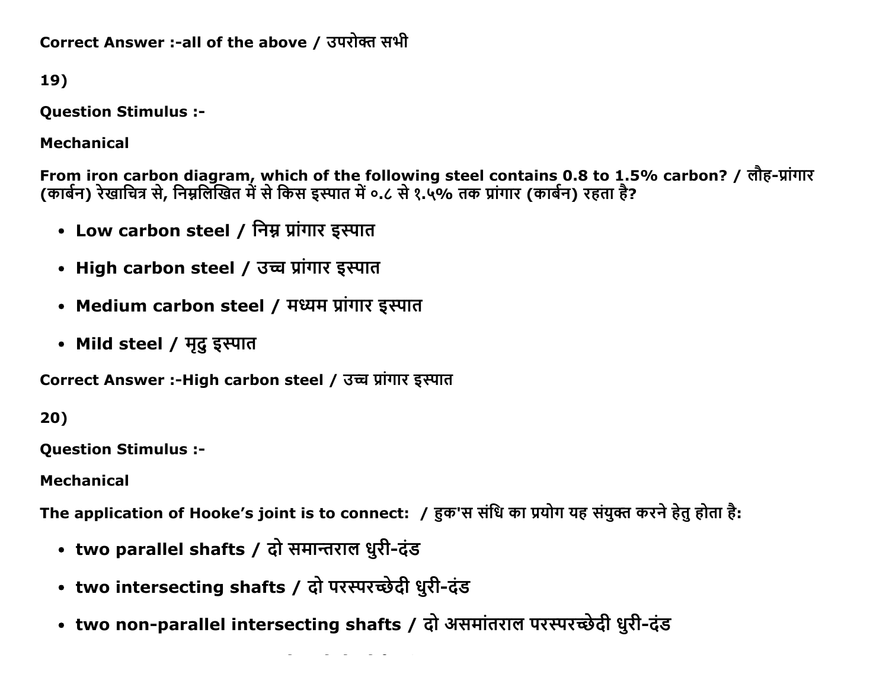**Correct Answer :-all of the above / उपरोक्त सभी**

**19)**

**Question Stimulus :-**

**Mechanical**

**From iron carbon diagram, which of the following steel contains 0.8 to 1.5% carbon? / लौह-प्रांगार (कार्बन) रेखाचित्र से, निम्नलिखित में से किस इस्पात में ०.८ से १.५% तक प्रांगार (कार्बन) रहता है?**

- **Low carbon steel / निम्न प्रांगार इस्पात**
- **High carbon steel / उच्च प्रांगार इस्पात**
- **Medium carbon steel / मध्यम प्रांगार इस्पात**
- **Mild steel / मृदु इस्पात**

**Correct Answer :-High carbon steel / उच्च प्रांगार इस्पात**

**20)**

**Question Stimulus :-**

**Mechanical**

**The application of Hooke's joint is to connect: / हुक'स संधि का प्रयोग यह संयुक्त करने हेतु होता है:**

- **two parallel shafts / दो समान्तराल धुरी-दंड**
- **two intersecting shafts / दो परस्परच्छेदी धुरी-दंड**
- **two non-parallel intersecting shafts / दो असमांतराल परस्परच्छेदी धुरी-दंड**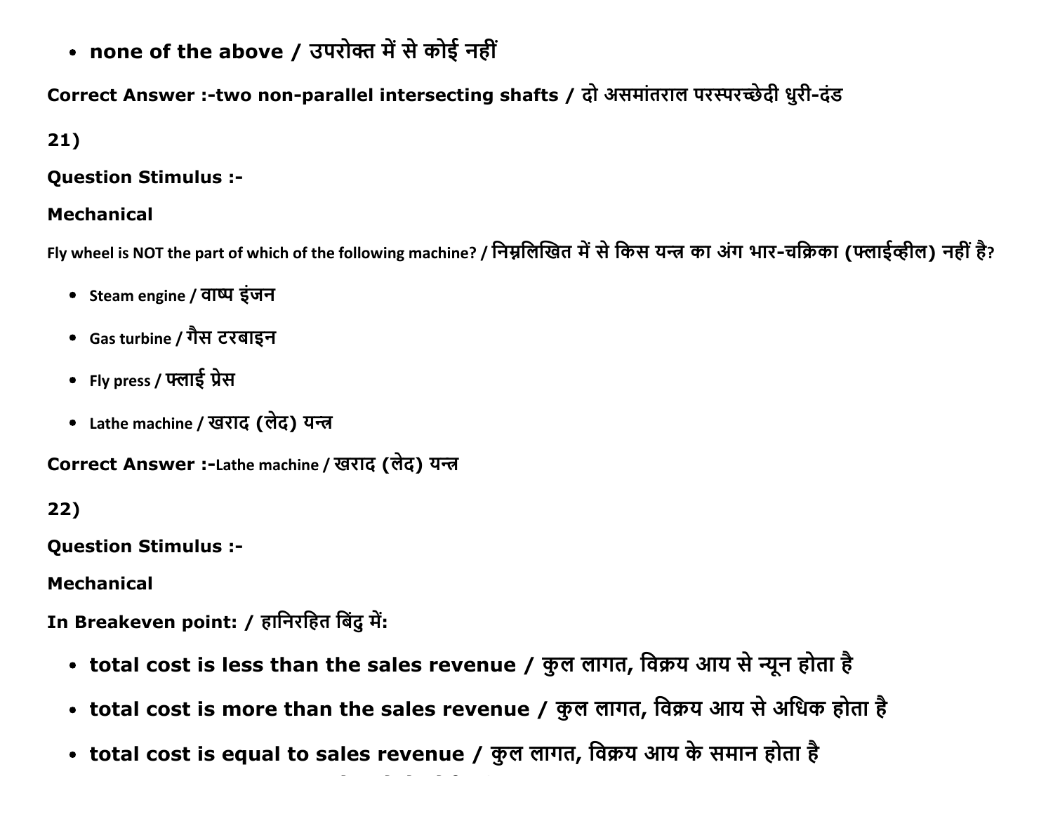- **none of the above / उपरोक्त में से कोई नहीं**

**Correct Answer :-two non-parallel intersecting shafts / दो असमांतराल परस्परच्छेदी धुरी-दंड**

**21)**

**Question Stimulus :-**

**Mechanical**

Fly wheel is NOT the part of which of the following machine? / निम्नलिखित में से किस यन्त्र का अंग भार-चक्रिका (फ्लाईव्हील) नहीं है?

- Steam engine / वाष्प इंजन
- Gas turbine / गैस टरबाइन
- Fly press / फ्लाई प्रेस
- Lathe machine / खराद (लेद) यन्त्र

**Correct Answer :-**Lathe machine / खराद (लेद) यन्त्र

**22)**

**Question Stimulus :-**

**Mechanical**

**In Breakeven point: / हानिरहित बिंदु में:**

- **total cost is less than the sales revenue / कुल लागत, विक्रय आय से न्यून होता है**
- **total cost is more than the sales revenue / कुल लागत, विक्रय आय से अधिक होता है**
- **total cost is equal to sales revenue / कुल लागत, विक्रय आय के समान होता है**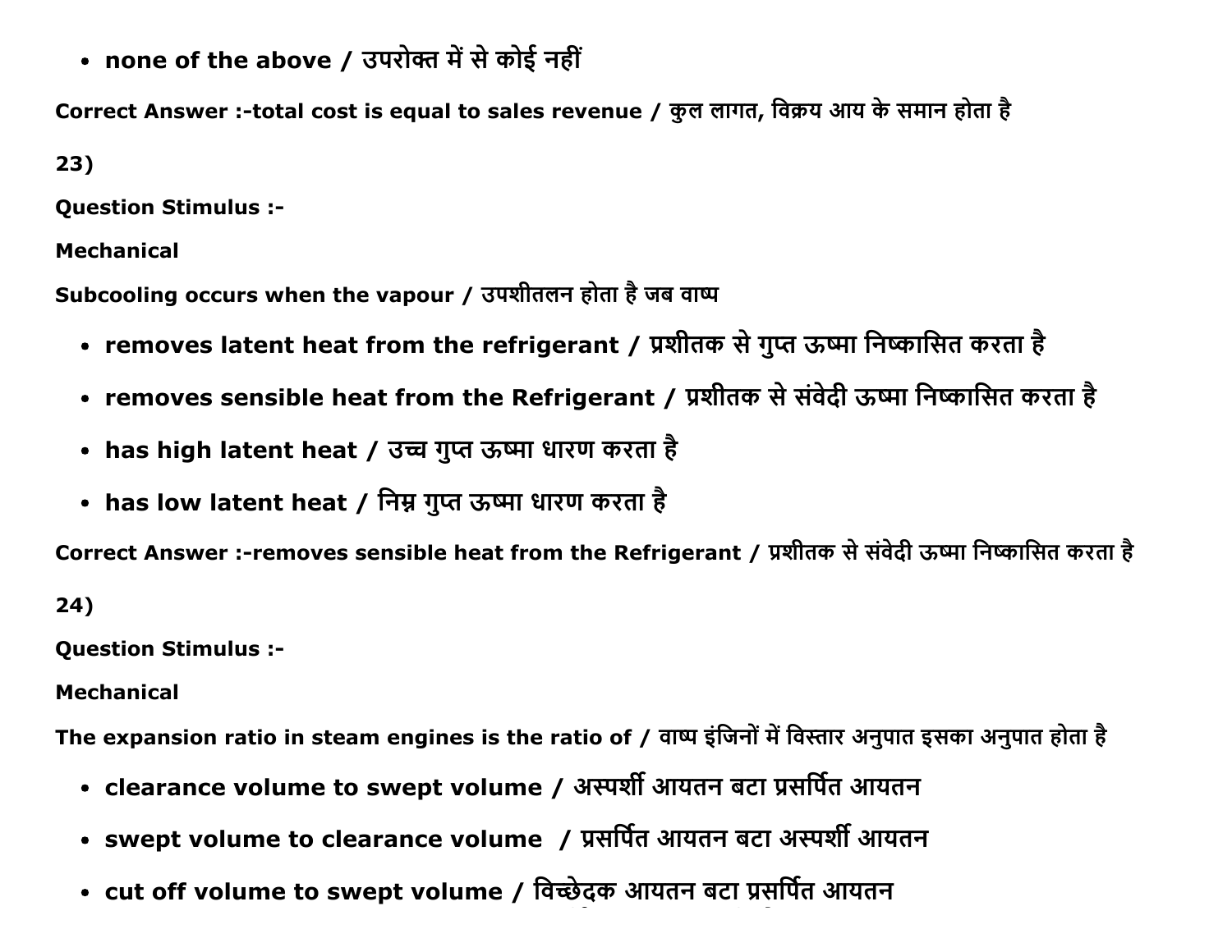- **none of the above / उपरोक्त में से कोई नहीं**

**Correct Answer :-total cost is equal to sales revenue / कुल लागत, विक्रय आय के समान होता है**

**23)**

**Question Stimulus :-**

**Mechanical**

**Subcooling occurs when the vapour / उपशीतलन होता है जब वाष्प**

- **removes latent heat from the refrigerant / प्रशीतक से गुप्त ऊष्मा निष्कासित करता है**
- **removes sensible heat from the Refrigerant / प्रशीतक से संवेदी ऊष्मा निष्कासित करता है**
- **has high latent heat / उच्च गुप्त ऊष्मा धारण करता है**
- **has low latent heat / निम्न गुप्त ऊष्मा धारण करता है**

**Correct Answer :-removes sensible heat from the Refrigerant / प्रशीतक से संवेदी ऊष्मा निष्कासित करता है**

**24)**

**Question Stimulus :-**

**Mechanical**

**The expansion ratio in steam engines is the ratio of / वाष्प इंजिनों में विस्तार अनुपात इसका अनुपात होता है**

- **clearance volume to swept volume / अस्पर्शी आयतन बटा प्रसर्पित आयतन**
- **swept volume to clearance volume / प्रसर्पित आयतन बटा अस्पर्शी आयतन**
- **cut off volume to swept volume / विच्छेदक आयतन बटा प्रसर्पित आयतन**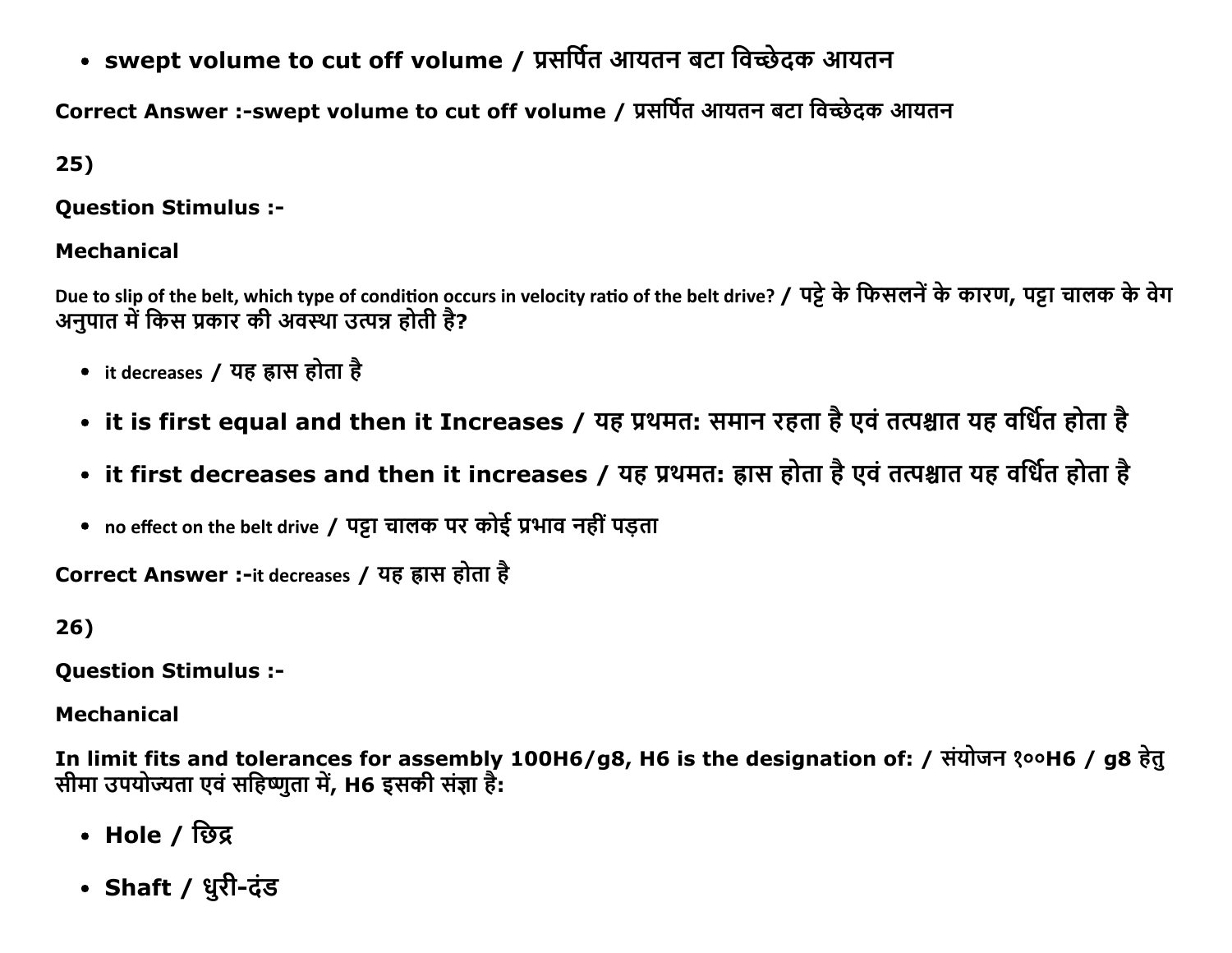- **swept volume to cut off volume / प्रसर्पित आयतन बटा विच्छेदक आयतन**

**Correct Answer :-swept volume to cut off volume / प्रसर्पित आयतन बटा विच्छेदक आयतन**

**25)**

**Question Stimulus :-**

**Mechanical**

Due to slip of the belt, which type of condition occurs in velocity ratio of the belt drive? / **पट्टे के फिसलनें के कारण, पट्टा चालक के वेग अनुपात में किस प्रकार की अवस्था उत्पन्न होती है?**

- it decreases / **यह ह्रास होता है**
- **it is first equal and then it Increases / यह प्रथमत: समान रहता है एवं तत्पश्चात यह वर्धित होता है**
- **it first decreases and then it increases / यह प्रथमत: ह्रास होता है एवं तत्पश्चात यह वर्धित होता है**
- no effect on the belt drive / **पट्टा चालक पर कोई प्रभाव नहीं पड़ता**

**Correct Answer :-**it decreases / **यह ह्रास होता है**

**26)**

**Question Stimulus :-**

**Mechanical**

**In limit fits and tolerances for assembly 100H6/g8, H6 is the designation of: / संयोजन १००H6 / g8 हेतु सीमा उपयोज्यता एवं सहिष्णुता में, H6 इसकी संज्ञा है:**

- **Hole / छिद्र**
- **Shaft / धुरी-दंड**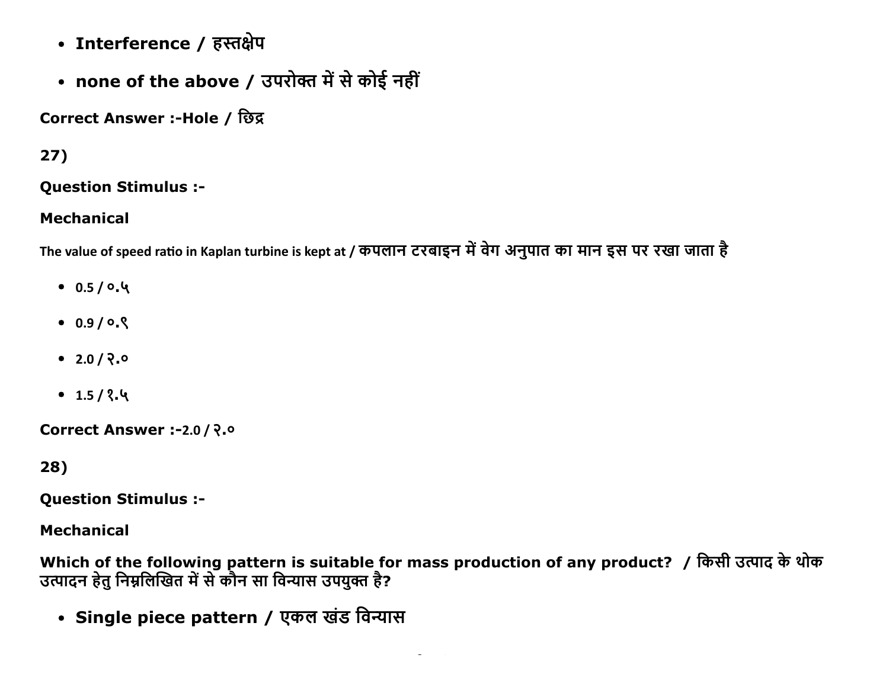- **Interference / हस्तक्षेप**
- **none of the above / उपरोक्त में से कोई नहीं**

**Correct Answer :-Hole / छिद्र**

**27)**

**Question Stimulus :-**

**Mechanical**

The value of speed ratio in Kaplan turbine is kept at / कपलान टरबाइन में वेग अनुपात का मान इस पर रखा जाता है

- 0.5 / ०.५
- 0.9 / ०.९
- 2.0 / २.०
- 1.5 / १.५

**Correct Answer :-**2.0 / २.०

**28)**

**Question Stimulus :-**

**Mechanical**

**Which of the following pattern is suitable for mass production of any product? / किसी उत्पाद के थोक उत्पादन हेतु निम्नलिखित में से कौन सा विन्यास उपयुक्त है?**

- **Single piece pattern / एकल खंड विन्यास**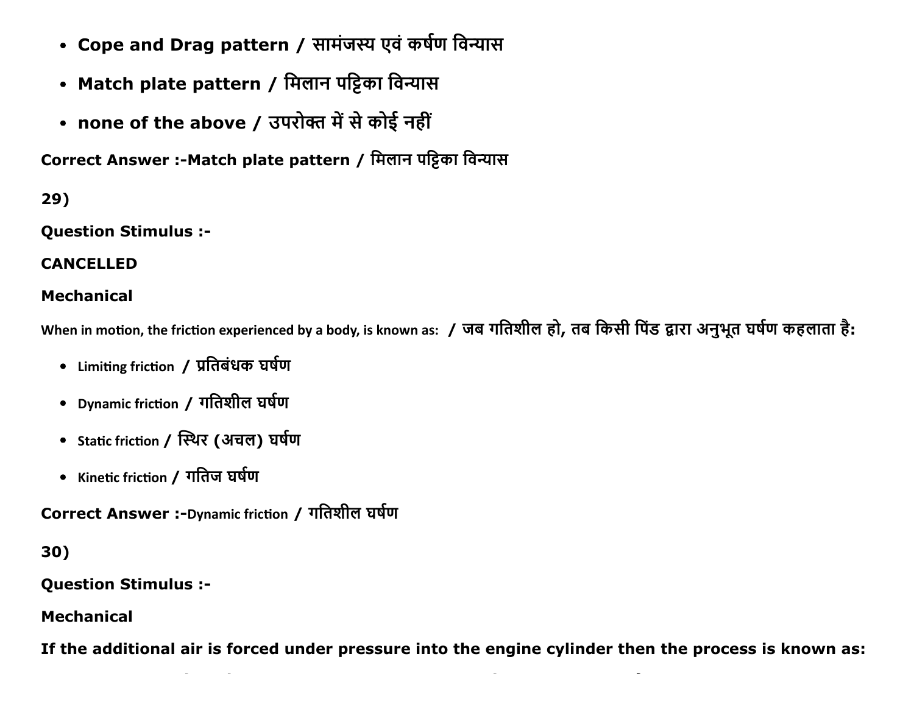- **Cope and Drag pattern / सामंजस्य एवं कर्षण विन्यास**
- **Match plate pattern / मिलान पट्टिका विन्यास**
- **none of the above / उपरोक्त में से कोई नहीं**

**Correct Answer :-Match plate pattern / मिलान पट्टिका विन्यास**

**29)**

**Question Stimulus :-**

**CANCELLED**

**Mechanical**

When in motion, the friction experienced by a body, is known as:  / **जब गतिशील हो, तब किसी पिंड द्वारा अनुभूत घर्षण कहलाता है:**

- Limiting friction  / **प्रतिबंधक घर्षण**
- Dynamic friction / **गतिशील घर्षण**
- Static friction / **स्थिर (अचल) घर्षण**
- Kinetic friction / **गतिज घर्षण**

**Correct Answer :-**Dynamic friction / **गतिशील घर्षण**

**30)**

**Question Stimulus :-**

**Mechanical**

**If the additional air is forced under pressure into the engine cylinder then the process is known as:**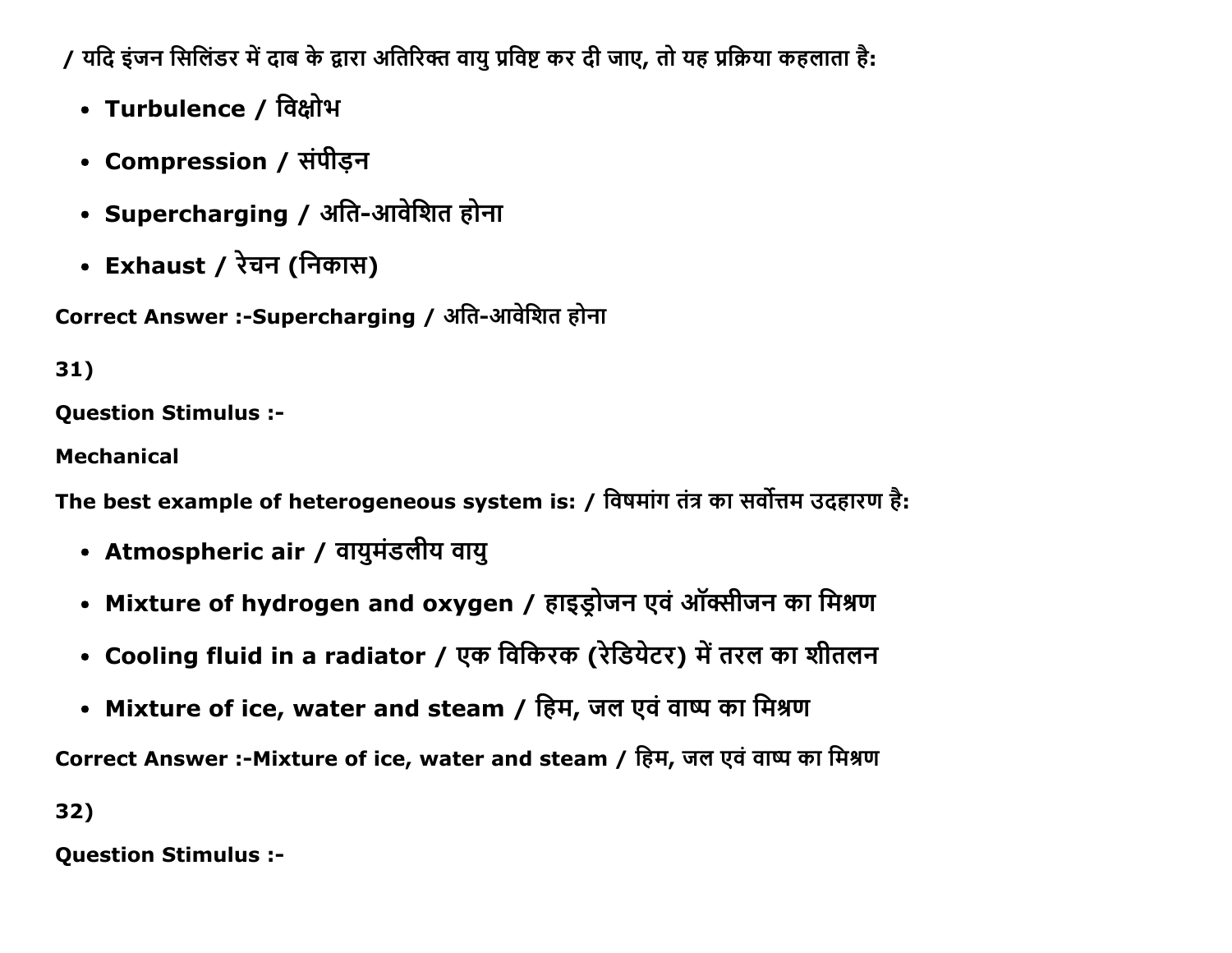/ यदि इंजन सिलिंडर में दाब के द्वारा अतिरिक्त वायु प्रविष्ट कर दी जाए, तो यह प्रक्रिया कहलाता है:

- **Turbulence / विक्षोभ**
- **Compression / संपीड़न**
- **Supercharging / अति-आवेशित होना**
- **Exhaust / रेचन (निकास)**

**Correct Answer :-Supercharging / अति-आवेशित होना**

**31)**

**Question Stimulus :-**

**Mechanical**

**The best example of heterogeneous system is: / विषमांग तंत्र का सर्वोत्तम उदहारण है:**

- **Atmospheric air / वायुमंडलीय वायु**
- **Mixture of hydrogen and oxygen / हाइड्रोजन एवं ऑक्सीजन का मिश्रण**
- **Cooling fluid in a radiator / एक विकिरक (रेडियेटर) में तरल का शीतलन**
- **Mixture of ice, water and steam / हिम, जल एवं वाष्प का मिश्रण**

**Correct Answer :-Mixture of ice, water and steam / हिम, जल एवं वाष्प का मिश्रण**

**32)**

**Question Stimulus :-**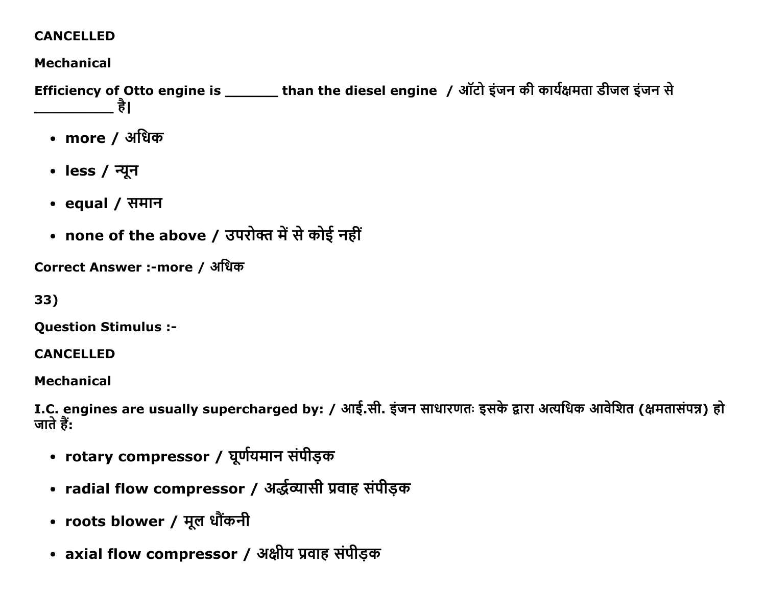**CANCELLED**

**Mechanical**

**Efficiency of Otto engine is _______ than the diesel engine / ऑटो इंजन की कार्यक्षमता डीजल इंजन से __________ है।**

- **more / अधिक**
- **less / न्यून**
- **equal / समान**
- **none of the above / उपरोक्त में से कोई नहीं**

**Correct Answer :-more / अधिक**

**33)**

**Question Stimulus :-**

**CANCELLED**

**Mechanical**

**I.C. engines are usually supercharged by: / आई.सी. इंजन साधारणतः इसके द्वारा अत्यधिक आवेशित (क्षमतासंपन्न) हो जाते हैं:**

- **rotary compressor / घूर्णयमान संपीड़क**
- **radial flow compressor / अर्द्धव्यासी प्रवाह संपीड़क**
- **roots blower / मूल धौंकनी**
- **axial flow compressor / अक्षीय प्रवाह संपीड़क**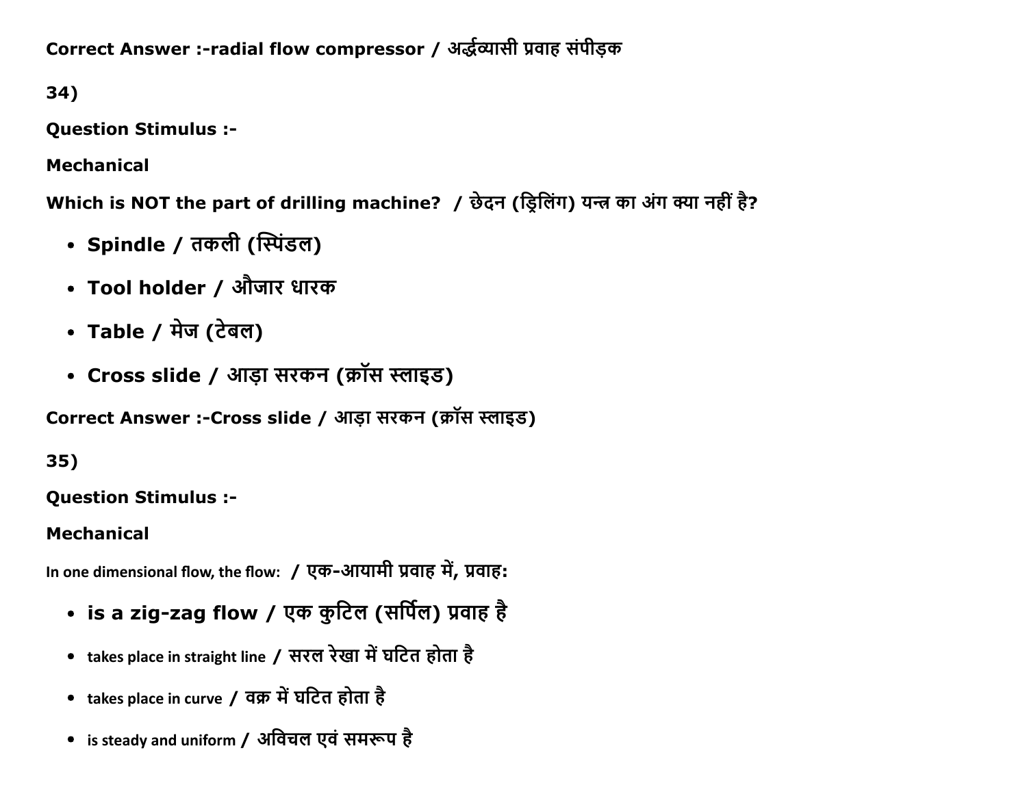**Correct Answer :-radial flow compressor / अर्द्धव्यासी प्रवाह संपीड़क**

**34)**

**Question Stimulus :-**

**Mechanical**

**Which is NOT the part of drilling machine? / छेदन (ड्रिलिंग) यन्त्र का अंग क्या नहीं है?**

- **Spindle / तकली (स्पिंडल)**
- **Tool holder / औजार धारक**
- **Table / मेज (टेबल)**
- **Cross slide / आड़ा सरकन (क्रॉस स्लाइड)**

**Correct Answer :-Cross slide / आड़ा सरकन (क्रॉस स्लाइड)**

**35)**

**Question Stimulus :-**

**Mechanical**

In one dimensional flow, the flow: **/ एक-आयामी प्रवाह में, प्रवाह:**

- **is a zig-zag flow / एक कुटिल (सर्पिल) प्रवाह है**
- takes place in straight line **/ सरल रेखा में घटित होता है**
- takes place in curve **/ वक्र में घटित होता है**
- is steady and uniform **/ अविचल एवं समरूप है**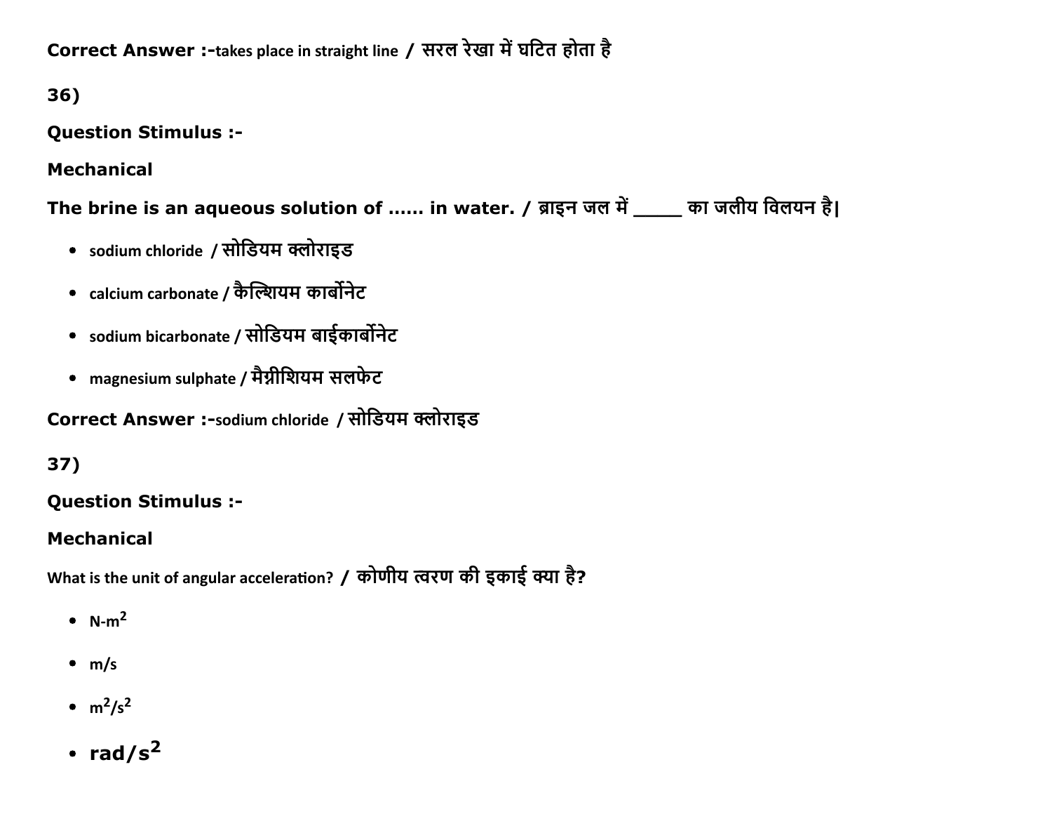**Correct Answer :-**takes place in straight line / सरल रेखा में घटित होता है

**36)**

**Question Stimulus :-**

**Mechanical**

**The brine is an aqueous solution of ...... in water. / ब्राइन जल में _____ का जलीय विलयन है|**

- sodium chloride / सोडियम क्लोराइड
- calcium carbonate / कैल्शियम कार्बोनेट
- sodium bicarbonate / सोडियम बाईकार्बोनेट
- magnesium sulphate / मैग्नीशियम सलफेट

**Correct Answer :-**sodium chloride / सोडियम क्लोराइड

**37)**

**Question Stimulus :-**

**Mechanical**

What is the unit of angular acceleration? / कोणीय त्वरण की इकाई क्या है?

- $N\text{-}m^2$
- m/s
- $m^2/s^2$
- $rad/s^2$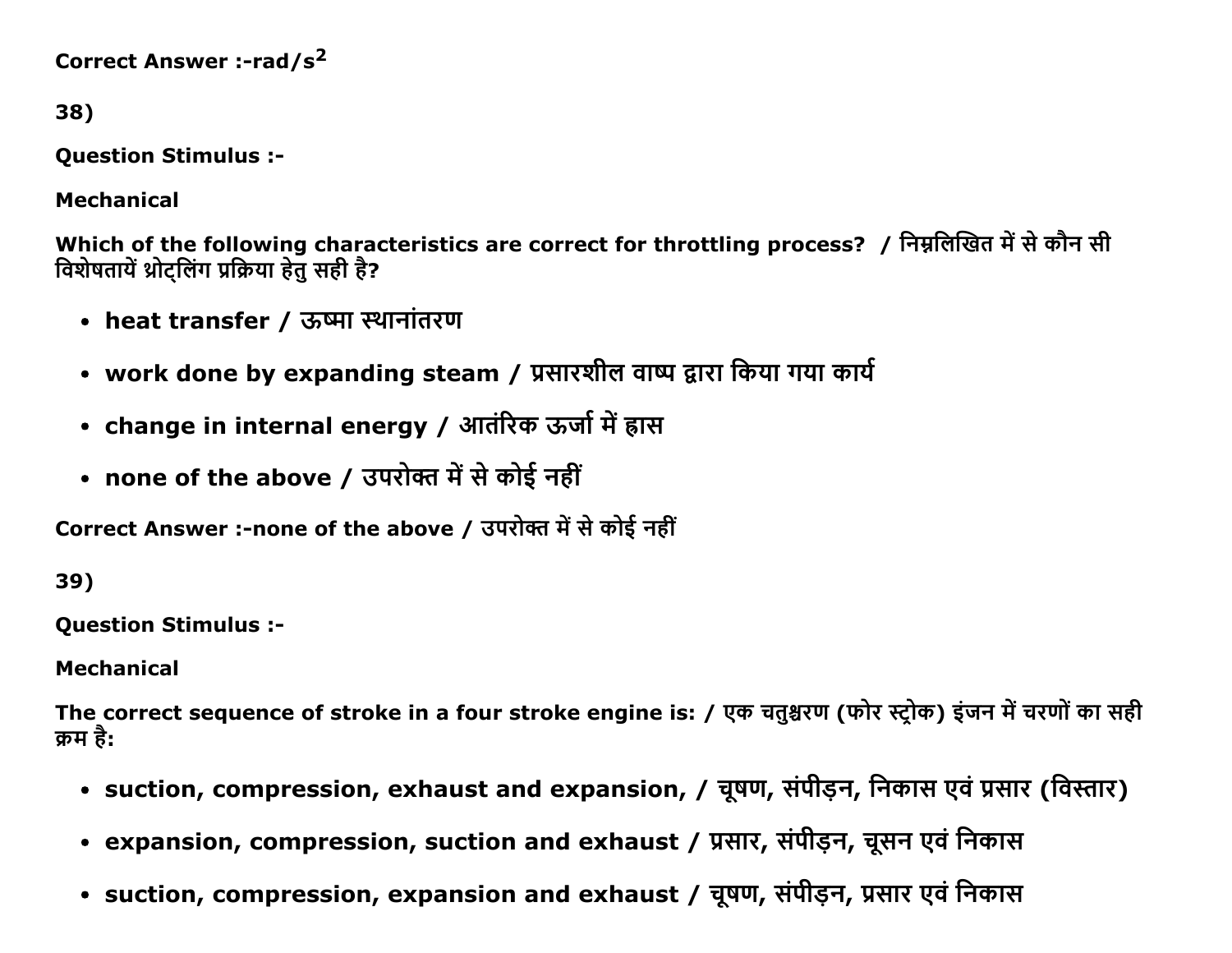**Correct Answer :-rad/s$^2$**

**38)**

**Question Stimulus :-**

**Mechanical**

**Which of the following characteristics are correct for throttling process? / निम्नलिखित में से कौन सी विशेषतायें थ्रोट्लिंग प्रक्रिया हेतु सही है?**

- **heat transfer / ऊष्मा स्थानांतरण**
- **work done by expanding steam / प्रसारशील वाष्प द्वारा किया गया कार्य**
- **change in internal energy / आतंरिक ऊर्जा में ह्रास**
- **none of the above / उपरोक्त में से कोई नहीं**

**Correct Answer :-none of the above / उपरोक्त में से कोई नहीं**

**39)**

**Question Stimulus :-**

**Mechanical**

**The correct sequence of stroke in a four stroke engine is: / एक चतुश्चरण (फोर स्ट्रोक) इंजन में चरणों का सही क्रम है:**

- **suction, compression, exhaust and expansion, / चूषण, संपीड़न, निकास एवं प्रसार (विस्तार)**
- **expansion, compression, suction and exhaust / प्रसार, संपीड़न, चूसन एवं निकास**
- **suction, compression, expansion and exhaust / चूषण, संपीड़न, प्रसार एवं निकास**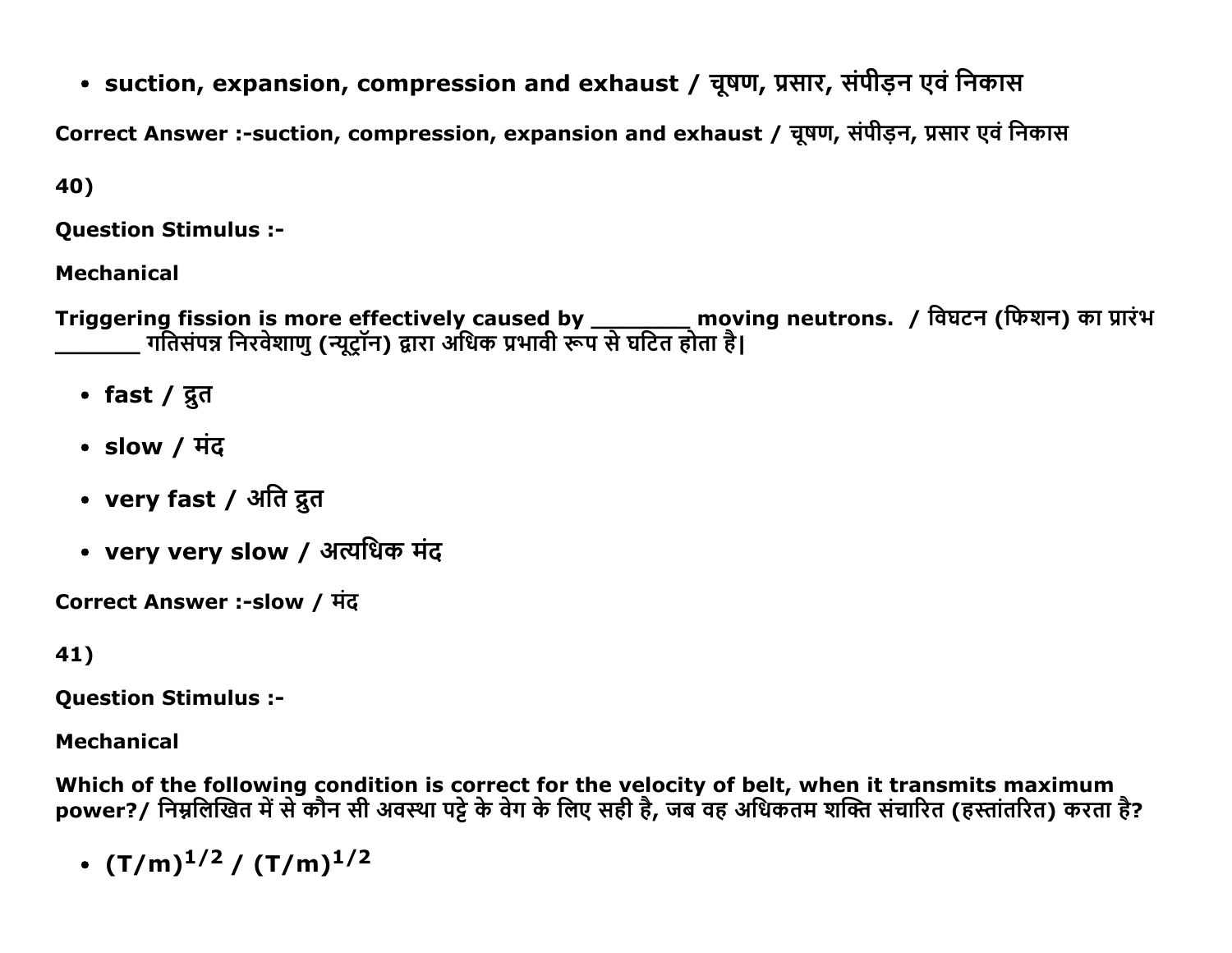- suction, expansion, compression and exhaust / चूषण, प्रसार, संपीड़न एवं निकास

**Correct Answer :-suction, compression, expansion and exhaust / चूषण, संपीड़न, प्रसार एवं निकास**

**40)**

**Question Stimulus :-**

**Mechanical**

**Triggering fission is more effectively caused by ________ moving neutrons. / विघटन (फिशन) का प्रारंभ _______ गतिसंपन्न निरवेशाणु (न्यूट्रॉन) द्वारा अधिक प्रभावी रूप से घटित होता है|**

- **fast / द्रुत**
- **slow / मंद**
- **very fast / अति द्रुत**
- **very very slow / अत्यधिक मंद**

**Correct Answer :-slow / मंद**

**41)**

**Question Stimulus :-**

**Mechanical**

**Which of the following condition is correct for the velocity of belt, when it transmits maximum power?/ निम्नलिखित में से कौन सी अवस्था पट्टे के वेग के लिए सही है, जब वह अधिकतम शक्ति संचारित (हस्तांतरित) करता है?**

- **$(T/m)^{1/2}$ / $(T/m)^{1/2}$**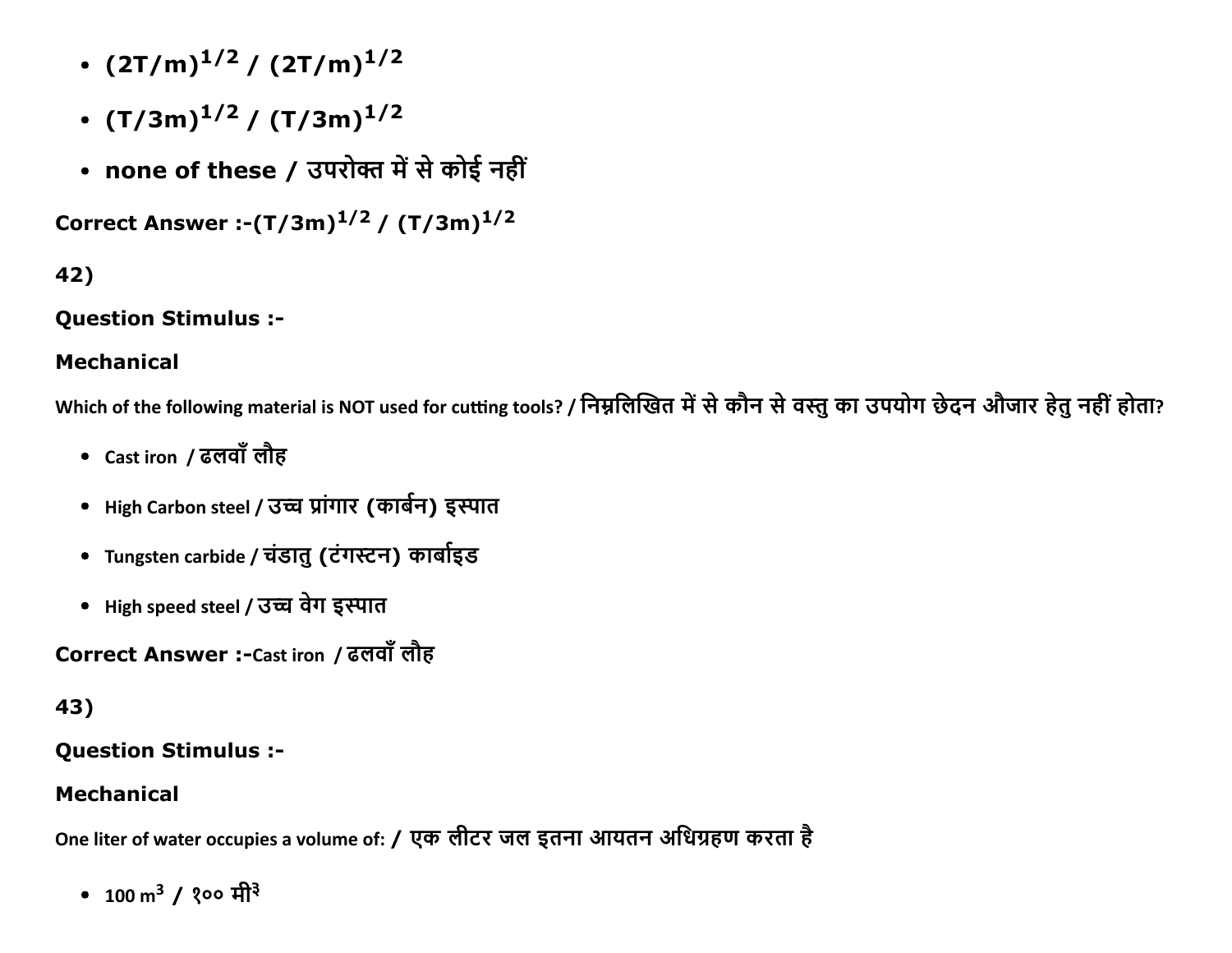- $(2T/m)^{1/2}$ / $(2T/m)^{1/2}$
- $(T/3m)^{1/2}$ / $(T/3m)^{1/2}$
- **none of these / उपरोक्त में से कोई नहीं**

**Correct Answer :-**$(T/3m)^{1/2}$ / $(T/3m)^{1/2}$

**42)**

**Question Stimulus :-**

**Mechanical**

Which of the following material is NOT used for cutting tools? / निम्नलिखित में से कौन से वस्तु का उपयोग छेदन औजार हेतु नहीं होता?

- Cast iron / ढलवाँ लौह
- High Carbon steel / उच्च प्रांगार (कार्बन) इस्पात
- Tungsten carbide / चंडातु (टंगस्टन) कार्बाइड
- High speed steel / उच्च वेग इस्पात

**Correct Answer :-**Cast iron / ढलवाँ लौह

**43)**

**Question Stimulus :-**

**Mechanical**

One liter of water occupies a volume of: / एक लीटर जल इतना आयतन अधिग्रहण करता है

- 100 $m^3$ / १०० मी³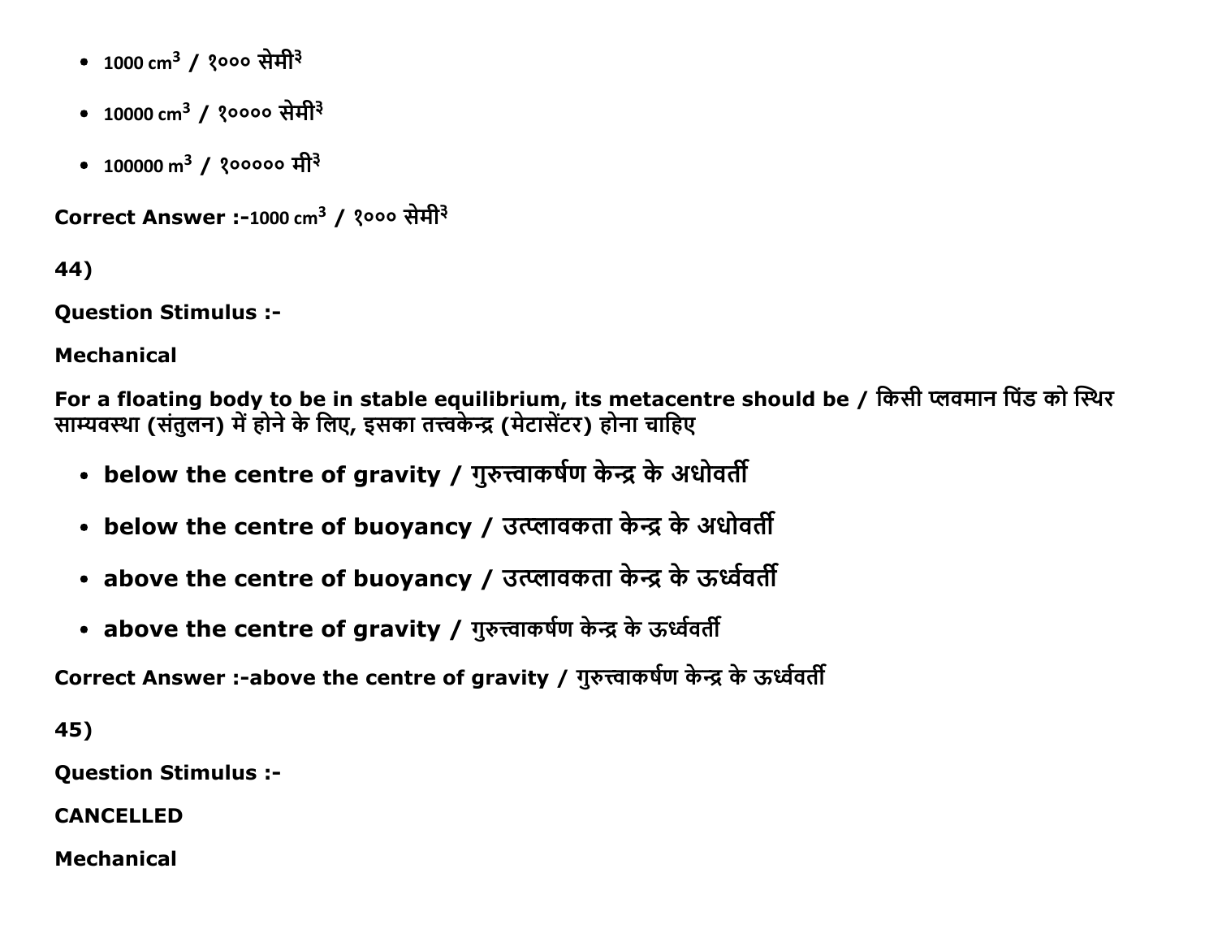- 1000 $cm^3$ / १००० सेमी³
- 10000 $cm^3$ / १०००० सेमी³
- 100000 $m^3$ / १००००० मी³

**Correct Answer :-**1000 $cm^3$ / १००० सेमी³

**44)**

**Question Stimulus :-**

**Mechanical**

**For a floating body to be in stable equilibrium, its metacentre should be / किसी प्लवमान पिंड को स्थिर साम्यवस्था (संतुलन) में होने के लिए, इसका तत्त्वकेन्द्र (मेटासेंटर) होना चाहिए**

- **below the centre of gravity / गुरुत्त्वाकर्षण केन्द्र के अधोवर्ती**
- **below the centre of buoyancy / उत्प्लावकता केन्द्र के अधोवर्ती**
- **above the centre of buoyancy / उत्प्लावकता केन्द्र के ऊर्ध्ववर्ती**
- **above the centre of gravity / गुरुत्त्वाकर्षण केन्द्र के ऊर्ध्ववर्ती**

**Correct Answer :-above the centre of gravity / गुरुत्त्वाकर्षण केन्द्र के ऊर्ध्ववर्ती**

**45)**

**Question Stimulus :-**

**CANCELLED**

**Mechanical**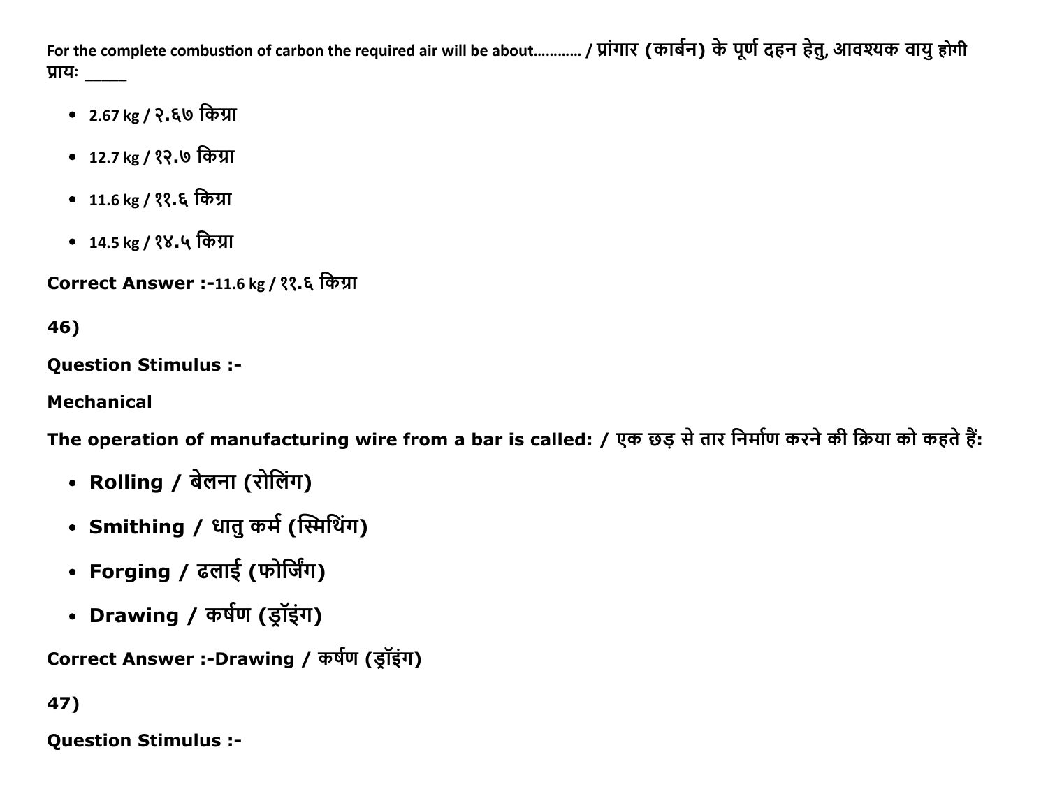For the complete combustion of carbon the required air will be about………… / प्रांगार (कार्बन) के पूर्ण दहन हेतु, आवश्यक वायु होगी प्रायः _____

- 2.67 kg / २.६७ किग्रा
- 12.7 kg / १२.७ किग्रा
- 11.6 kg / ११.६ किग्रा
- 14.5 kg / १४.५ किग्रा

**Correct Answer :-**11.6 kg / ११.६ किग्रा

**46)**

**Question Stimulus :-**

**Mechanical**

**The operation of manufacturing wire from a bar is called: / एक छड़ से तार निर्माण करने की क्रिया को कहते हैं:**

- **Rolling / बेलना (रोलिंग)**
- **Smithing / धातु कर्म (स्मिथिंग)**
- **Forging / ढलाई (फोर्जिंग)**
- **Drawing / कर्षण (ड्रॉइंग)**

**Correct Answer :-Drawing / कर्षण (ड्रॉइंग)**

**47)**

**Question Stimulus :-**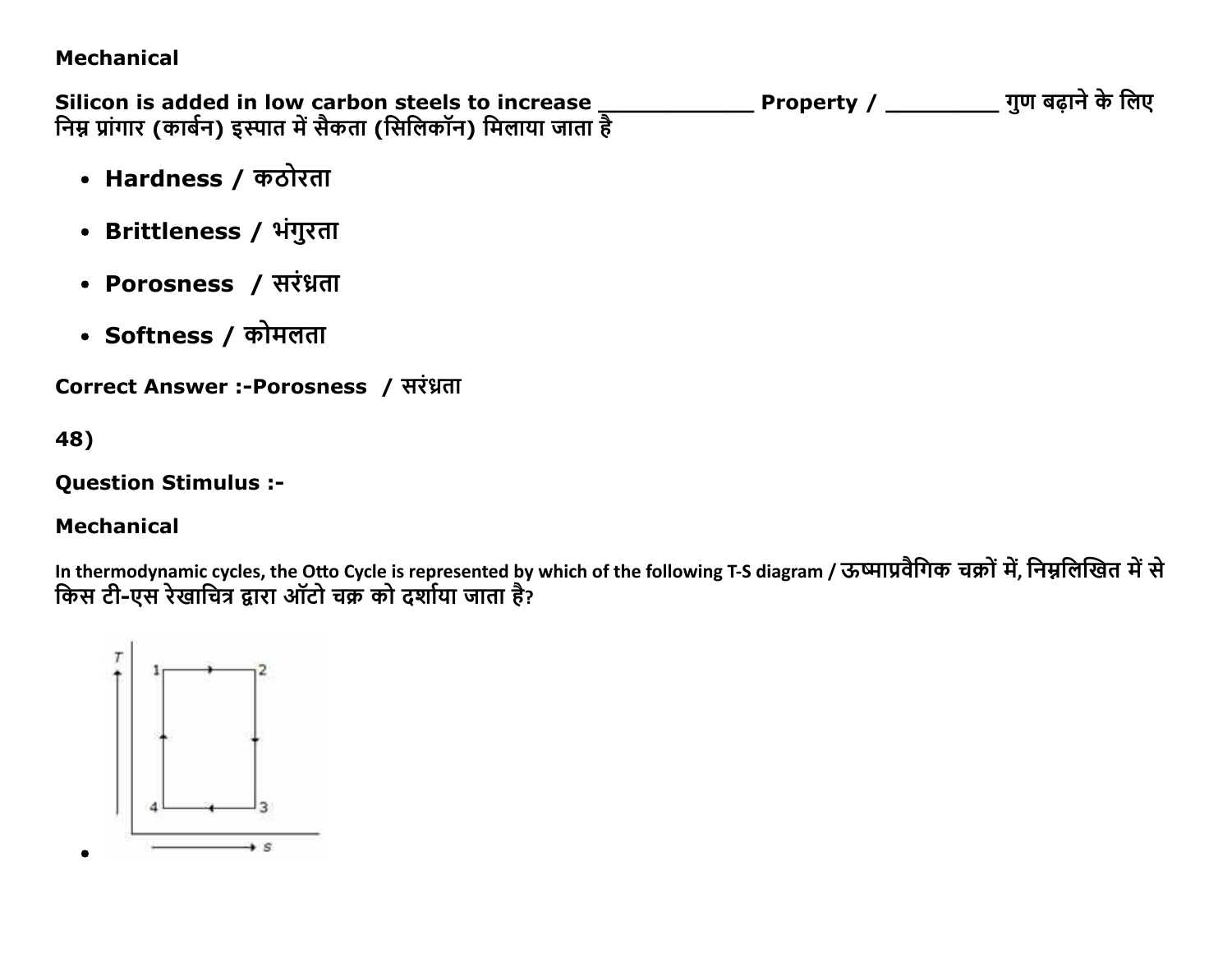**Mechanical**

**Silicon is added in low carbon steels to increase ___________ Property / _________ गुण बढ़ाने के लिए निम्न प्रांगार (कार्बन) इस्पात में सैकता (सिलिकॉन) मिलाया जाता है**

- **Hardness / कठोरता**
- **Brittleness / भंगुरता**
- **Porosness  / सरंध्रता**
- **Softness / कोमलता**

**Correct Answer :-Porosness  / सरंध्रता**

**48)**

**Question Stimulus :-**

**Mechanical**

In thermodynamic cycles, the Otto Cycle is represented by which of the following T-S diagram / ऊष्माप्रवैगिक चक्रों में, निम्नलिखित में से किस टी-एस रेखाचित्र द्वारा ऑटो चक्र को दर्शाया जाता है?

-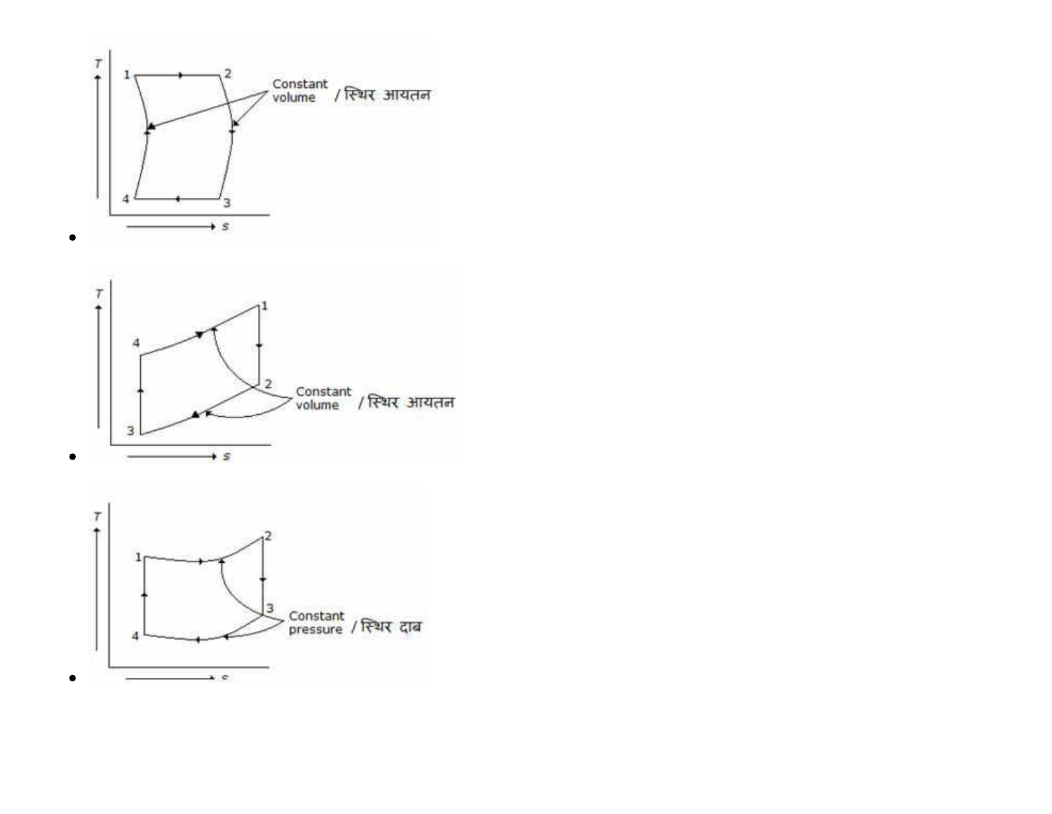- T–s diagram: states 1, 2, 3, 4; axes T, s; label: Constant volume / स्थिर आयतन

- T–s diagram: states 1, 2, 3, 4; axes T, s; label: Constant volume / स्थिर आयतन

- T–s diagram: states 1, 2, 3, 4; axes T, s; label: Constant pressure / स्थिर दाब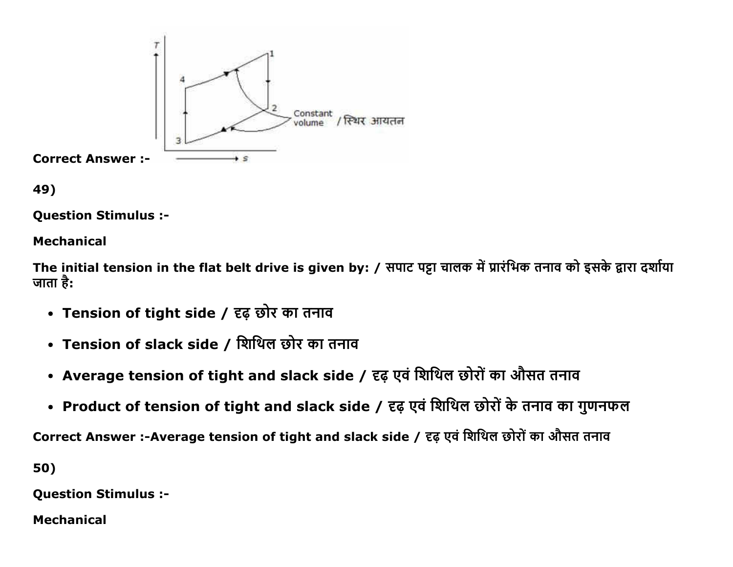Correct Answer :-

49)

Question Stimulus :-

Mechanical

The initial tension in the flat belt drive is given by: / सपाट पट्टा चालक में प्रारंभिक तनाव को इसके द्वारा दर्शाया जाता है:

- Tension of tight side / दृढ़ छोर का तनाव
- Tension of slack side / शिथिल छोर का तनाव
- Average tension of tight and slack side / दृढ़ एवं शिथिल छोरों का औसत तनाव
- Product of tension of tight and slack side / दृढ़ एवं शिथिल छोरों के तनाव का गुणनफल

Correct Answer :-Average tension of tight and slack side / दृढ़ एवं शिथिल छोरों का औसत तनाव

50)

Question Stimulus :-

Mechanical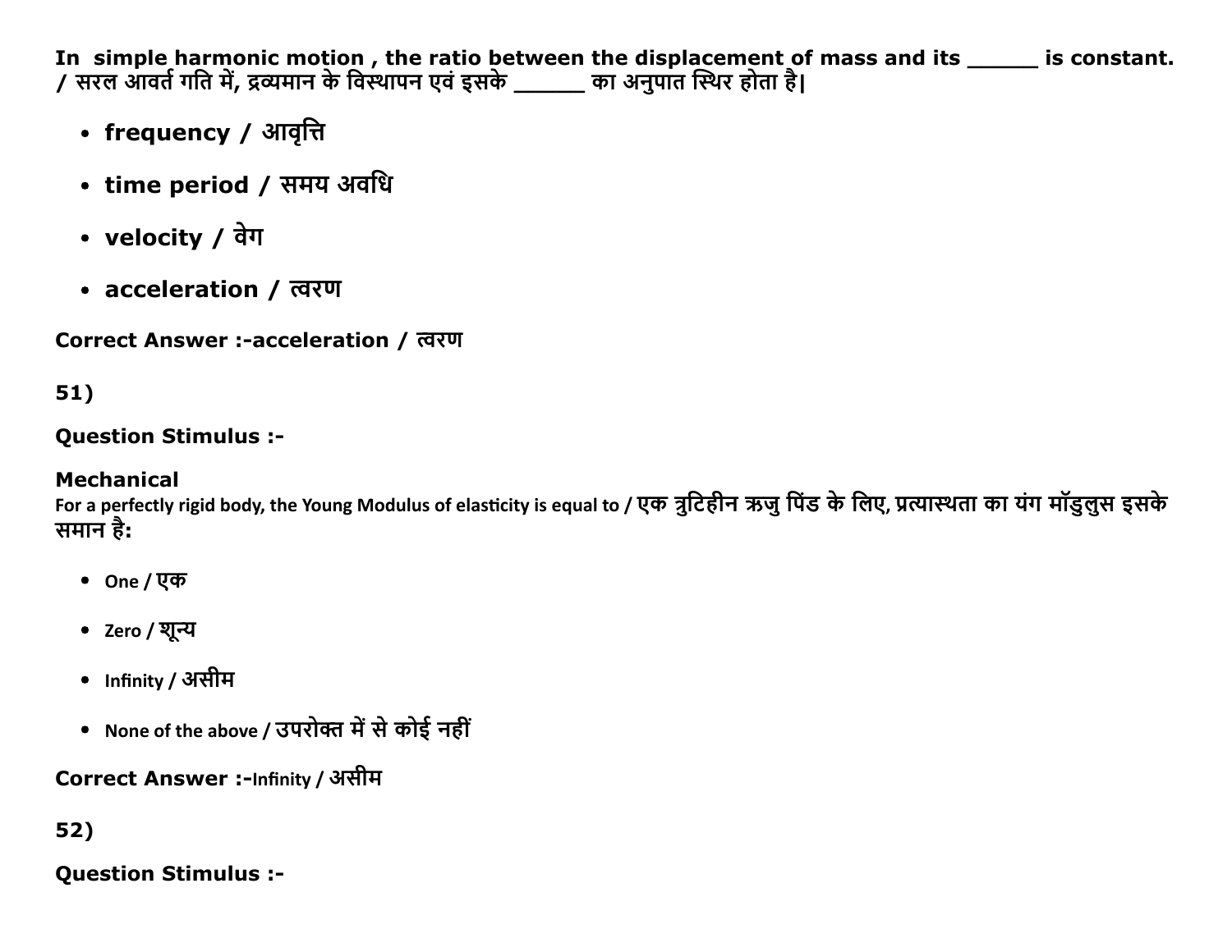**In simple harmonic motion , the ratio between the displacement of mass and its ______ is constant. / सरल आवर्त गति में, द्रव्यमान के विस्थापन एवं इसके ______ का अनुपात स्थिर होता है|**

- **frequency / आवृत्ति**
- **time period / समय अवधि**
- **velocity / वेग**
- **acceleration / त्वरण**

**Correct Answer :-acceleration / त्वरण**

**51)**

**Question Stimulus :-**

**Mechanical**
For a perfectly rigid body, the Young Modulus of elasticity is equal to / एक त्रुटिहीन ऋजु पिंड के लिए, प्रत्यास्थता का यंग मॉडुलुस इसके समान है:

- One / एक
- Zero / शून्य
- Infinity / असीम
- None of the above / उपरोक्त में से कोई नहीं

**Correct Answer :-**Infinity / असीम

**52)**

**Question Stimulus :-**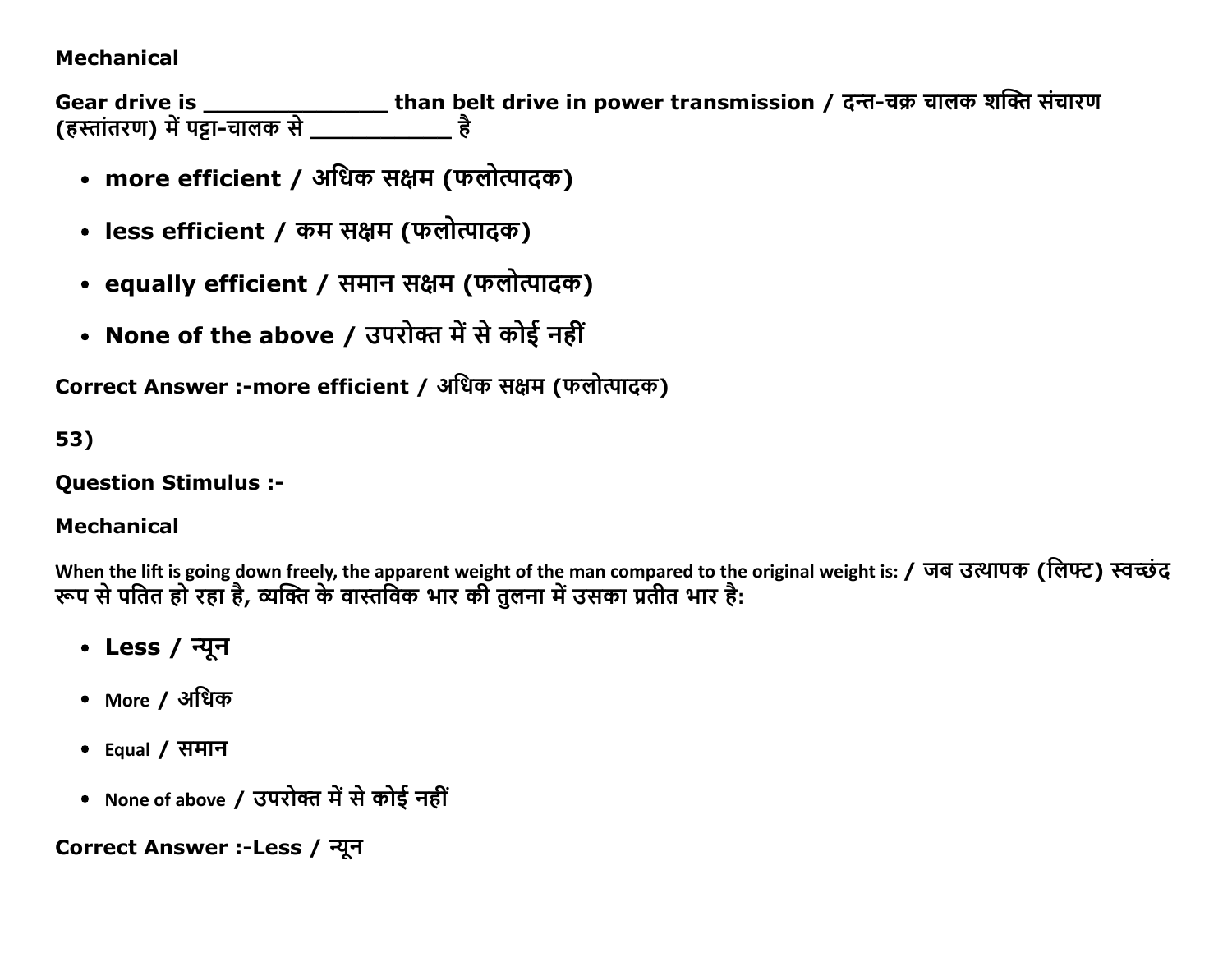**Mechanical**

**Gear drive is _____________ than belt drive in power transmission / दन्त-चक्र चालक शक्ति संचारण (हस्तांतरण) में पट्टा-चालक से ___________ है**

- **more efficient / अधिक सक्षम (फलोत्पादक)**
- **less efficient / कम सक्षम (फलोत्पादक)**
- **equally efficient / समान सक्षम (फलोत्पादक)**
- **None of the above / उपरोक्त में से कोई नहीं**

**Correct Answer :-more efficient / अधिक सक्षम (फलोत्पादक)**

**53)**

**Question Stimulus :-**

**Mechanical**

**When the lift is going down freely, the apparent weight of the man compared to the original weight is: / जब उत्थापक (लिफ्ट) स्वच्छंद रूप से पतित हो रहा है, व्यक्ति के वास्तविक भार की तुलना में उसका प्रतीत भार है:**

- **Less / न्यून**
- More / अधिक
- Equal / समान
- None of above / उपरोक्त में से कोई नहीं

**Correct Answer :-Less / न्यून**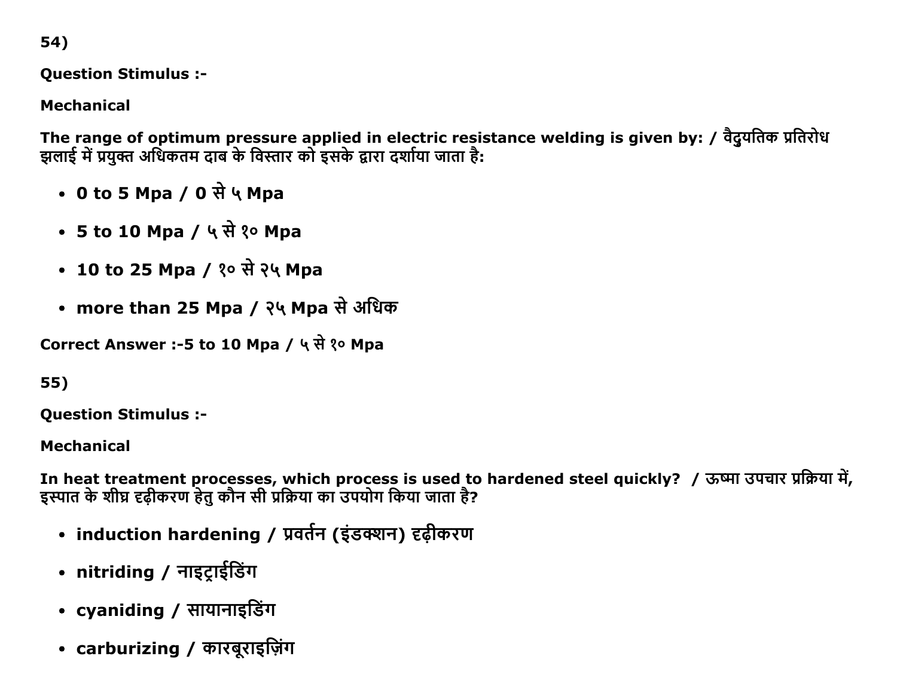54)

**Question Stimulus :-**

**Mechanical**

**The range of optimum pressure applied in electric resistance welding is given by: / वैद्युयतिक प्रतिरोध झलाई में प्रयुक्त अधिकतम दाब के विस्तार को इसके द्वारा दर्शाया जाता है:**

- **0 to 5 Mpa / 0 से ५ Mpa**
- **5 to 10 Mpa / ५ से १० Mpa**
- **10 to 25 Mpa / १० से २५ Mpa**
- **more than 25 Mpa / २५ Mpa से अधिक**

**Correct Answer :-5 to 10 Mpa / ५ से १० Mpa**

55)

**Question Stimulus :-**

**Mechanical**

**In heat treatment processes, which process is used to hardened steel quickly? / ऊष्मा उपचार प्रक्रिया में, इस्पात के शीघ्र दृढ़ीकरण हेतु कौन सी प्रक्रिया का उपयोग किया जाता है?**

- **induction hardening / प्रवर्तन (इंडक्शन) दृढ़ीकरण**
- **nitriding / नाइट्राईडिंग**
- **cyaniding / सायानाइडिंग**
- **carburizing / कारबूराइज़िंग**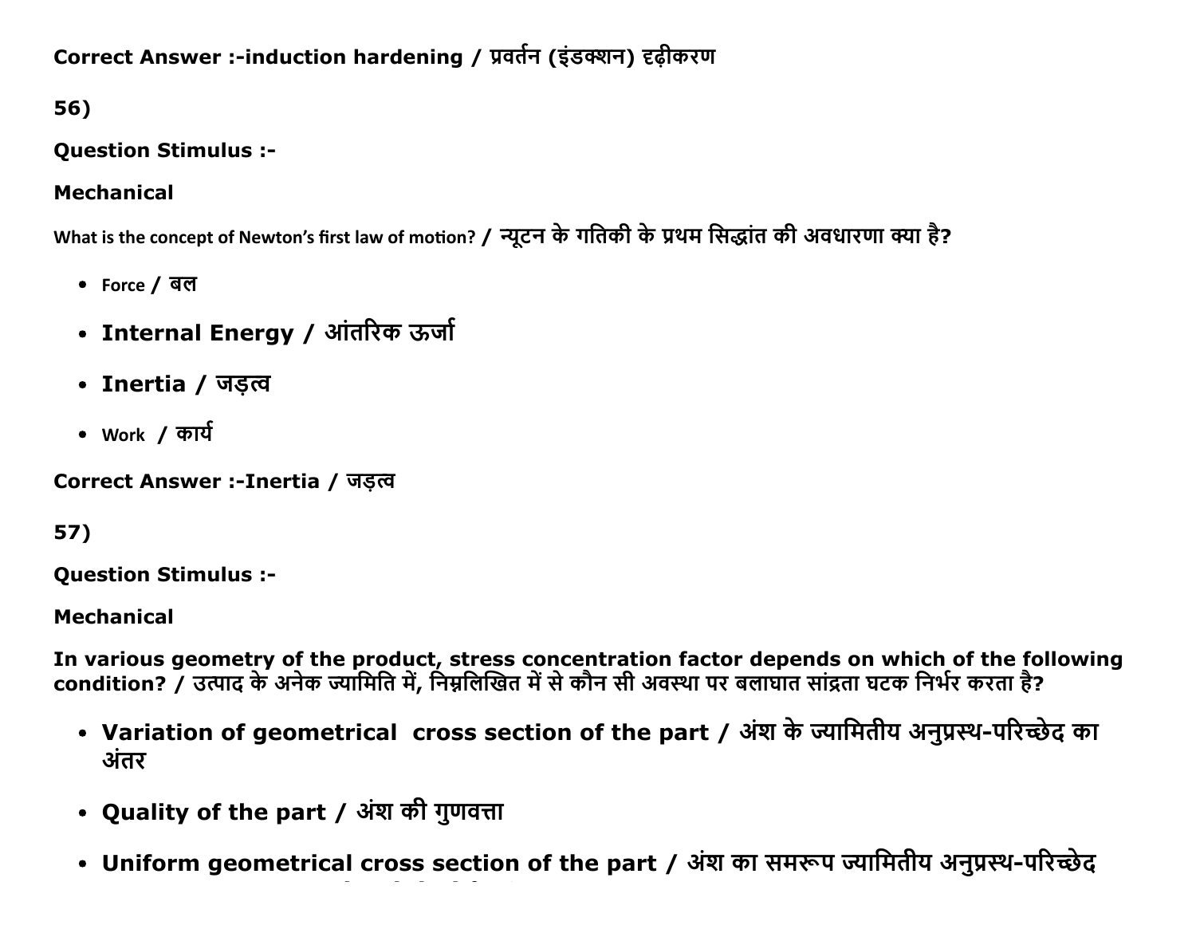Correct Answer :-induction hardening / प्रवर्तन (इंडक्शन) दृढ़ीकरण

56)

**Question Stimulus :-**

**Mechanical**

What is the concept of Newton's first law of motion? / न्यूटन के गतिकी के प्रथम सिद्धांत की अवधारणा क्या है?

- Force / बल
- Internal Energy / आंतरिक ऊर्जा
- Inertia / जड़त्व
- Work / कार्य

Correct Answer :-Inertia / जड़त्व

57)

**Question Stimulus :-**

**Mechanical**

**In various geometry of the product, stress concentration factor depends on which of the following condition? / उत्पाद के अनेक ज्यामिति में, निम्नलिखित में से कौन सी अवस्था पर बलाघात सांद्रता घटक निर्भर करता है?**

- Variation of geometrical cross section of the part / अंश के ज्यामितीय अनुप्रस्थ-परिच्छेद का अंतर
- Quality of the part / अंश की गुणवत्ता
- Uniform geometrical cross section of the part / अंश का समरूप ज्यामितीय अनुप्रस्थ-परिच्छेद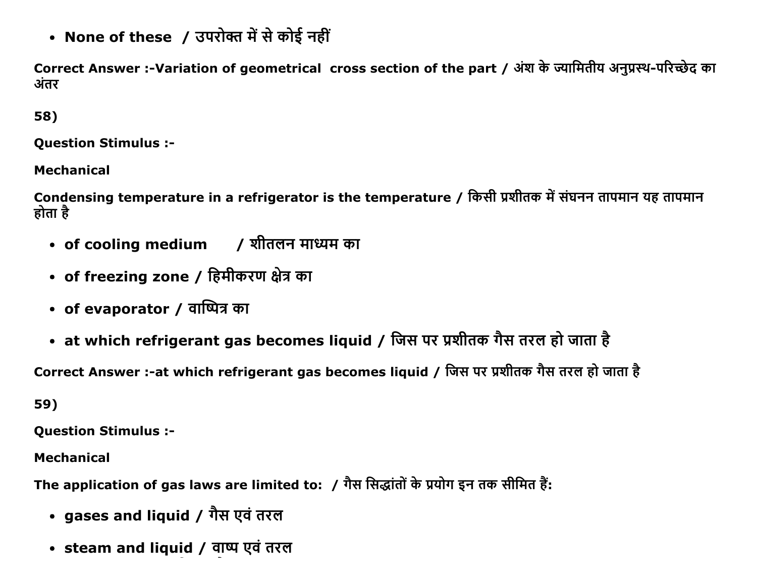- **None of these / उपरोक्त में से कोई नहीं**

**Correct Answer :-Variation of geometrical cross section of the part / अंश के ज्यामितीय अनुप्रस्थ-परिच्छेद का अंतर**

**58)**

**Question Stimulus :-**

**Mechanical**

**Condensing temperature in a refrigerator is the temperature / किसी प्रशीतक में संघनन तापमान यह तापमान होता है**

- **of cooling medium / शीतलन माध्यम का**
- **of freezing zone / हिमीकरण क्षेत्र का**
- **of evaporator / वाष्पित्र का**
- **at which refrigerant gas becomes liquid / जिस पर प्रशीतक गैस तरल हो जाता है**

**Correct Answer :-at which refrigerant gas becomes liquid / जिस पर प्रशीतक गैस तरल हो जाता है**

**59)**

**Question Stimulus :-**

**Mechanical**

**The application of gas laws are limited to: / गैस सिद्धांतों के प्रयोग इन तक सीमित हैं:**

- **gases and liquid / गैस एवं तरल**
- **steam and liquid / वाष्प एवं तरल**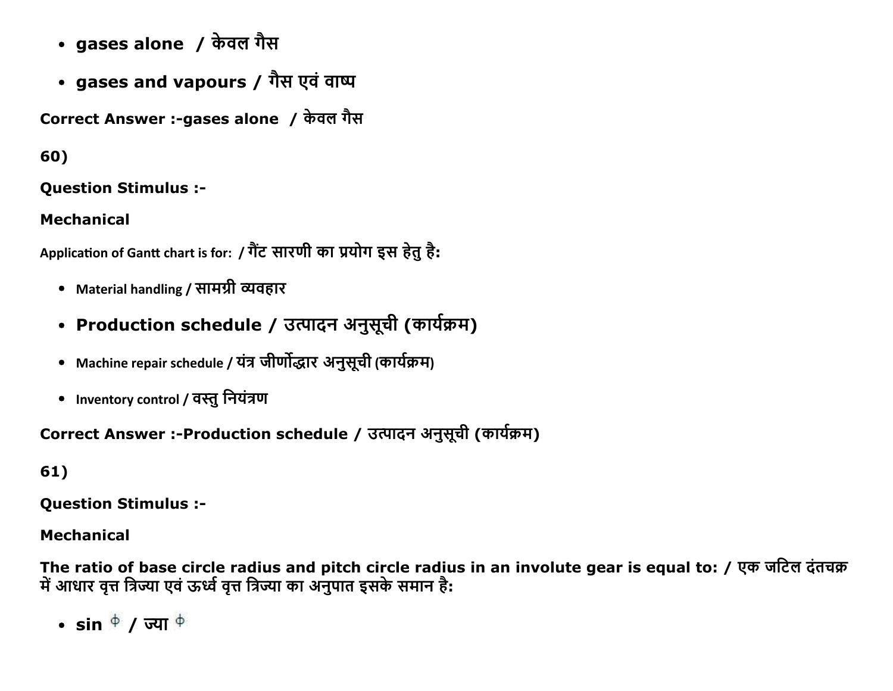- **gases alone / केवल गैस**
- **gases and vapours / गैस एवं वाष्प**

**Correct Answer :-gases alone / केवल गैस**

**60)**

**Question Stimulus :-**

**Mechanical**

**Application of Gantt chart is for: / गैंट सारणी का प्रयोग इस हेतु है:**

- **Material handling / सामग्री व्यवहार**
- **Production schedule / उत्पादन अनुसूची (कार्यक्रम)**
- **Machine repair schedule / यंत्र जीर्णोद्धार अनुसूची (कार्यक्रम)**
- **Inventory control / वस्तु नियंत्रण**

**Correct Answer :-Production schedule / उत्पादन अनुसूची (कार्यक्रम)**

**61)**

**Question Stimulus :-**

**Mechanical**

**The ratio of base circle radius and pitch circle radius in an involute gear is equal to: / एक जटिल दंतचक्र में आधार वृत्त त्रिज्या एवं ऊर्ध्व वृत्त त्रिज्या का अनुपात इसके समान है:**

- **sin $\phi$ / ज्या $\phi$**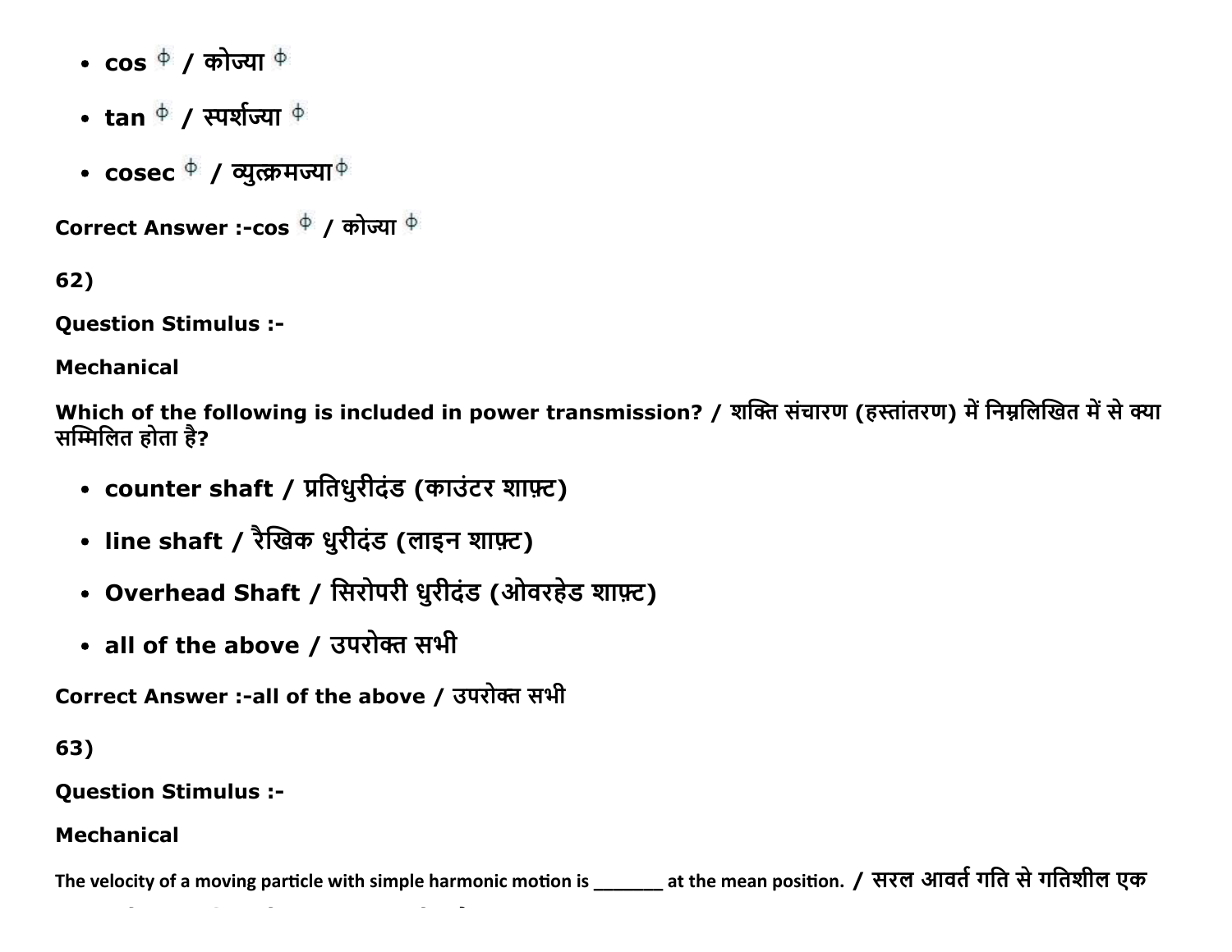- cos $\phi$ / कोज्या $\phi$
- tan $\phi$ / स्पर्शज्या $\phi$
- cosec $\phi$ / व्युत्क्रमज्या $\phi$

**Correct Answer :-cos $\phi$ / कोज्या $\phi$**

**62)**

**Question Stimulus :-**

**Mechanical**

**Which of the following is included in power transmission? / शक्ति संचारण (हस्तांतरण) में निम्नलिखित में से क्या सम्मिलित होता है?**

- **counter shaft / प्रतिधुरीदंड (काउंटर शाफ़्ट)**
- **line shaft / रैखिक धुरीदंड (लाइन शाफ़्ट)**
- **Overhead Shaft / सिरोपरी धुरीदंड (ओवरहेड शाफ़्ट)**
- **all of the above / उपरोक्त सभी**

**Correct Answer :-all of the above / उपरोक्त सभी**

**63)**

**Question Stimulus :-**

**Mechanical**

**The velocity of a moving particle with simple harmonic motion is _______ at the mean position. / सरल आवर्त गति से गतिशील एक**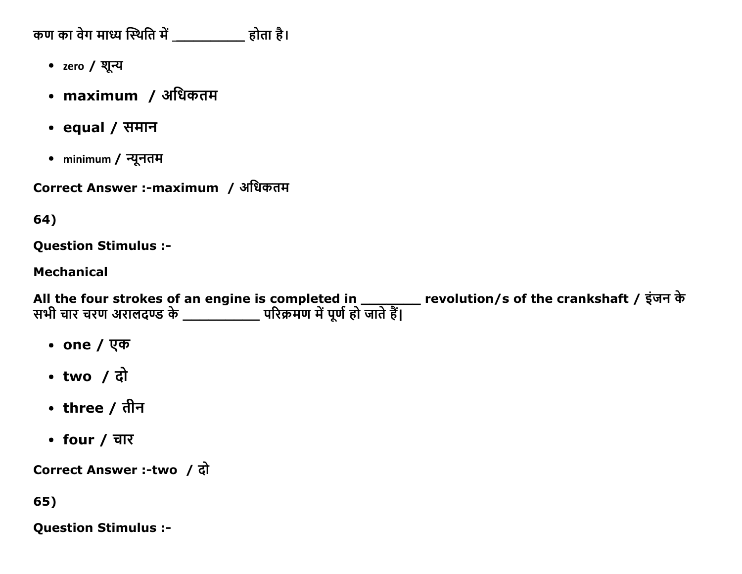कण का वेग माध्य स्थिति में __________ होता है।

- zero / शून्य
- **maximum / अधिकतम**
- **equal / समान**
- minimum / न्यूनतम

**Correct Answer :-maximum / अधिकतम**

**64)**

**Question Stimulus :-**

**Mechanical**

**All the four strokes of an engine is completed in ________ revolution/s of the crankshaft / इंजन के सभी चार चरण अरालदण्ड के __________ परिक्रमण में पूर्ण हो जाते हैं|**

- **one / एक**
- **two / दो**
- **three / तीन**
- **four / चार**

**Correct Answer :-two / दो**

**65)**

**Question Stimulus :-**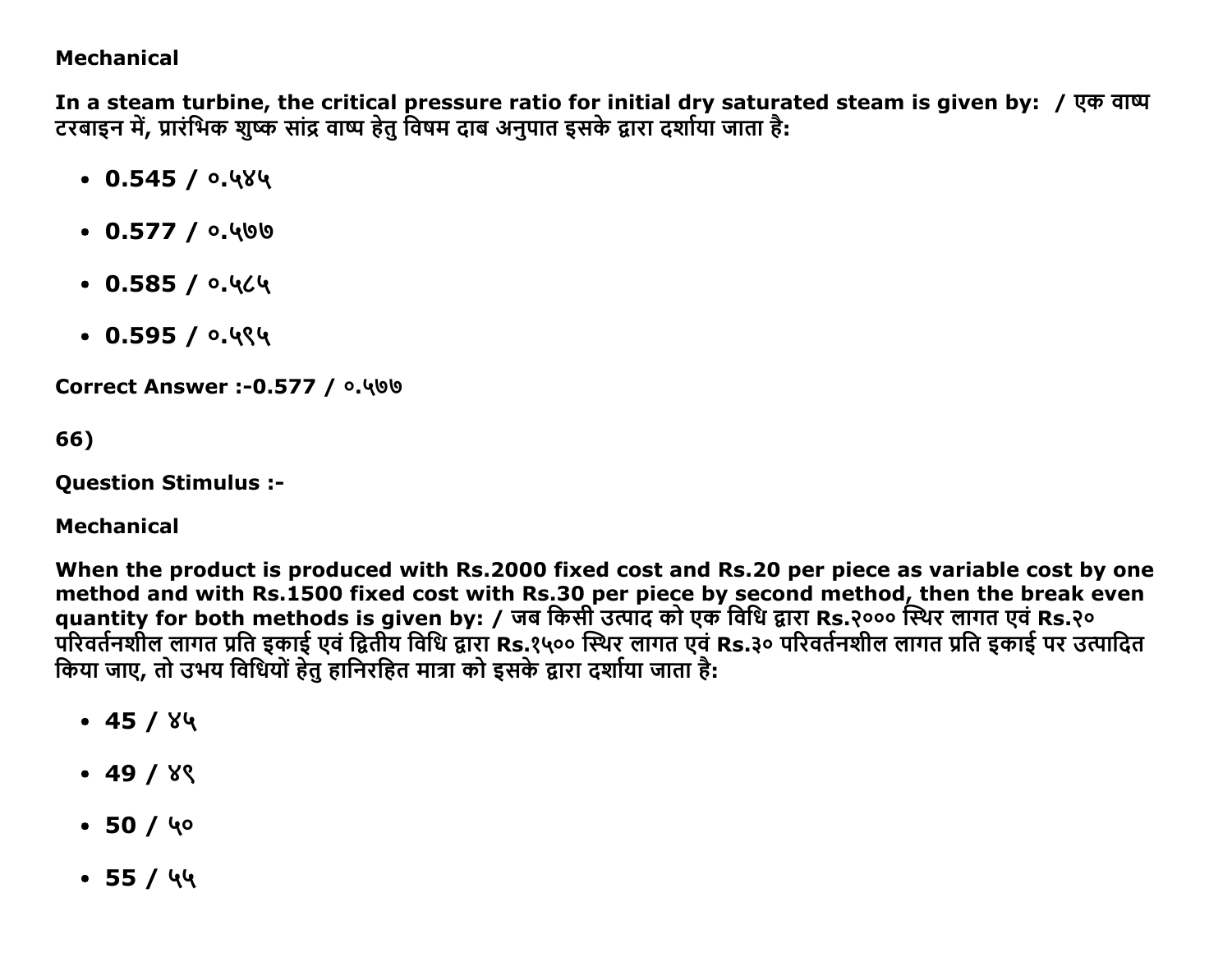Mechanical

**In a steam turbine, the critical pressure ratio for initial dry saturated steam is given by:  / एक वाष्प टरबाइन में, प्रारंभिक शुष्क सांद्र वाष्प हेतु विषम दाब अनुपात इसके द्वारा दर्शाया जाता है:**

- **0.545 / ०.५४५**
- **0.577 / ०.५७७**
- **0.585 / ०.५८५**
- **0.595 / ०.५९५**

**Correct Answer :-0.577 / ०.५७७**

**66)**

**Question Stimulus :-**

**Mechanical**

**When the product is produced with Rs.2000 fixed cost and Rs.20 per piece as variable cost by one method and with Rs.1500 fixed cost with Rs.30 per piece by second method, then the break even quantity for both methods is given by: / जब किसी उत्पाद को एक विधि द्वारा Rs.२००० स्थिर लागत एवं Rs.२० परिवर्तनशील लागत प्रति इकाई एवं द्वितीय विधि द्वारा Rs.१५०० स्थिर लागत एवं Rs.३० परिवर्तनशील लागत प्रति इकाई पर उत्पादित किया जाए, तो उभय विधियों हेतु हानिरहित मात्रा को इसके द्वारा दर्शाया जाता है:**

- **45 / ४५**
- **49 / ४९**
- **50 / ५०**
- **55 / ५५**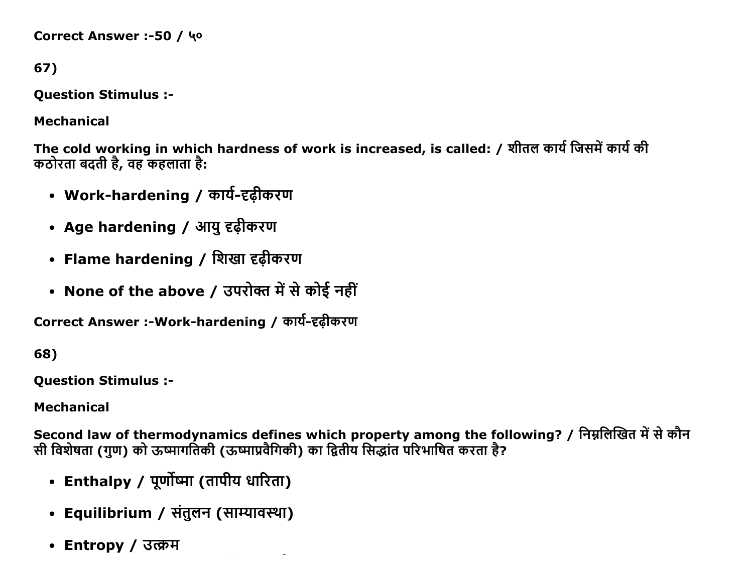Correct Answer :-50 / ५०

67)

**Question Stimulus :-**

**Mechanical**

**The cold working in which hardness of work is increased, is called: / शीतल कार्य जिसमें कार्य की कठोरता बदती है, वह कहलाता है:**

- **Work-hardening / कार्य-दृढ़ीकरण**
- **Age hardening / आयु दृढ़ीकरण**
- **Flame hardening / शिखा दृढ़ीकरण**
- **None of the above / उपरोक्त में से कोई नहीं**

**Correct Answer :-Work-hardening / कार्य-दृढ़ीकरण**

68)

**Question Stimulus :-**

**Mechanical**

**Second law of thermodynamics defines which property among the following? / निम्नलिखित में से कौन सी विशेषता (गुण) को ऊष्मागतिकी (ऊष्माप्रवैगिकी) का द्वितीय सिद्धांत परिभाषित करता है?**

- **Enthalpy / पूर्णोष्मा (तापीय धारिता)**
- **Equilibrium / संतुलन (साम्यावस्था)**
- **Entropy / उत्क्रम**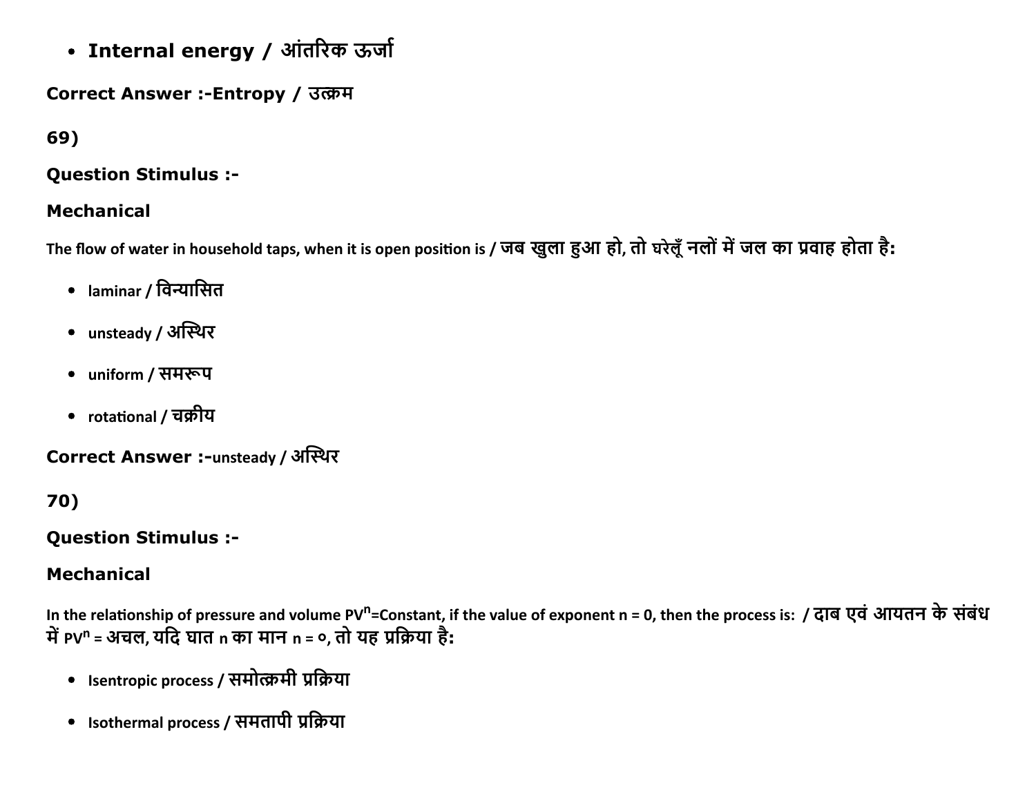- **Internal energy / आंतरिक ऊर्जा**

**Correct Answer :-Entropy / उत्क्रम**

**69)**

**Question Stimulus :-**

**Mechanical**

**The flow of water in household taps, when it is open position is / जब खुला हुआ हो, तो घरेलूँ नलों में जल का प्रवाह होता है:**

- laminar / विन्यासित
- unsteady / अस्थिर
- uniform / समरूप
- rotational / चक्रीय

**Correct Answer :-**unsteady / अस्थिर

**70)**

**Question Stimulus :-**

**Mechanical**

**In the relationship of pressure and volume $PV^n$=Constant, if the value of exponent n = 0, then the process is: / दाब एवं आयतन के संबंध में $PV^n$ = अचल, यदि घात n का मान n = ०, तो यह प्रक्रिया है:**

- Isentropic process / समोत्क्रमी प्रक्रिया
- Isothermal process / समतापी प्रक्रिया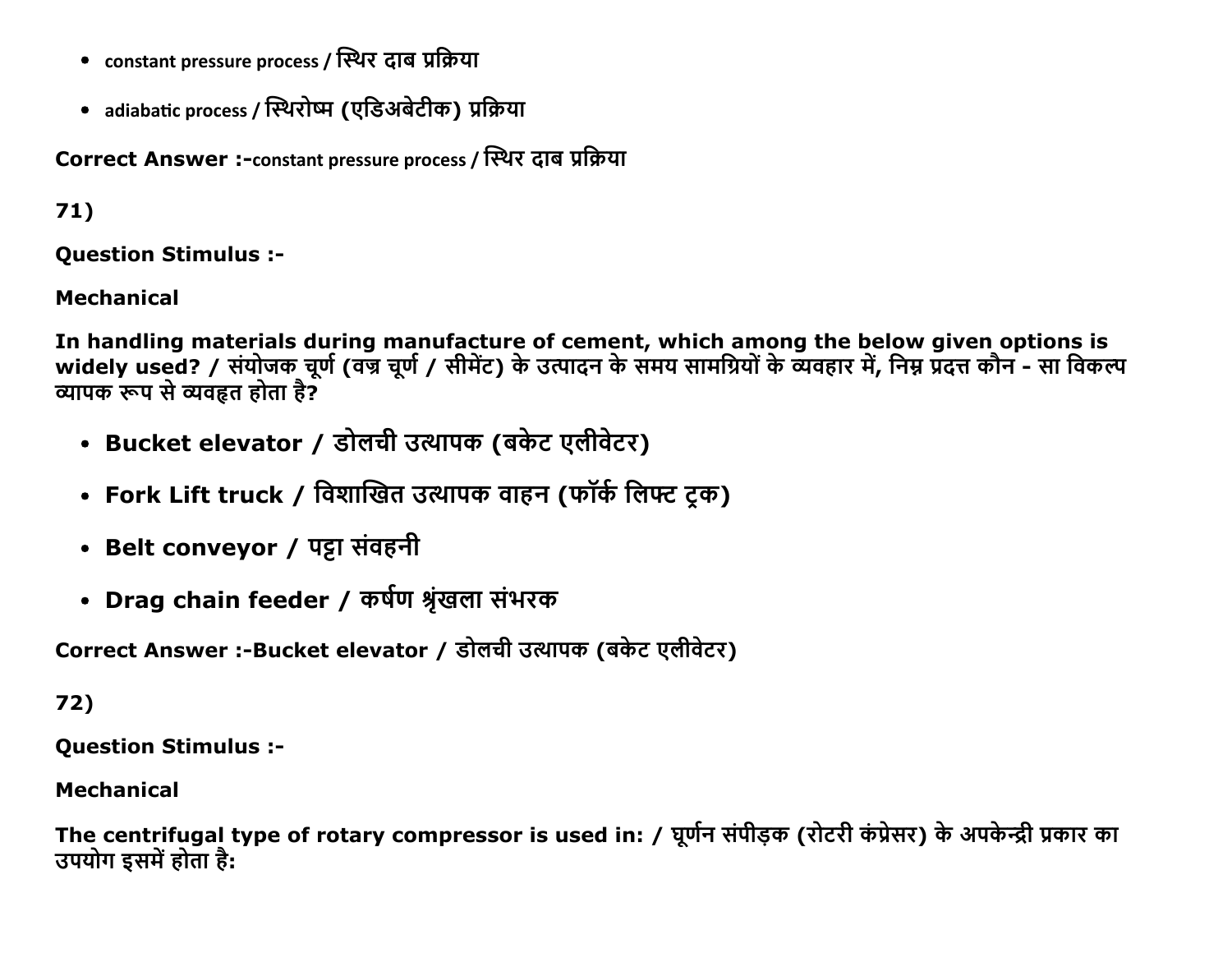- constant pressure process / स्थिर दाब प्रक्रिया
- adiabatic process / स्थिरोष्म (एडिअबेटीक) प्रक्रिया

**Correct Answer :-**constant pressure process / स्थिर दाब प्रक्रिया

**71)**

**Question Stimulus :-**

**Mechanical**

**In handling materials during manufacture of cement, which among the below given options is widely used? / संयोजक चूर्ण (वज्र चूर्ण / सीमेंट) के उत्पादन के समय सामग्रियों के व्यवहार में, निम्न प्रदत्त कौन - सा विकल्प व्यापक रूप से व्यवहृत होता है?**

- **Bucket elevator / डोलची उत्थापक (बकेट एलीवेटर)**
- **Fork Lift truck / विशाखित उत्थापक वाहन (फॉर्क लिफ्ट ट्रक)**
- **Belt conveyor / पट्टा संवहनी**
- **Drag chain feeder / कर्षण श्रृंखला संभरक**

**Correct Answer :-Bucket elevator / डोलची उत्थापक (बकेट एलीवेटर)**

**72)**

**Question Stimulus :-**

**Mechanical**

**The centrifugal type of rotary compressor is used in: / घूर्णन संपीड़क (रोटरी कंप्रेसर) के अपकेन्द्री प्रकार का उपयोग इसमें होता है:**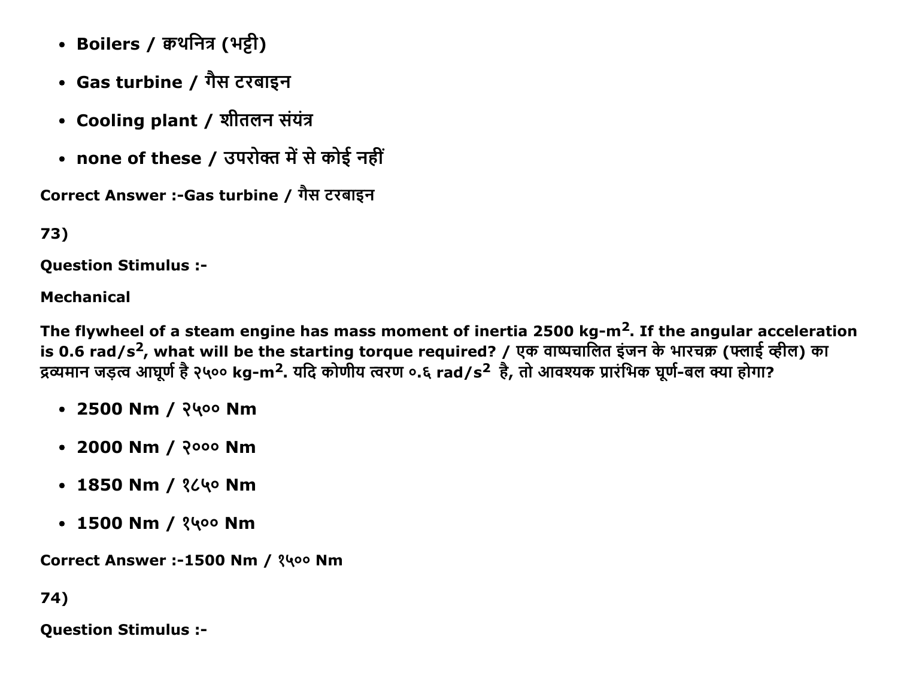- Boilers / क्वथनित्र (भट्टी)
- Gas turbine / गैस टरबाइन
- Cooling plant / शीतलन संयंत्र
- none of these / उपरोक्त में से कोई नहीं

Correct Answer :-Gas turbine / गैस टरबाइन

73)

Question Stimulus :-

Mechanical

**The flywheel of a steam engine has mass moment of inertia 2500 kg-$m^2$. If the angular acceleration is 0.6 rad/$s^2$, what will be the starting torque required? / एक वाष्पचालित इंजन के भारचक्र (फ्लाई व्हील) का द्रव्यमान जड़त्व आघूर्ण है २५०० kg-$m^2$. यदि कोणीय त्वरण ०.६ rad/$s^2$ है, तो आवश्यक प्रारंभिक घूर्ण-बल क्या होगा?**

- 2500 Nm / २५०० Nm
- 2000 Nm / २००० Nm
- 1850 Nm / १८५० Nm
- 1500 Nm / १५०० Nm

Correct Answer :-1500 Nm / १५०० Nm

74)

Question Stimulus :-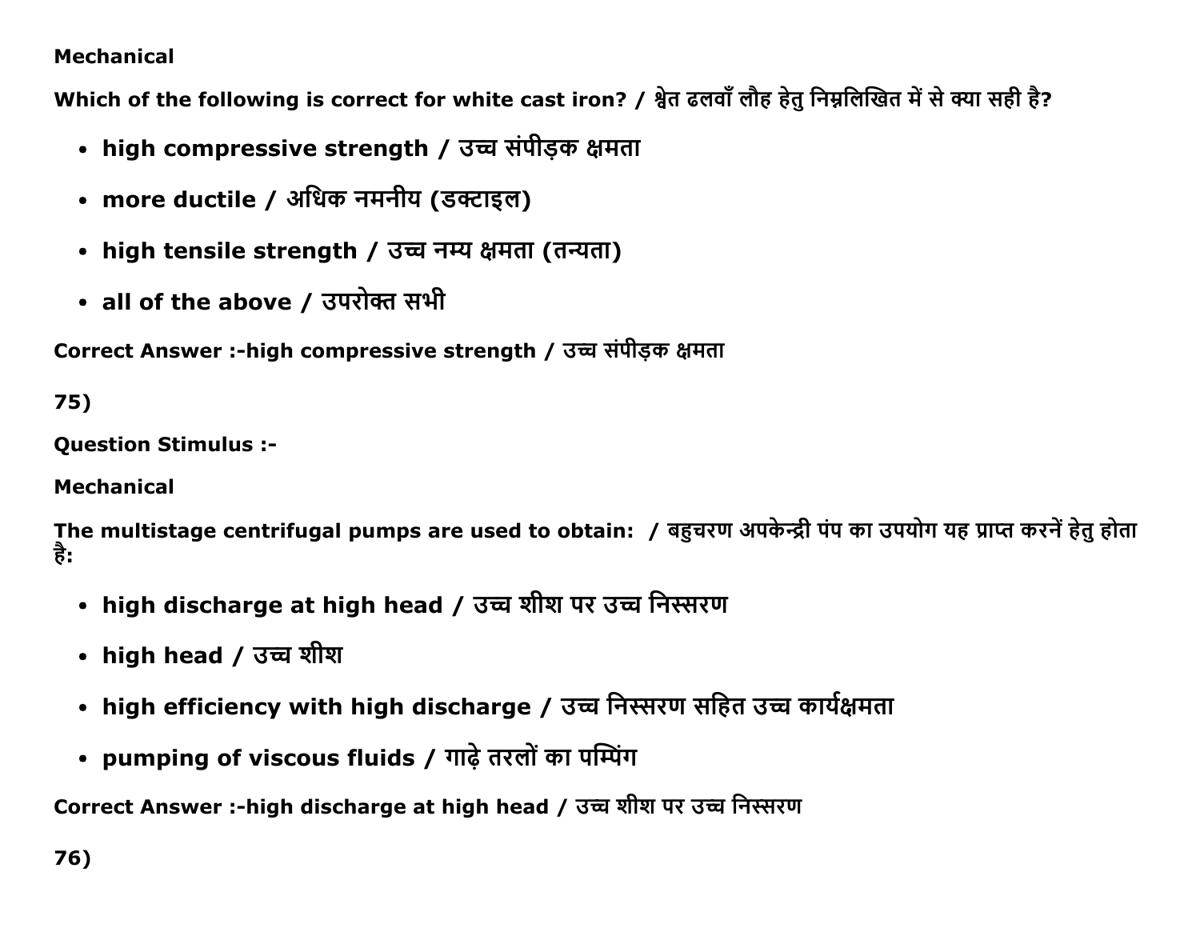Mechanical

Which of the following is correct for white cast iron? / श्वेत ढलवाँ लौह हेतु निम्नलिखित में से क्या सही है?

- high compressive strength / उच्च संपीड़क क्षमता
- more ductile / अधिक नमनीय (डक्टाइल)
- high tensile strength / उच्च नम्य क्षमता (तन्यता)
- all of the above / उपरोक्त सभी

Correct Answer :-high compressive strength / उच्च संपीड़क क्षमता

75)

Question Stimulus :-

Mechanical

The multistage centrifugal pumps are used to obtain:  / बहुचरण अपकेन्द्री पंप का उपयोग यह प्राप्त करनें हेतु होता है:

- high discharge at high head / उच्च शीश पर उच्च निस्सरण
- high head / उच्च शीश
- high efficiency with high discharge / उच्च निस्सरण सहित उच्च कार्यक्षमता
- pumping of viscous fluids / गाढ़े तरलों का पम्पिंग

Correct Answer :-high discharge at high head / उच्च शीश पर उच्च निस्सरण

76)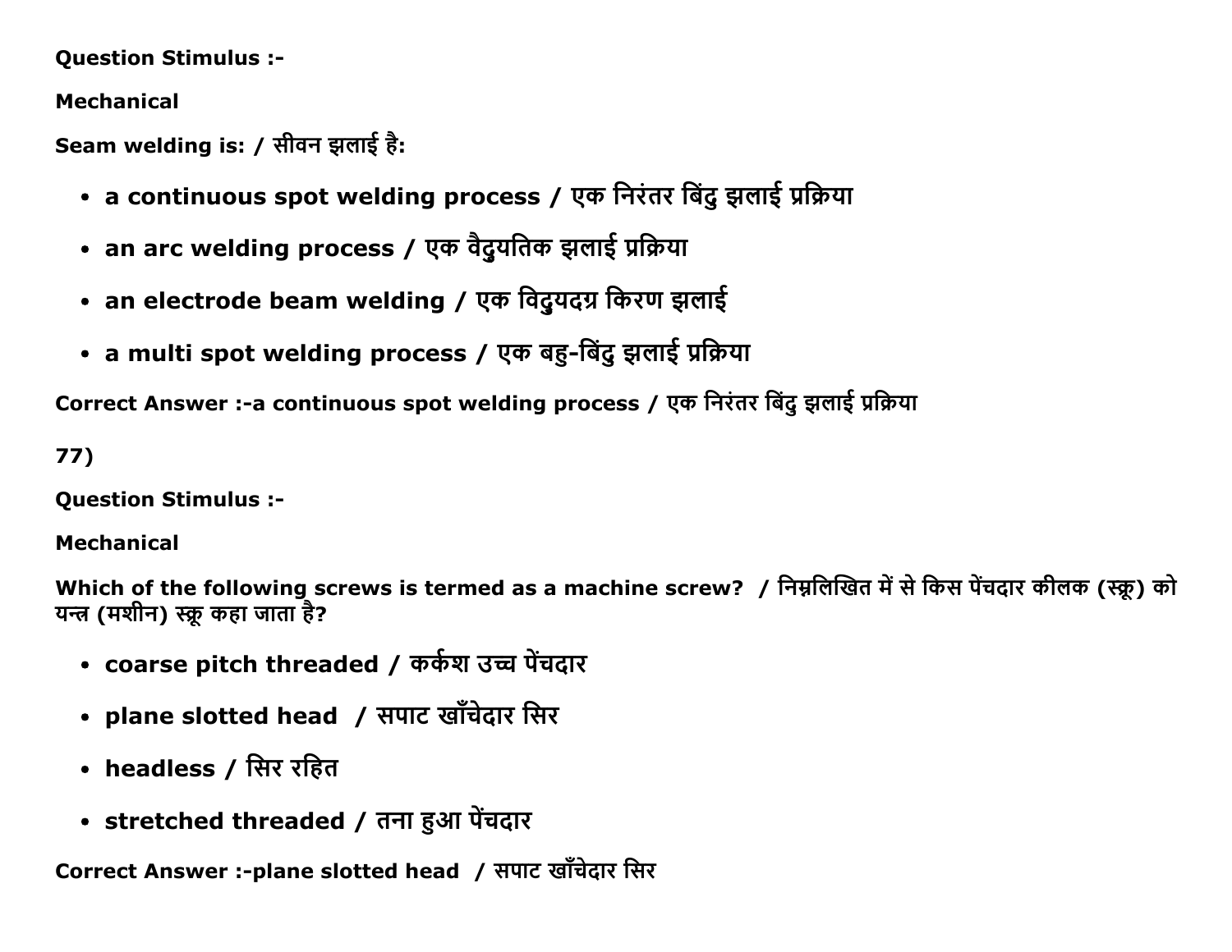**Question Stimulus :-**

**Mechanical**

**Seam welding is: / सीवन झलाई है:**

- **a continuous spot welding process / एक निरंतर बिंदु झलाई प्रक्रिया**
- **an arc welding process / एक वैद्युयतिक झलाई प्रक्रिया**
- **an electrode beam welding / एक विदुयदग्र किरण झलाई**
- **a multi spot welding process / एक बहु-बिंदु झलाई प्रक्रिया**

**Correct Answer :-a continuous spot welding process / एक निरंतर बिंदु झलाई प्रक्रिया**

**77)**

**Question Stimulus :-**

**Mechanical**

**Which of the following screws is termed as a machine screw? / निम्नलिखित में से किस पेंचदार कीलक (स्क्रू) को यन्त्र (मशीन) स्क्रू कहा जाता है?**

- **coarse pitch threaded / कर्कश उच्च पेंचदार**
- **plane slotted head / सपाट खाँचेदार सिर**
- **headless / सिर रहित**
- **stretched threaded / तना हुआ पेंचदार**

**Correct Answer :-plane slotted head / सपाट खाँचेदार सिर**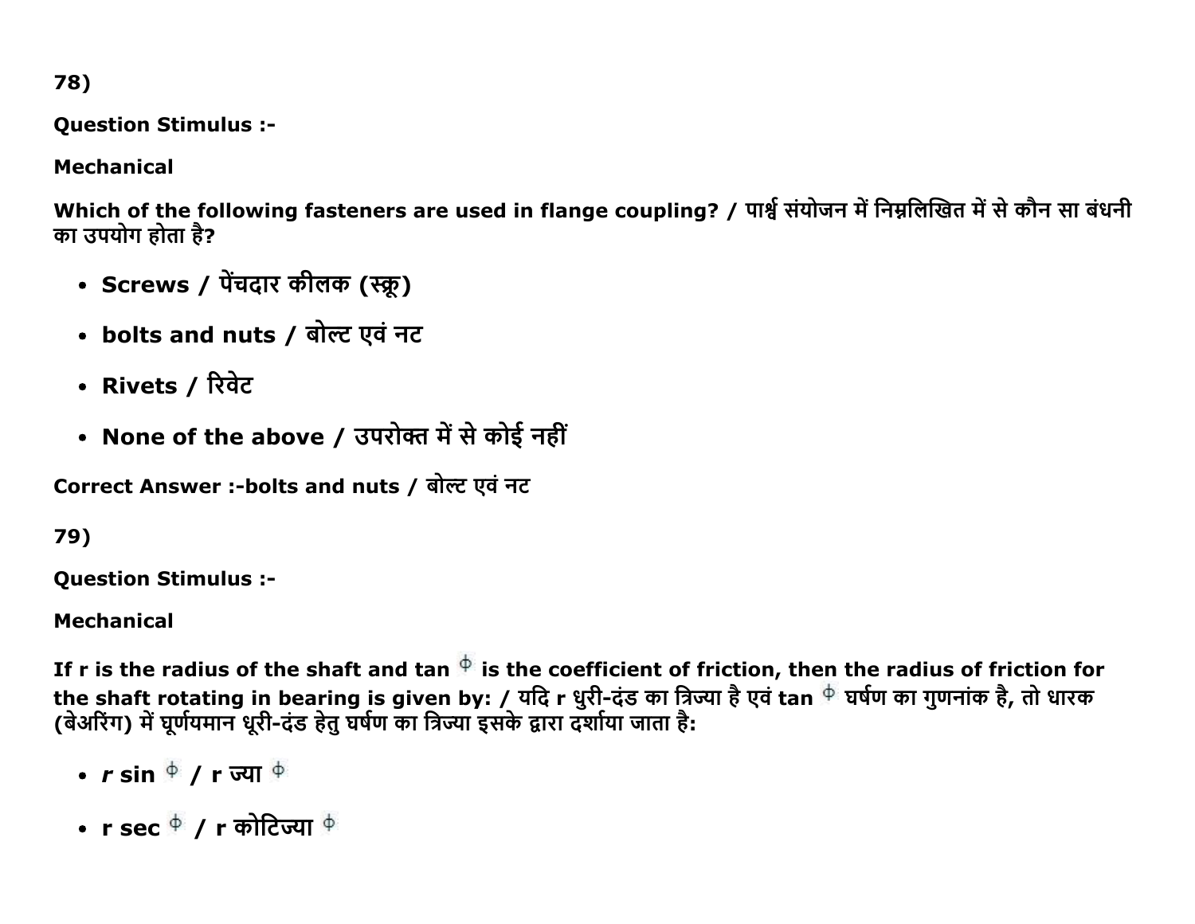78)

**Question Stimulus :-**

**Mechanical**

**Which of the following fasteners are used in flange coupling? / पार्श्व संयोजन में निम्नलिखित में से कौन सा बंधनी का उपयोग होता है?**

- **Screws / पेंचदार कीलक (स्क्रू)**
- **bolts and nuts / बोल्ट एवं नट**
- **Rivets / रिवेट**
- **None of the above / उपरोक्त में से कोई नहीं**

**Correct Answer :-bolts and nuts / बोल्ट एवं नट**

79)

**Question Stimulus :-**

**Mechanical**

**If r is the radius of the shaft and tan $\phi$ is the coefficient of friction, then the radius of friction for the shaft rotating in bearing is given by: / यदि r धुरी-दंड का त्रिज्या है एवं tan $\phi$ घर्षण का गुणनांक है, तो धारक (बेअरिंग) में घूर्णयमान धूरी-दंड हेतु घर्षण का त्रिज्या इसके द्वारा दर्शाया जाता है:**

- ***r* sin $\phi$ / r ज्या $\phi$**
- **r sec $\phi$ / r कोटिज्या $\phi$**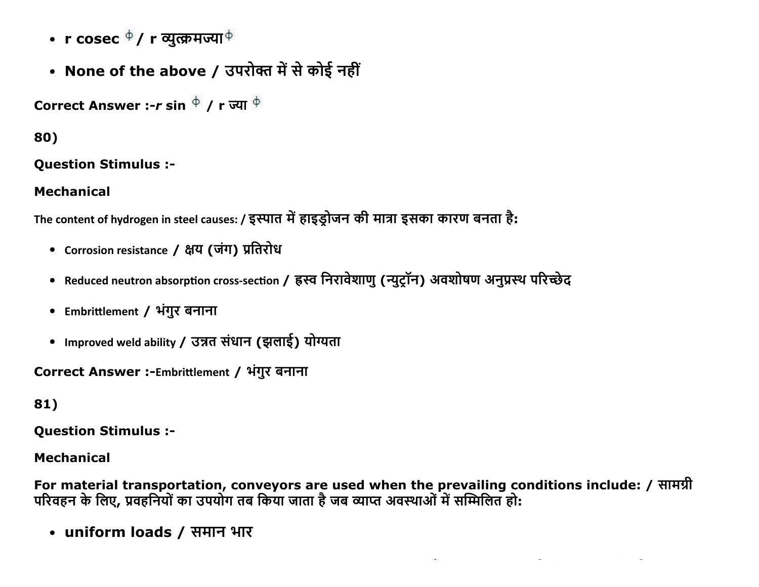- **r cosec $\phi$ / r व्युत्क्रमज्या $\phi$**
- **None of the above / उपरोक्त में से कोई नहीं**

**Correct Answer :-*r* sin $\phi$ / r ज्या $\phi$**

**80)**

**Question Stimulus :-**

**Mechanical**

The content of hydrogen in steel causes: / इस्पात में हाइड्रोजन की मात्रा इसका कारण बनता है:

- Corrosion resistance / क्षय (जंग) प्रतिरोध
- Reduced neutron absorption cross-section / ह्रस्व निरावेशाणु (न्युट्रॉन) अवशोषण अनुप्रस्थ परिच्छेद
- Embrittlement / भंगुर बनाना
- Improved weld ability / उन्नत संधान (झलाई) योग्यता

**Correct Answer :-**Embrittlement / भंगुर बनाना

**81)**

**Question Stimulus :-**

**Mechanical**

**For material transportation, conveyors are used when the prevailing conditions include: / सामग्री परिवहन के लिए, प्रवहनियों का उपयोग तब किया जाता है जब व्याप्त अवस्थाओं में सम्मिलित हो:**

- **uniform loads / समान भार**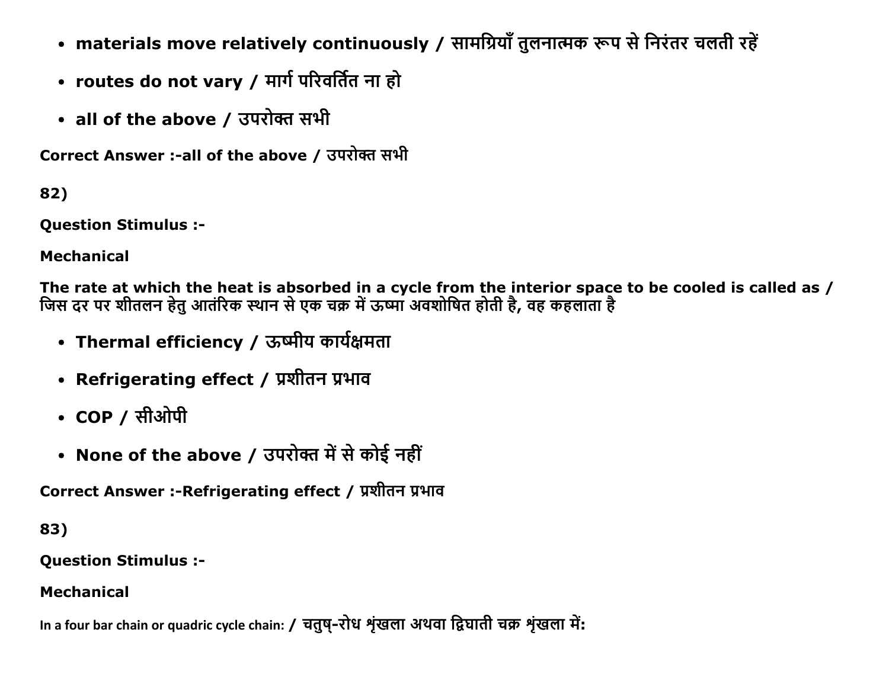- materials move relatively continuously / सामग्रियाँ तुलनात्मक रूप से निरंतर चलती रहें
- routes do not vary / मार्ग परिवर्तित ना हो
- all of the above / उपरोक्त सभी

Correct Answer :-all of the above / उपरोक्त सभी

82)

**Question Stimulus :-**

**Mechanical**

**The rate at which the heat is absorbed in a cycle from the interior space to be cooled is called as / जिस दर पर शीतलन हेतु आतंरिक स्थान से एक चक्र में ऊष्मा अवशोषित होती है, वह कहलाता है**

- Thermal efficiency / ऊष्मीय कार्यक्षमता
- Refrigerating effect / प्रशीतन प्रभाव
- COP / सीओपी
- None of the above / उपरोक्त में से कोई नहीं

Correct Answer :-Refrigerating effect / प्रशीतन प्रभाव

83)

**Question Stimulus :-**

**Mechanical**

In a four bar chain or quadric cycle chain: / चतुष्-रोध शृंखला अथवा द्विघाती चक्र शृंखला में: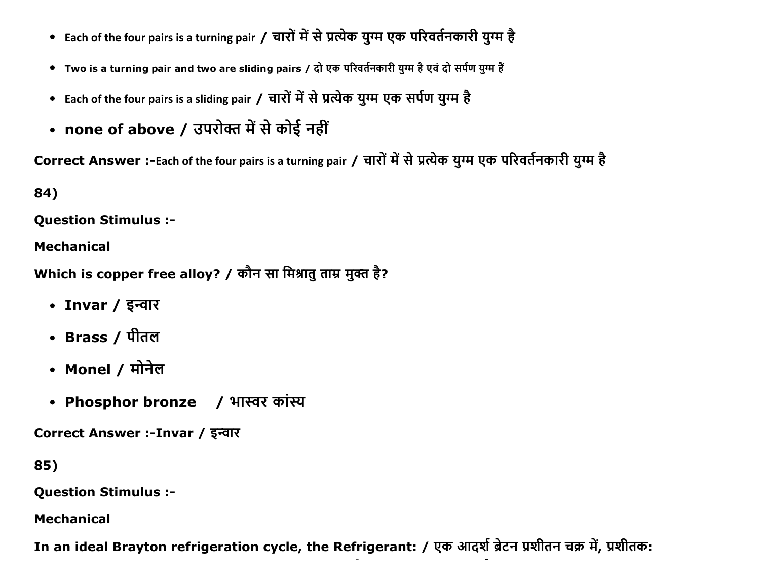- Each of the four pairs is a turning pair / चारों में से प्रत्येक युग्म एक परिवर्तनकारी युग्म है
- Two is a turning pair and two are sliding pairs / दो एक परिवर्तनकारी युग्म है एवं दो सर्पण युग्म हैं
- Each of the four pairs is a sliding pair / चारों में से प्रत्येक युग्म एक सर्पण युग्म है
- **none of above / उपरोक्त में से कोई नहीं**

**Correct Answer :-**Each of the four pairs is a turning pair / चारों में से प्रत्येक युग्म एक परिवर्तनकारी युग्म है

**84)**

**Question Stimulus :-**

**Mechanical**

**Which is copper free alloy? / कौन सा मिश्रातु ताम्र मुक्त है?**

- **Invar / इन्वार**
- **Brass / पीतल**
- **Monel / मोनेल**
- **Phosphor bronze / भास्वर कांस्य**

**Correct Answer :-Invar / इन्वार**

**85)**

**Question Stimulus :-**

**Mechanical**

**In an ideal Brayton refrigeration cycle, the Refrigerant: / एक आदर्श ब्रेटन प्रशीतन चक्र में, प्रशीतक:**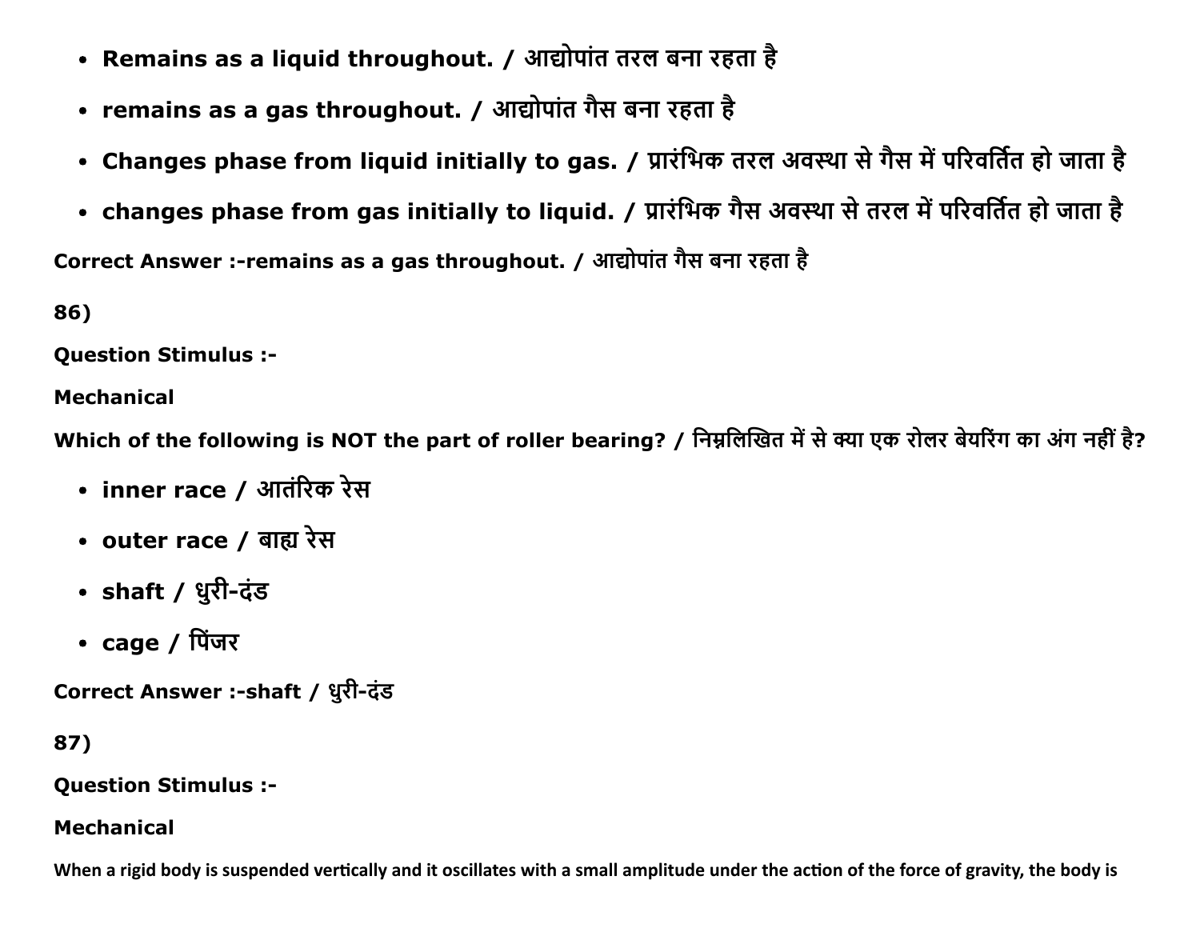- **Remains as a liquid throughout. / आद्योपांत तरल बना रहता है**
- **remains as a gas throughout. / आद्योपांत गैस बना रहता है**
- **Changes phase from liquid initially to gas. / प्रारंभिक तरल अवस्था से गैस में परिवर्तित हो जाता है**
- **changes phase from gas initially to liquid. / प्रारंभिक गैस अवस्था से तरल में परिवर्तित हो जाता है**

**Correct Answer :-remains as a gas throughout. / आद्योपांत गैस बना रहता है**

**86)**

**Question Stimulus :-**

**Mechanical**

**Which of the following is NOT the part of roller bearing? / निम्नलिखित में से क्या एक रोलर बेयरिंग का अंग नहीं है?**

- **inner race / आतंरिक रेस**
- **outer race / बाह्य रेस**
- **shaft / धुरी-दंड**
- **cage / पिंजर**

**Correct Answer :-shaft / धुरी-दंड**

**87)**

**Question Stimulus :-**

**Mechanical**

**When a rigid body is suspended vertically and it oscillates with a small amplitude under the action of the force of gravity, the body is**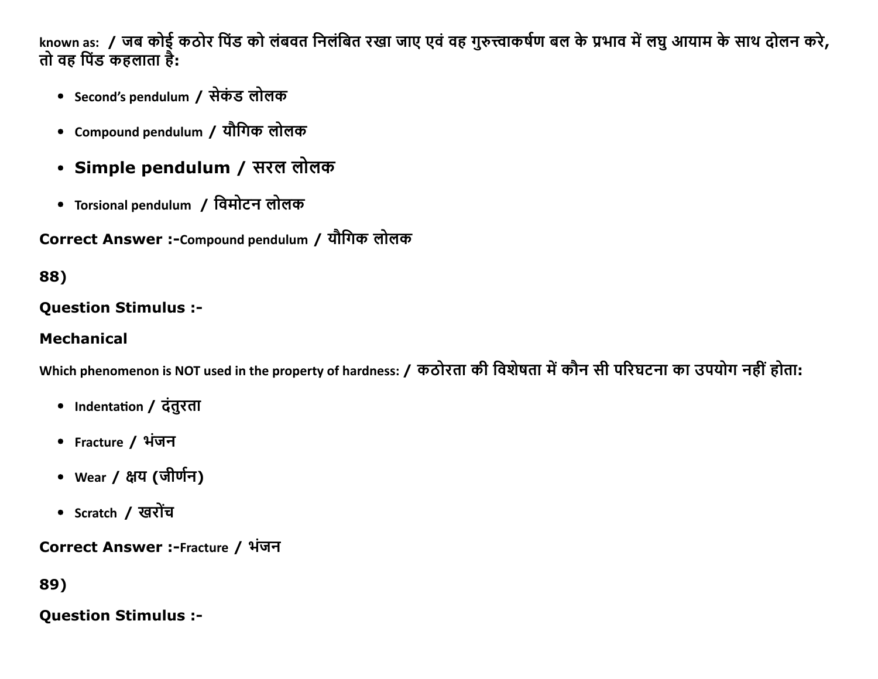known as: / जब कोई कठोर पिंड को लंबवत निलंबित रखा जाए एवं वह गुरुत्वाकर्षण बल के प्रभाव में लघु आयाम के साथ दोलन करे, तो वह पिंड कहलाता है:

- Second's pendulum / सेकंड लोलक
- Compound pendulum / यौगिक लोलक
- **Simple pendulum / सरल लोलक**
- Torsional pendulum / विमोटन लोलक

**Correct Answer :-**Compound pendulum / यौगिक लोलक

**88)**

**Question Stimulus :-**

**Mechanical**

Which phenomenon is NOT used in the property of hardness: / कठोरता की विशेषता में कौन सी परिघटना का उपयोग नहीं होता:

- Indentation / दंतुरता
- Fracture / भंजन
- Wear / क्षय (जीर्णन)
- Scratch / खरोंच

**Correct Answer :-**Fracture / भंजन

**89)**

**Question Stimulus :-**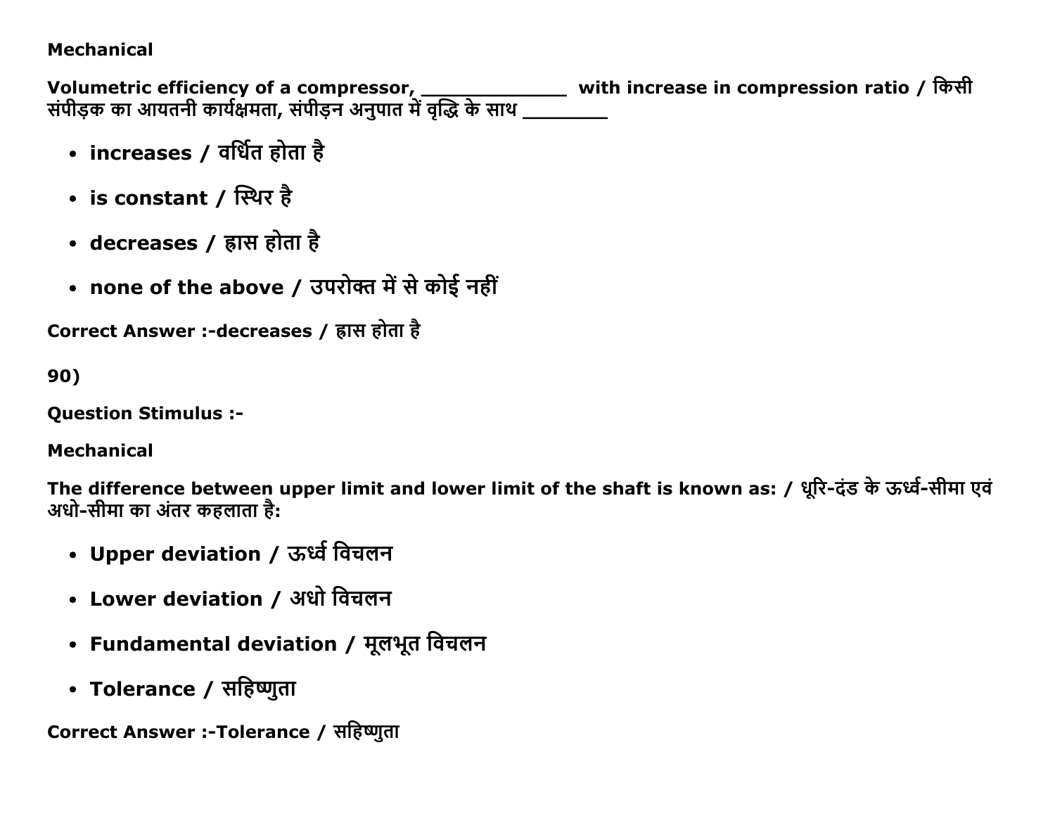**Mechanical**

**Volumetric efficiency of a compressor, _____________ with increase in compression ratio / किसी संपीड़क का आयतनी कार्यक्षमता, संपीड़न अनुपात में वृद्धि के साथ ________**

- **increases / वर्धित होता है**
- **is constant / स्थिर है**
- **decreases / ह्रास होता है**
- **none of the above / उपरोक्त में से कोई नहीं**

**Correct Answer :-decreases / ह्रास होता है**

**90)**

**Question Stimulus :-**

**Mechanical**

**The difference between upper limit and lower limit of the shaft is known as: / धूरि-दंड के ऊर्ध्व-सीमा एवं अधो-सीमा का अंतर कहलाता है:**

- **Upper deviation / ऊर्ध्व विचलन**
- **Lower deviation / अधो विचलन**
- **Fundamental deviation / मूलभूत विचलन**
- **Tolerance / सहिष्णुता**

**Correct Answer :-Tolerance / सहिष्णुता**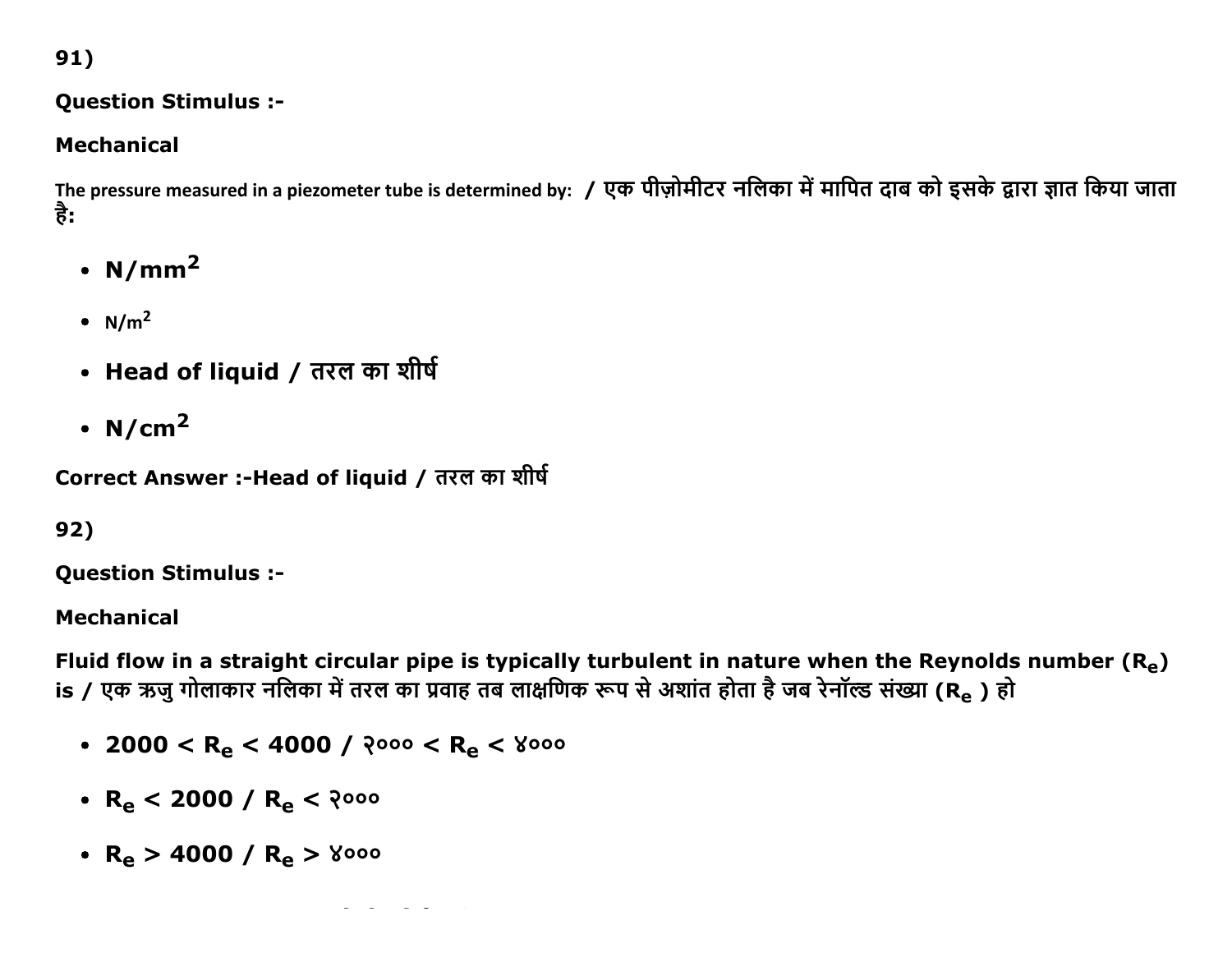91)

**Question Stimulus :-**

**Mechanical**

The pressure measured in a piezometer tube is determined by: / एक पीज़ोमीटर नलिका में मापित दाब को इसके द्वारा ज्ञात किया जाता है:

- **$N/mm^2$**
- $N/m^2$
- **Head of liquid / तरल का शीर्ष**
- **$N/cm^2$**

**Correct Answer :-Head of liquid / तरल का शीर्ष**

92)

**Question Stimulus :-**

**Mechanical**

**Fluid flow in a straight circular pipe is typically turbulent in nature when the Reynolds number ($R_e$) is / एक ऋजु गोलाकार नलिका में तरल का प्रवाह तब लाक्षणिक रूप से अशांत होता है जब रेनॉल्ड संख्या ($R_e$ ) हो**

- **$2000 < R_e < 4000$ / $२००० < R_e < ४०००$**
- **$R_e < 2000$ / $R_e < २०००$**
- **$R_e > 4000$ / $R_e > ४०००$**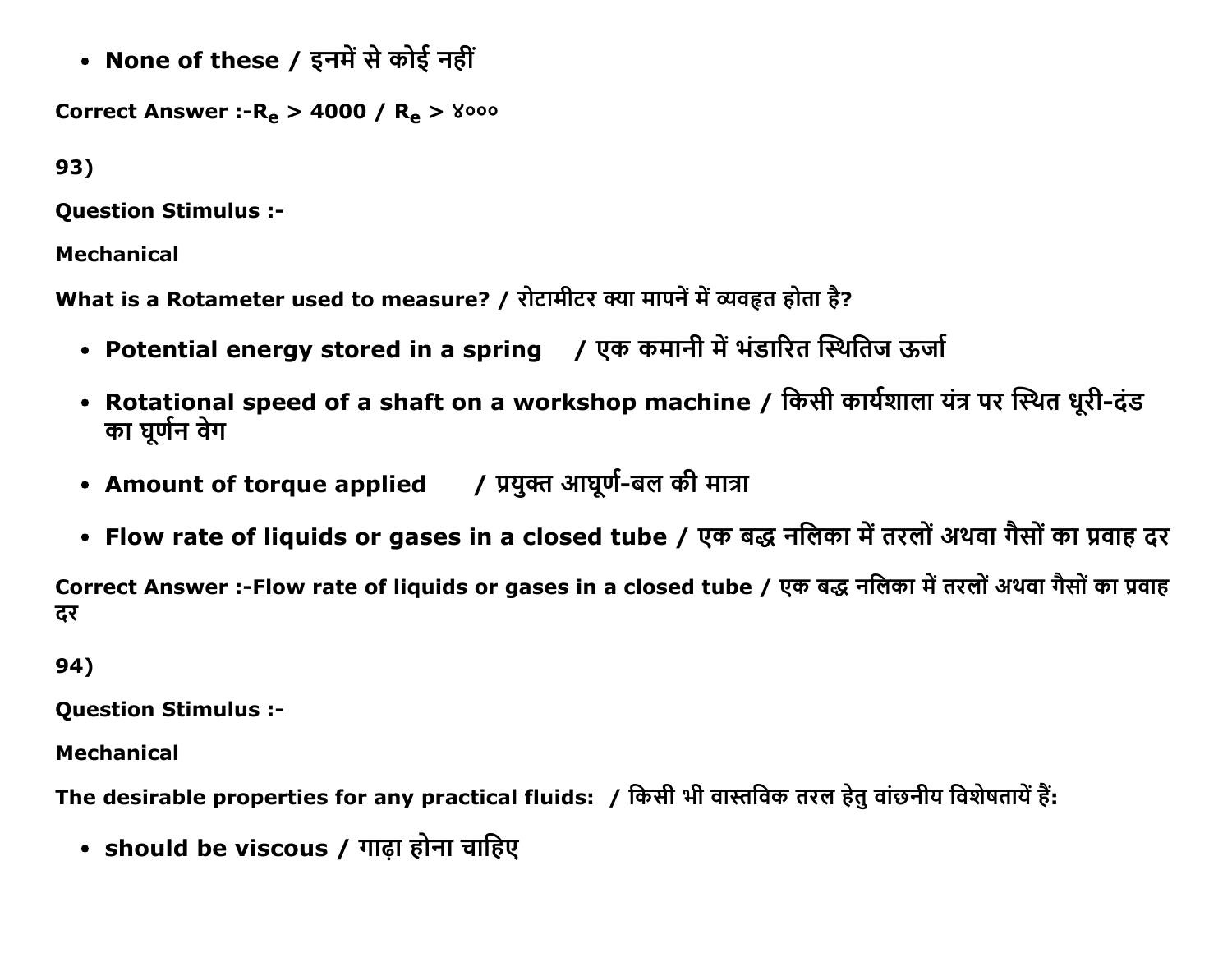- **None of these / इनमें से कोई नहीं**

**Correct Answer :-$R_e$ > 4000 / $R_e$ > ४०००**

**93)**

**Question Stimulus :-**

**Mechanical**

**What is a Rotameter used to measure? / रोटामीटर क्या मापनें में व्यवहृत होता है?**

- **Potential energy stored in a spring / एक कमानी में भंडारित स्थितिज ऊर्जा**
- **Rotational speed of a shaft on a workshop machine / किसी कार्यशाला यंत्र पर स्थित धूरी-दंड का घूर्णन वेग**
- **Amount of torque applied / प्रयुक्त आघूर्ण-बल की मात्रा**
- **Flow rate of liquids or gases in a closed tube / एक बद्ध नलिका में तरलों अथवा गैसों का प्रवाह दर**

**Correct Answer :-Flow rate of liquids or gases in a closed tube / एक बद्ध नलिका में तरलों अथवा गैसों का प्रवाह दर**

**94)**

**Question Stimulus :-**

**Mechanical**

**The desirable properties for any practical fluids: / किसी भी वास्तविक तरल हेतु वांछनीय विशेषतायें हैं:**

- **should be viscous / गाढ़ा होना चाहिए**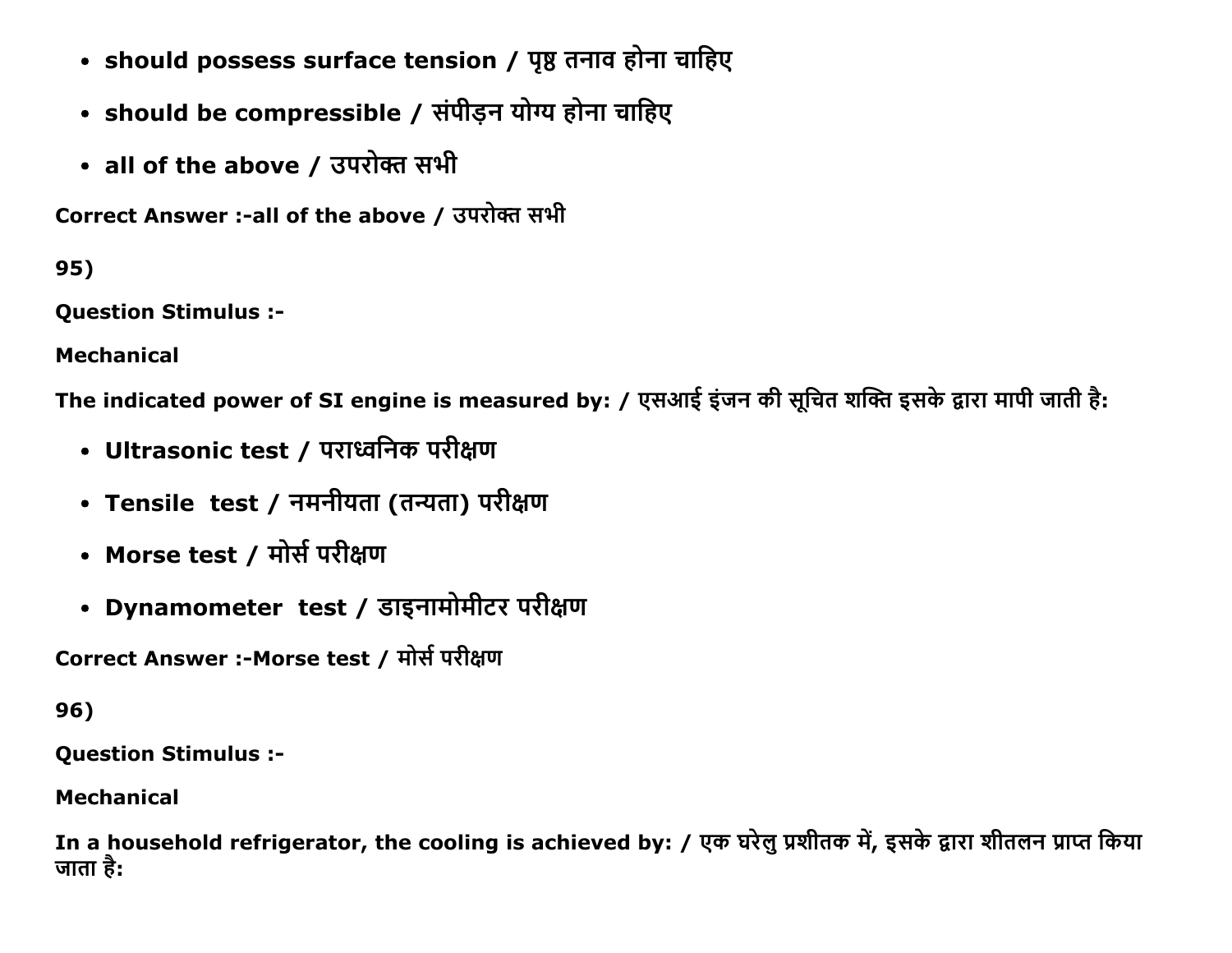- **should possess surface tension / पृष्ठ तनाव होना चाहिए**
- **should be compressible / संपीड़न योग्य होना चाहिए**
- **all of the above / उपरोक्त सभी**

**Correct Answer :-all of the above / उपरोक्त सभी**

**95)**

**Question Stimulus :-**

**Mechanical**

**The indicated power of SI engine is measured by: / एसआई इंजन की सूचित शक्ति इसके द्वारा मापी जाती है:**

- **Ultrasonic test / पराध्वनिक परीक्षण**
- **Tensile test / नमनीयता (तन्यता) परीक्षण**
- **Morse test / मोर्स परीक्षण**
- **Dynamometer test / डाइनामोमीटर परीक्षण**

**Correct Answer :-Morse test / मोर्स परीक्षण**

**96)**

**Question Stimulus :-**

**Mechanical**

**In a household refrigerator, the cooling is achieved by: / एक घरेलु प्रशीतक में, इसके द्वारा शीतलन प्राप्त किया जाता है:**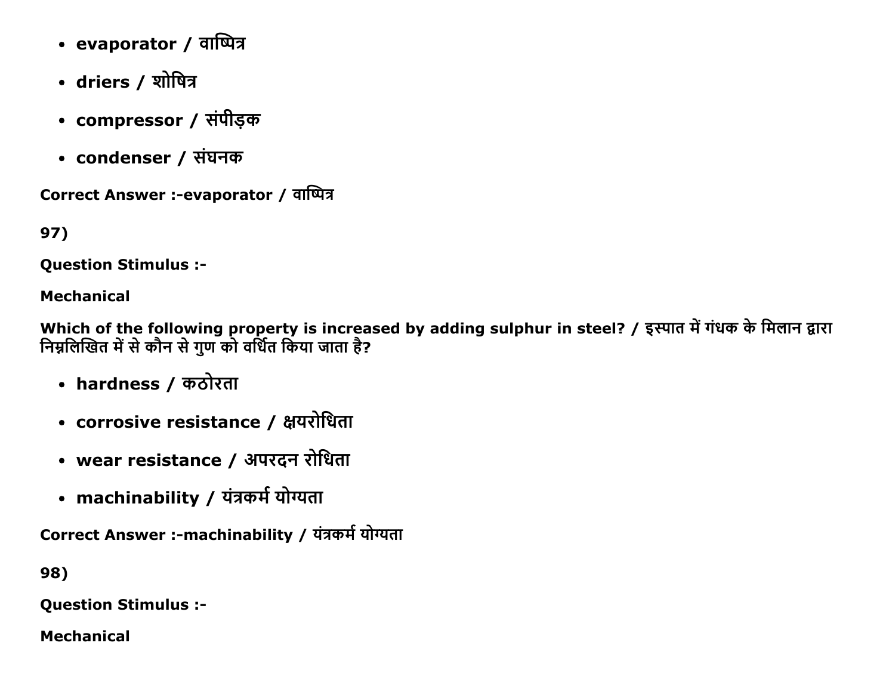- evaporator / वाष्पित्र
- driers / शोषित्र
- compressor / संपीड़क
- condenser / संघनक

Correct Answer :-evaporator / वाष्पित्र

97)

Question Stimulus :-

Mechanical

Which of the following property is increased by adding sulphur in steel? / इस्पात में गंधक के मिलान द्वारा निम्नलिखित में से कौन से गुण को वर्धित किया जाता है?

- hardness / कठोरता
- corrosive resistance / क्षयरोधिता
- wear resistance / अपरदन रोधिता
- machinability / यंत्रकर्म योग्यता

Correct Answer :-machinability / यंत्रकर्म योग्यता

98)

Question Stimulus :-

Mechanical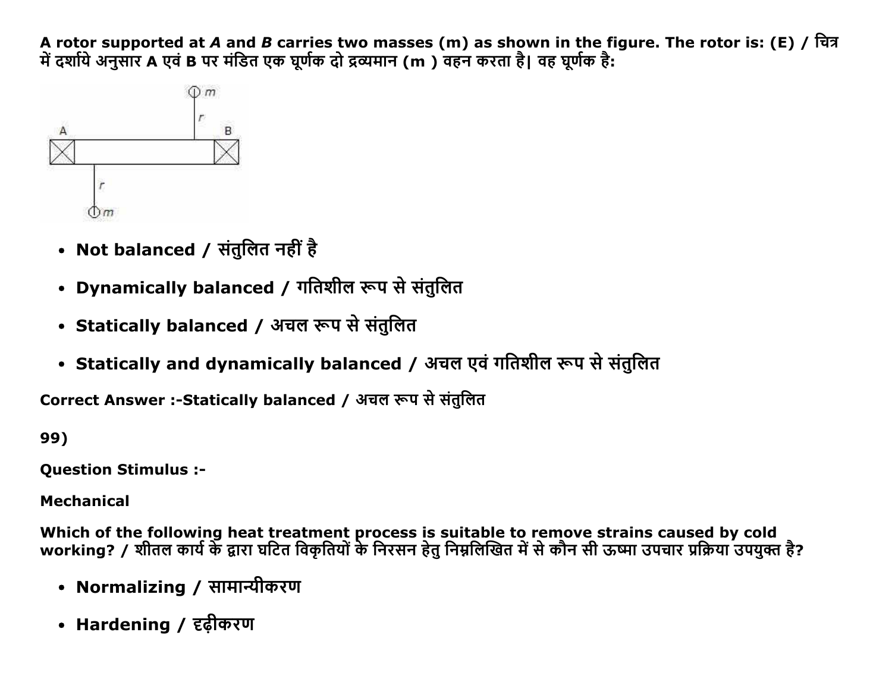**A rotor supported at *A* and *B* carries two masses (m) as shown in the figure. The rotor is: (E) / चित्र में दर्शाये अनुसार A एवं B पर मंडित एक घूर्णक दो द्रव्यमान (m ) वहन करता है| वह घूर्णक है:**

- **Not balanced / संतुलित नहीं है**
- **Dynamically balanced / गतिशील रूप से संतुलित**
- **Statically balanced / अचल रूप से संतुलित**
- **Statically and dynamically balanced / अचल एवं गतिशील रूप से संतुलित**

**Correct Answer :-Statically balanced / अचल रूप से संतुलित**

**99)**

**Question Stimulus :-**

**Mechanical**

**Which of the following heat treatment process is suitable to remove strains caused by cold working? / शीतल कार्य के द्वारा घटित विकृतियों के निरसन हेतु निम्नलिखित में से कौन सी ऊष्मा उपचार प्रक्रिया उपयुक्त है?**

- **Normalizing / सामान्यीकरण**
- **Hardening / दृढ़ीकरण**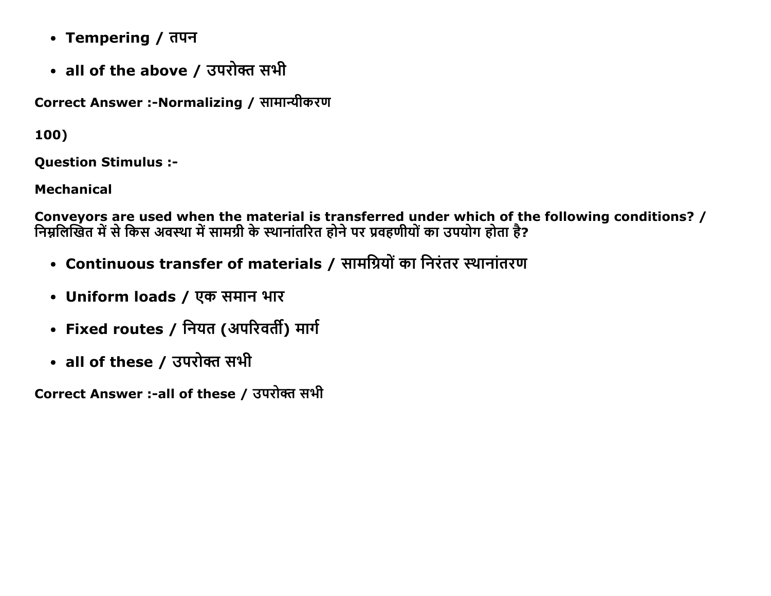- **Tempering / तपन**
- **all of the above / उपरोक्त सभी**

**Correct Answer :-Normalizing / सामान्यीकरण**

**100)**

**Question Stimulus :-**

**Mechanical**

**Conveyors are used when the material is transferred under which of the following conditions? / निम्नलिखित में से किस अवस्था में सामग्री के स्थानांतरित होने पर प्रवहणीयों का उपयोग होता है?**

- **Continuous transfer of materials / सामग्रियों का निरंतर स्थानांतरण**
- **Uniform loads / एक समान भार**
- **Fixed routes / नियत (अपरिवर्ती) मार्ग**
- **all of these / उपरोक्त सभी**

**Correct Answer :-all of these / उपरोक्त सभी**